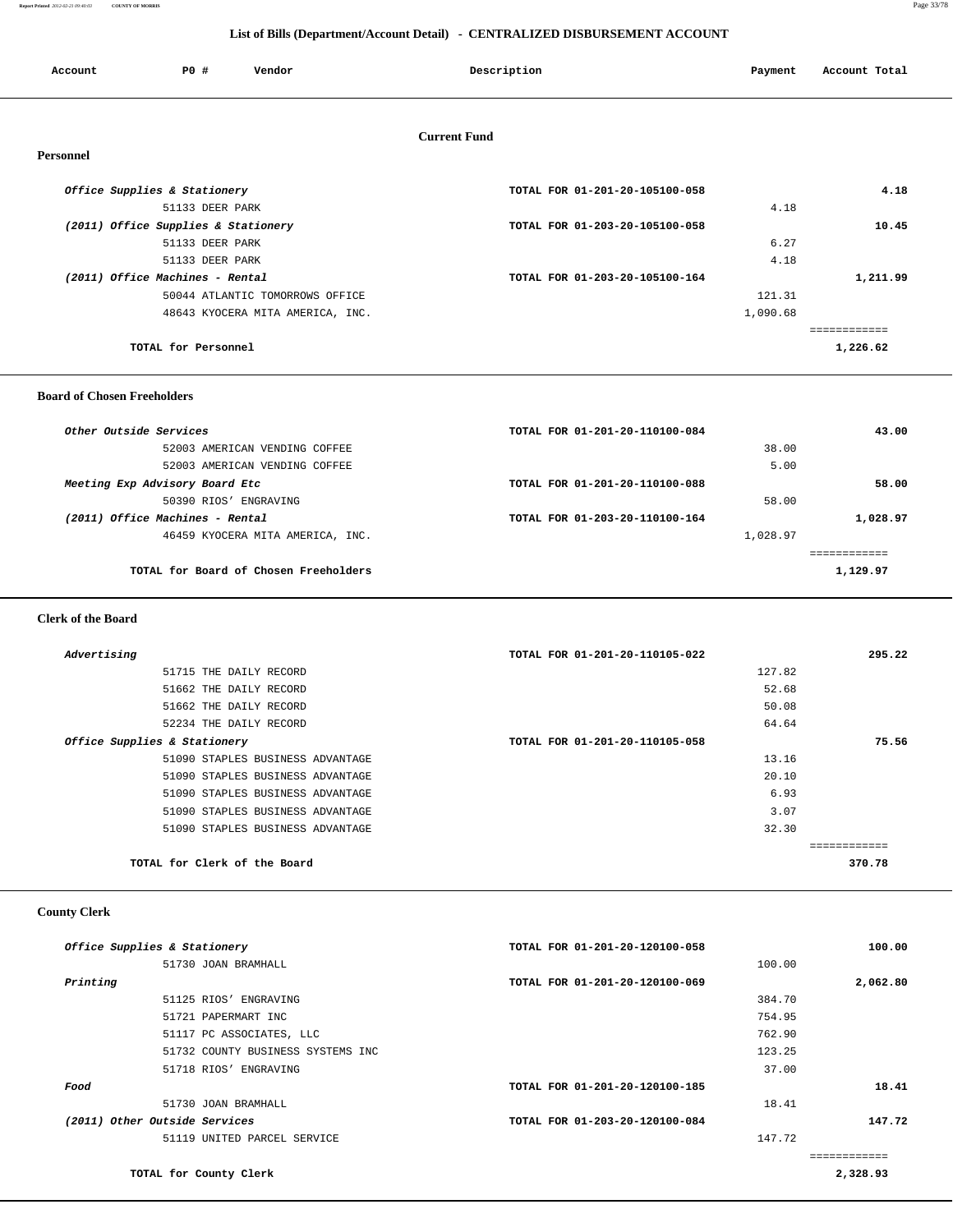## List of Bills (Department/Account Detail) - CENTRALIZED DISBURSEMENT ACCOUNT

| Account | PO # | Vendor | Description | Payment | Account Total |
|---|---|---|---|---|---|

### Current Fund

#### Personnel

| Account | PO # | Vendor | Description | Payment | Account Total |
|---|---|---|---|---|---|
| *Office Supplies & Stationery* | | | TOTAL FOR 01-201-20-105100-058 | | 4.18 |
| | 51133 | DEER PARK | | 4.18 | |
| *(2011) Office Supplies & Stationery* | | | TOTAL FOR 01-203-20-105100-058 | | 10.45 |
| | 51133 | DEER PARK | | 6.27 | |
| | 51133 | DEER PARK | | 4.18 | |
| *(2011) Office Machines - Rental* | | | TOTAL FOR 01-203-20-105100-164 | | 1,211.99 |
| | 50044 | ATLANTIC TOMORROWS OFFICE | | 121.31 | |
| | 48643 | KYOCERA MITA AMERICA, INC. | | 1,090.68 | |
| | | | | | ============ |
| | | **TOTAL for Personnel** | | | **1,226.62** |

#### Board of Chosen Freeholders

| Account | PO # | Vendor | Description | Payment | Account Total |
|---|---|---|---|---|---|
| *Other Outside Services* | | | TOTAL FOR 01-201-20-110100-084 | | 43.00 |
| | 52003 | AMERICAN VENDING COFFEE | | 38.00 | |
| | 52003 | AMERICAN VENDING COFFEE | | 5.00 | |
| *Meeting Exp Advisory Board Etc* | | | TOTAL FOR 01-201-20-110100-088 | | 58.00 |
| | 50390 | RIOS' ENGRAVING | | 58.00 | |
| *(2011) Office Machines - Rental* | | | TOTAL FOR 01-203-20-110100-164 | | 1,028.97 |
| | 46459 | KYOCERA MITA AMERICA, INC. | | 1,028.97 | |
| | | | | | ============ |
| | | **TOTAL for Board of Chosen Freeholders** | | | **1,129.97** |

#### Clerk of the Board

| Account | PO # | Vendor | Description | Payment | Account Total |
|---|---|---|---|---|---|
| *Advertising* | | | TOTAL FOR 01-201-20-110105-022 | | 295.22 |
| | 51715 | THE DAILY RECORD | | 127.82 | |
| | 51662 | THE DAILY RECORD | | 52.68 | |
| | 51662 | THE DAILY RECORD | | 50.08 | |
| | 52234 | THE DAILY RECORD | | 64.64 | |
| *Office Supplies & Stationery* | | | TOTAL FOR 01-201-20-110105-058 | | 75.56 |
| | 51090 | STAPLES BUSINESS ADVANTAGE | | 13.16 | |
| | 51090 | STAPLES BUSINESS ADVANTAGE | | 20.10 | |
| | 51090 | STAPLES BUSINESS ADVANTAGE | | 6.93 | |
| | 51090 | STAPLES BUSINESS ADVANTAGE | | 3.07 | |
| | 51090 | STAPLES BUSINESS ADVANTAGE | | 32.30 | |
| | | | | | ============ |
| | | **TOTAL for Clerk of the Board** | | | **370.78** |

#### County Clerk

| Account | PO # | Vendor | Description | Payment | Account Total |
|---|---|---|---|---|---|
| *Office Supplies & Stationery* | | | TOTAL FOR 01-201-20-120100-058 | | 100.00 |
| | 51730 | JOAN BRAMHALL | | 100.00 | |
| *Printing* | | | TOTAL FOR 01-201-20-120100-069 | | 2,062.80 |
| | 51125 | RIOS' ENGRAVING | | 384.70 | |
| | 51721 | PAPERMART INC | | 754.95 | |
| | 51117 | PC ASSOCIATES, LLC | | 762.90 | |
| | 51732 | COUNTY BUSINESS SYSTEMS INC | | 123.25 | |
| | 51718 | RIOS' ENGRAVING | | 37.00 | |
| *Food* | | | TOTAL FOR 01-201-20-120100-185 | | 18.41 |
| | 51730 | JOAN BRAMHALL | | 18.41 | |
| *(2011) Other Outside Services* | | | TOTAL FOR 01-203-20-120100-084 | | 147.72 |
| | 51119 | UNITED PARCEL SERVICE | | 147.72 | |
| | | | | | ============ |
| | | **TOTAL for County Clerk** | | | **2,328.93** |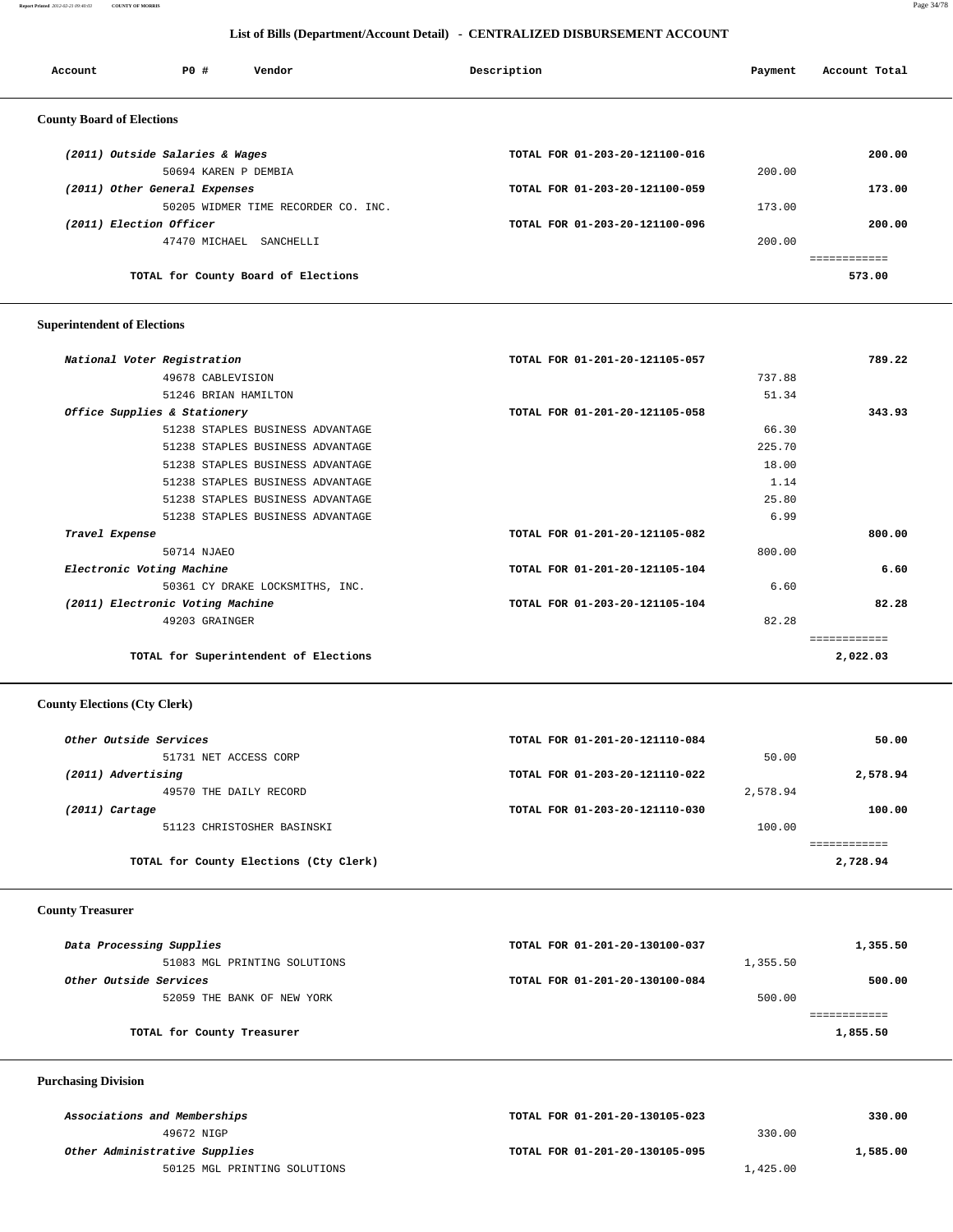## List of Bills (Department/Account Detail) - CENTRALIZED DISBURSEMENT ACCOUNT

| Account | PO # | Vendor | Description | Payment | Account Total |
|---|---|---|---|---|---|

### County Board of Elections

| Account | PO # | Vendor | Description | Payment | Account Total |
|---|---|---|---|---|---|
| *(2011) Outside Salaries & Wages* | | | TOTAL FOR 01-203-20-121100-016 | | 200.00 |
| | 50694 | KAREN P DEMBIA | | 200.00 | |
| *(2011) Other General Expenses* | | | TOTAL FOR 01-203-20-121100-059 | | 173.00 |
| | 50205 | WIDMER TIME RECORDER CO. INC. | | 173.00 | |
| *(2011) Election Officer* | | | TOTAL FOR 01-203-20-121100-096 | | 200.00 |
| | 47470 | MICHAEL SANCHELLI | | 200.00 | |
| **TOTAL for County Board of Elections** | | | | | **573.00** |

### Superintendent of Elections

| Account | PO # | Vendor | Description | Payment | Account Total |
|---|---|---|---|---|---|
| *National Voter Registration* | | | TOTAL FOR 01-201-20-121105-057 | | 789.22 |
| | 49678 | CABLEVISION | | 737.88 | |
| | 51246 | BRIAN HAMILTON | | 51.34 | |
| *Office Supplies & Stationery* | | | TOTAL FOR 01-201-20-121105-058 | | 343.93 |
| | 51238 | STAPLES BUSINESS ADVANTAGE | | 66.30 | |
| | 51238 | STAPLES BUSINESS ADVANTAGE | | 225.70 | |
| | 51238 | STAPLES BUSINESS ADVANTAGE | | 18.00 | |
| | 51238 | STAPLES BUSINESS ADVANTAGE | | 1.14 | |
| | 51238 | STAPLES BUSINESS ADVANTAGE | | 25.80 | |
| | 51238 | STAPLES BUSINESS ADVANTAGE | | 6.99 | |
| *Travel Expense* | | | TOTAL FOR 01-201-20-121105-082 | | 800.00 |
| | 50714 | NJAEO | | 800.00 | |
| *Electronic Voting Machine* | | | TOTAL FOR 01-201-20-121105-104 | | 6.60 |
| | 50361 | CY DRAKE LOCKSMITHS, INC. | | 6.60 | |
| *(2011) Electronic Voting Machine* | | | TOTAL FOR 01-203-20-121105-104 | | 82.28 |
| | 49203 | GRAINGER | | 82.28 | |
| **TOTAL for Superintendent of Elections** | | | | | **2,022.03** |

### County Elections (Cty Clerk)

| Account | PO # | Vendor | Description | Payment | Account Total |
|---|---|---|---|---|---|
| *Other Outside Services* | | | TOTAL FOR 01-201-20-121110-084 | | 50.00 |
| | 51731 | NET ACCESS CORP | | 50.00 | |
| *(2011) Advertising* | | | TOTAL FOR 01-203-20-121110-022 | | 2,578.94 |
| | 49570 | THE DAILY RECORD | | 2,578.94 | |
| *(2011) Cartage* | | | TOTAL FOR 01-203-20-121110-030 | | 100.00 |
| | 51123 | CHRISTOSHER BASINSKI | | 100.00 | |
| **TOTAL for County Elections (Cty Clerk)** | | | | | **2,728.94** |

### County Treasurer

| Account | PO # | Vendor | Description | Payment | Account Total |
|---|---|---|---|---|---|
| *Data Processing Supplies* | | | TOTAL FOR 01-201-20-130100-037 | | 1,355.50 |
| | 51083 | MGL PRINTING SOLUTIONS | | 1,355.50 | |
| *Other Outside Services* | | | TOTAL FOR 01-201-20-130100-084 | | 500.00 |
| | 52059 | THE BANK OF NEW YORK | | 500.00 | |
| **TOTAL for County Treasurer** | | | | | **1,855.50** |

### Purchasing Division

| Account | PO # | Vendor | Description | Payment | Account Total |
|---|---|---|---|---|---|
| *Associations and Memberships* | | | TOTAL FOR 01-201-20-130105-023 | | 330.00 |
| | 49672 | NIGP | | 330.00 | |
| *Other Administrative Supplies* | | | TOTAL FOR 01-201-20-130105-095 | | 1,585.00 |
| | 50125 | MGL PRINTING SOLUTIONS | | 1,425.00 | |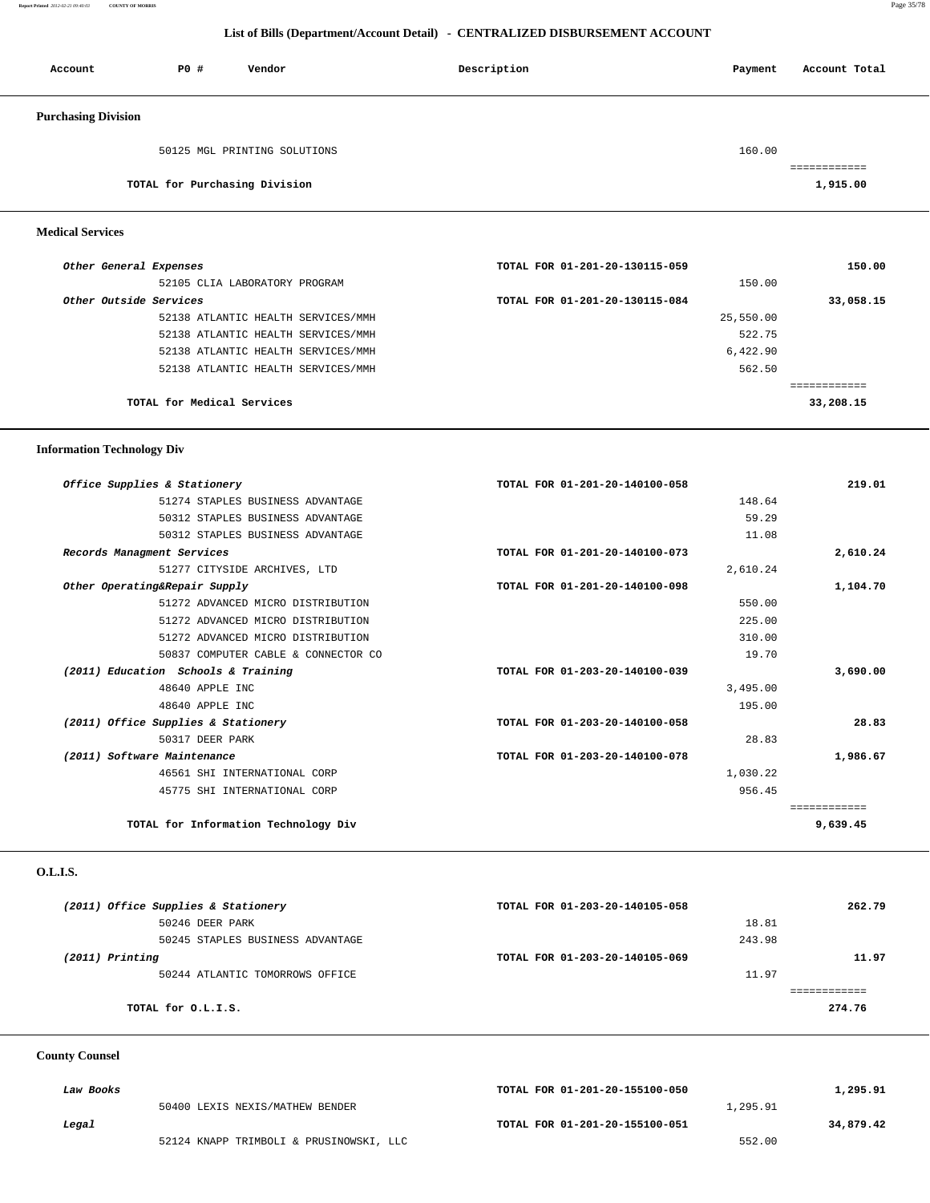## List of Bills (Department/Account Detail) - CENTRALIZED DISBURSEMENT ACCOUNT

| Account | PO # | Vendor | Description | Payment | Account Total |
|---|---|---|---|---|---|

### Purchasing Division

| Account | PO # | Vendor | Description | Payment | Account Total |
|---|---|---|---|---|---|
| | 50125 | MGL PRINTING SOLUTIONS | | 160.00 | |
| | | TOTAL for Purchasing Division | | | 1,915.00 |

### Medical Services

| Account | PO # | Vendor | Description | Payment | Account Total |
|---|---|---|---|---|---|
| *Other General Expenses* | | | TOTAL FOR 01-201-20-130115-059 | | 150.00 |
| | 52105 | CLIA LABORATORY PROGRAM | | 150.00 | |
| *Other Outside Services* | | | TOTAL FOR 01-201-20-130115-084 | | 33,058.15 |
| | 52138 | ATLANTIC HEALTH SERVICES/MMH | | 25,550.00 | |
| | 52138 | ATLANTIC HEALTH SERVICES/MMH | | 522.75 | |
| | 52138 | ATLANTIC HEALTH SERVICES/MMH | | 6,422.90 | |
| | 52138 | ATLANTIC HEALTH SERVICES/MMH | | 562.50 | |
| | | TOTAL for Medical Services | | | 33,208.15 |

### Information Technology Div

| Account | PO # | Vendor | Description | Payment | Account Total |
|---|---|---|---|---|---|
| *Office Supplies & Stationery* | | | TOTAL FOR 01-201-20-140100-058 | | 219.01 |
| | 51274 | STAPLES BUSINESS ADVANTAGE | | 148.64 | |
| | 50312 | STAPLES BUSINESS ADVANTAGE | | 59.29 | |
| | 50312 | STAPLES BUSINESS ADVANTAGE | | 11.08 | |
| *Records Managment Services* | | | TOTAL FOR 01-201-20-140100-073 | | 2,610.24 |
| | 51277 | CITYSIDE ARCHIVES, LTD | | 2,610.24 | |
| *Other Operating&Repair Supply* | | | TOTAL FOR 01-201-20-140100-098 | | 1,104.70 |
| | 51272 | ADVANCED MICRO DISTRIBUTION | | 550.00 | |
| | 51272 | ADVANCED MICRO DISTRIBUTION | | 225.00 | |
| | 51272 | ADVANCED MICRO DISTRIBUTION | | 310.00 | |
| | 50837 | COMPUTER CABLE & CONNECTOR CO | | 19.70 | |
| *(2011) Education Schools & Training* | | | TOTAL FOR 01-203-20-140100-039 | | 3,690.00 |
| | 48640 | APPLE INC | | 3,495.00 | |
| | 48640 | APPLE INC | | 195.00 | |
| *(2011) Office Supplies & Stationery* | | | TOTAL FOR 01-203-20-140100-058 | | 28.83 |
| | 50317 | DEER PARK | | 28.83 | |
| *(2011) Software Maintenance* | | | TOTAL FOR 01-203-20-140100-078 | | 1,986.67 |
| | 46561 | SHI INTERNATIONAL CORP | | 1,030.22 | |
| | 45775 | SHI INTERNATIONAL CORP | | 956.45 | |
| | | TOTAL for Information Technology Div | | | 9,639.45 |

### O.L.I.S.

| Account | PO # | Vendor | Description | Payment | Account Total |
|---|---|---|---|---|---|
| *(2011) Office Supplies & Stationery* | | | TOTAL FOR 01-203-20-140105-058 | | 262.79 |
| | 50246 | DEER PARK | | 18.81 | |
| | 50245 | STAPLES BUSINESS ADVANTAGE | | 243.98 | |
| *(2011) Printing* | | | TOTAL FOR 01-203-20-140105-069 | | 11.97 |
| | 50244 | ATLANTIC TOMORROWS OFFICE | | 11.97 | |
| | | TOTAL for O.L.I.S. | | | 274.76 |

### County Counsel

| Account | PO # | Vendor | Description | Payment | Account Total |
|---|---|---|---|---|---|
| *Law Books* | | | TOTAL FOR 01-201-20-155100-050 | | 1,295.91 |
| | 50400 | LEXIS NEXIS/MATHEW BENDER | | 1,295.91 | |
| *Legal* | | | TOTAL FOR 01-201-20-155100-051 | | 34,879.42 |
| | 52124 | KNAPP TRIMBOLI & PRUSINOWSKI, LLC | | 552.00 | |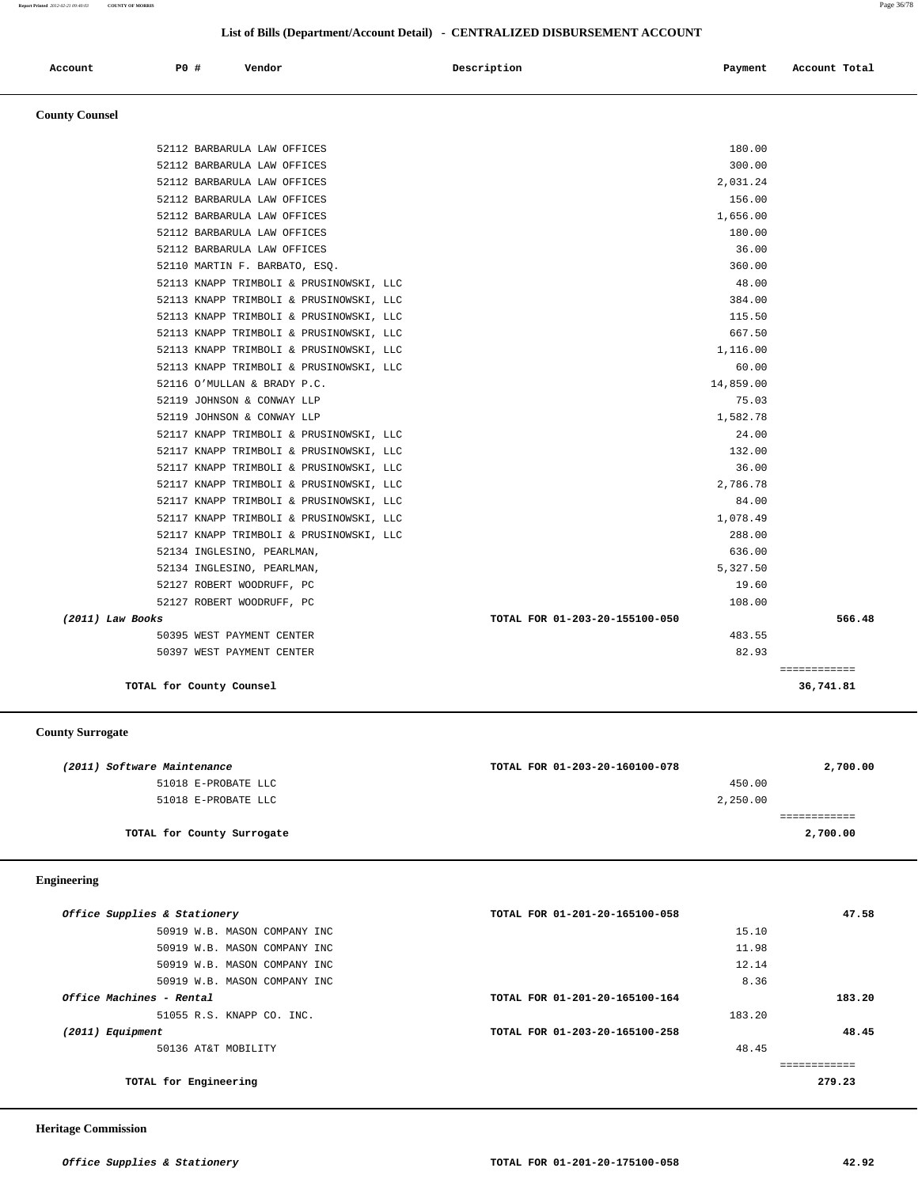## List of Bills (Department/Account Detail) - CENTRALIZED DISBURSEMENT ACCOUNT

| Account | PO # | Vendor | Description | Payment | Account Total |
|---|---|---|---|---|---|

### County Counsel

| Account | PO # | Vendor | Description | Payment | Account Total |
|---|---|---|---|---|---|
| | 52112 | BARBARULA LAW OFFICES | | 180.00 | |
| | 52112 | BARBARULA LAW OFFICES | | 300.00 | |
| | 52112 | BARBARULA LAW OFFICES | | 2,031.24 | |
| | 52112 | BARBARULA LAW OFFICES | | 156.00 | |
| | 52112 | BARBARULA LAW OFFICES | | 1,656.00 | |
| | 52112 | BARBARULA LAW OFFICES | | 180.00 | |
| | 52112 | BARBARULA LAW OFFICES | | 36.00 | |
| | 52110 | MARTIN F. BARBATO, ESQ. | | 360.00 | |
| | 52113 | KNAPP TRIMBOLI & PRUSINOWSKI, LLC | | 48.00 | |
| | 52113 | KNAPP TRIMBOLI & PRUSINOWSKI, LLC | | 384.00 | |
| | 52113 | KNAPP TRIMBOLI & PRUSINOWSKI, LLC | | 115.50 | |
| | 52113 | KNAPP TRIMBOLI & PRUSINOWSKI, LLC | | 667.50 | |
| | 52113 | KNAPP TRIMBOLI & PRUSINOWSKI, LLC | | 1,116.00 | |
| | 52113 | KNAPP TRIMBOLI & PRUSINOWSKI, LLC | | 60.00 | |
| | 52116 | O'MULLAN & BRADY P.C. | | 14,859.00 | |
| | 52119 | JOHNSON & CONWAY LLP | | 75.03 | |
| | 52119 | JOHNSON & CONWAY LLP | | 1,582.78 | |
| | 52117 | KNAPP TRIMBOLI & PRUSINOWSKI, LLC | | 24.00 | |
| | 52117 | KNAPP TRIMBOLI & PRUSINOWSKI, LLC | | 132.00 | |
| | 52117 | KNAPP TRIMBOLI & PRUSINOWSKI, LLC | | 36.00 | |
| | 52117 | KNAPP TRIMBOLI & PRUSINOWSKI, LLC | | 2,786.78 | |
| | 52117 | KNAPP TRIMBOLI & PRUSINOWSKI, LLC | | 84.00 | |
| | 52117 | KNAPP TRIMBOLI & PRUSINOWSKI, LLC | | 1,078.49 | |
| | 52117 | KNAPP TRIMBOLI & PRUSINOWSKI, LLC | | 288.00 | |
| | 52134 | INGLESINO, PEARLMAN, | | 636.00 | |
| | 52134 | INGLESINO, PEARLMAN, | | 5,327.50 | |
| | 52127 | ROBERT WOODRUFF, PC | | 19.60 | |
| | 52127 | ROBERT WOODRUFF, PC | | 108.00 | |
| *(2011) Law Books* | | | TOTAL FOR 01-203-20-155100-050 | | 566.48 |
| | 50395 | WEST PAYMENT CENTER | | 483.55 | |
| | 50397 | WEST PAYMENT CENTER | | 82.93 | |
| | | **TOTAL for County Counsel** | | | **36,741.81** |

### County Surrogate

| Account | PO # | Vendor | Description | Payment | Account Total |
|---|---|---|---|---|---|
| *(2011) Software Maintenance* | | | TOTAL FOR 01-203-20-160100-078 | | 2,700.00 |
| | 51018 | E-PROBATE LLC | | 450.00 | |
| | 51018 | E-PROBATE LLC | | 2,250.00 | |
| | | **TOTAL for County Surrogate** | | | **2,700.00** |

### Engineering

| Account | PO # | Vendor | Description | Payment | Account Total |
|---|---|---|---|---|---|
| *Office Supplies & Stationery* | | | TOTAL FOR 01-201-20-165100-058 | | 47.58 |
| | 50919 | W.B. MASON COMPANY INC | | 15.10 | |
| | 50919 | W.B. MASON COMPANY INC | | 11.98 | |
| | 50919 | W.B. MASON COMPANY INC | | 12.14 | |
| | 50919 | W.B. MASON COMPANY INC | | 8.36 | |
| *Office Machines - Rental* | | | TOTAL FOR 01-201-20-165100-164 | | 183.20 |
| | 51055 | R.S. KNAPP CO. INC. | | 183.20 | |
| *(2011) Equipment* | | | TOTAL FOR 01-203-20-165100-258 | | 48.45 |
| | 50136 | AT&T MOBILITY | | 48.45 | |
| | | **TOTAL for Engineering** | | | **279.23** |

### Heritage Commission

| Account | PO # | Vendor | Description | Payment | Account Total |
|---|---|---|---|---|---|
| *Office Supplies & Stationery* | | | TOTAL FOR 01-201-20-175100-058 | | 42.92 |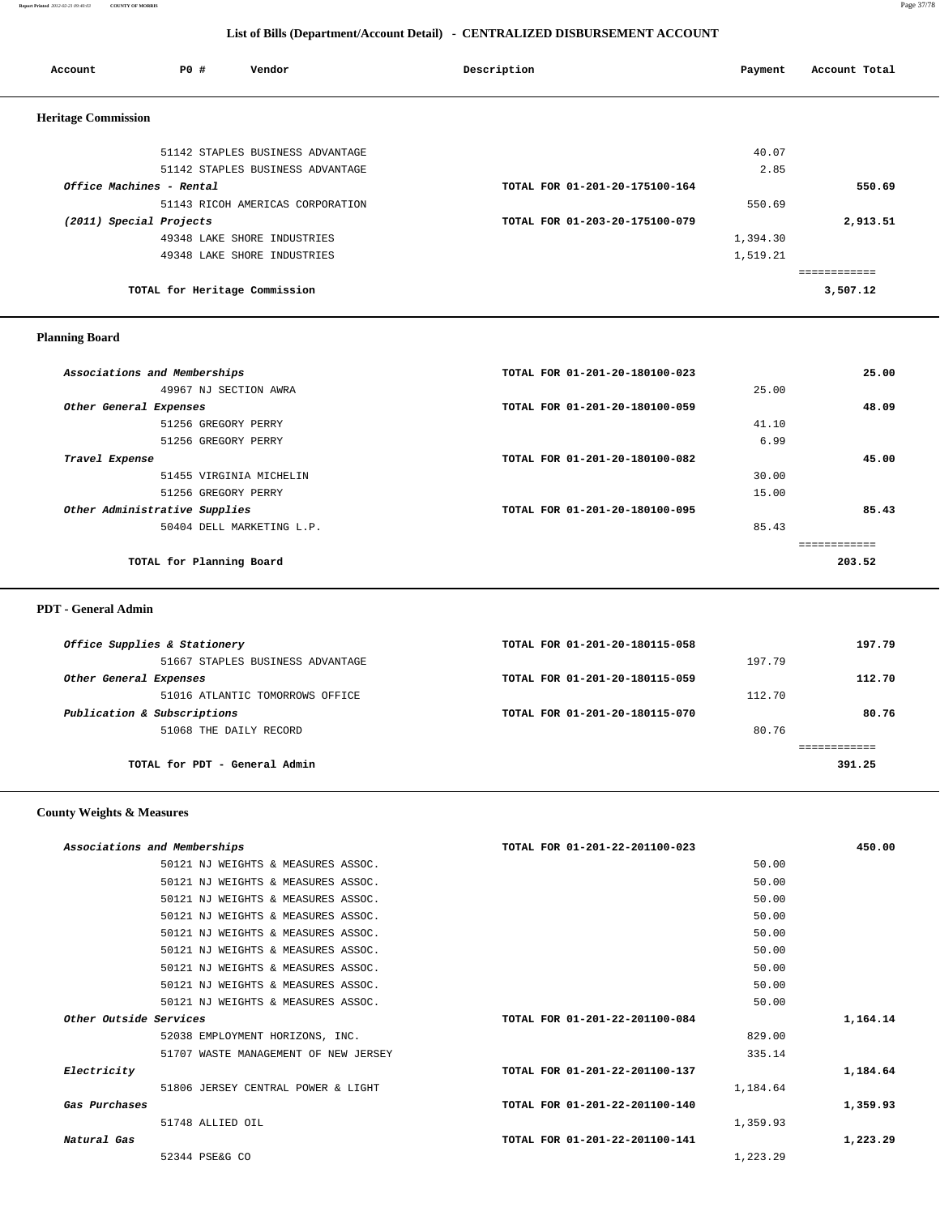## List of Bills (Department/Account Detail) - CENTRALIZED DISBURSEMENT ACCOUNT

| Account | PO # | Vendor | Description | Payment | Account Total |
|---|---|---|---|---|---|

### Heritage Commission

| Account | PO # | Vendor | Description | Payment | Account Total |
|---|---|---|---|---|---|
| | 51142 | STAPLES BUSINESS ADVANTAGE | | 40.07 | |
| | 51142 | STAPLES BUSINESS ADVANTAGE | | 2.85 | |
| *Office Machines - Rental* | | | TOTAL FOR 01-201-20-175100-164 | | **550.69** |
| | 51143 | RICOH AMERICAS CORPORATION | | 550.69 | |
| *(2011) Special Projects* | | | TOTAL FOR 01-203-20-175100-079 | | **2,913.51** |
| | 49348 | LAKE SHORE INDUSTRIES | | 1,394.30 | |
| | 49348 | LAKE SHORE INDUSTRIES | | 1,519.21 | |
| | | **TOTAL for Heritage Commission** | | | **3,507.12** |

### Planning Board

| Account | PO # | Vendor | Description | Payment | Account Total |
|---|---|---|---|---|---|
| *Associations and Memberships* | | | TOTAL FOR 01-201-20-180100-023 | | **25.00** |
| | 49967 | NJ SECTION AWRA | | 25.00 | |
| *Other General Expenses* | | | TOTAL FOR 01-201-20-180100-059 | | **48.09** |
| | 51256 | GREGORY PERRY | | 41.10 | |
| | 51256 | GREGORY PERRY | | 6.99 | |
| *Travel Expense* | | | TOTAL FOR 01-201-20-180100-082 | | **45.00** |
| | 51455 | VIRGINIA MICHELIN | | 30.00 | |
| | 51256 | GREGORY PERRY | | 15.00 | |
| *Other Administrative Supplies* | | | TOTAL FOR 01-201-20-180100-095 | | **85.43** |
| | 50404 | DELL MARKETING L.P. | | 85.43 | |
| | | **TOTAL for Planning Board** | | | **203.52** |

### PDT - General Admin

| Account | PO # | Vendor | Description | Payment | Account Total |
|---|---|---|---|---|---|
| *Office Supplies & Stationery* | | | TOTAL FOR 01-201-20-180115-058 | | **197.79** |
| | 51667 | STAPLES BUSINESS ADVANTAGE | | 197.79 | |
| *Other General Expenses* | | | TOTAL FOR 01-201-20-180115-059 | | **112.70** |
| | 51016 | ATLANTIC TOMORROWS OFFICE | | 112.70 | |
| *Publication & Subscriptions* | | | TOTAL FOR 01-201-20-180115-070 | | **80.76** |
| | 51068 | THE DAILY RECORD | | 80.76 | |
| | | **TOTAL for PDT - General Admin** | | | **391.25** |

### County Weights & Measures

| Account | PO # | Vendor | Description | Payment | Account Total |
|---|---|---|---|---|---|
| *Associations and Memberships* | | | TOTAL FOR 01-201-22-201100-023 | | **450.00** |
| | 50121 | NJ WEIGHTS & MEASURES ASSOC. | | 50.00 | |
| | 50121 | NJ WEIGHTS & MEASURES ASSOC. | | 50.00 | |
| | 50121 | NJ WEIGHTS & MEASURES ASSOC. | | 50.00 | |
| | 50121 | NJ WEIGHTS & MEASURES ASSOC. | | 50.00 | |
| | 50121 | NJ WEIGHTS & MEASURES ASSOC. | | 50.00 | |
| | 50121 | NJ WEIGHTS & MEASURES ASSOC. | | 50.00 | |
| | 50121 | NJ WEIGHTS & MEASURES ASSOC. | | 50.00 | |
| | 50121 | NJ WEIGHTS & MEASURES ASSOC. | | 50.00 | |
| | 50121 | NJ WEIGHTS & MEASURES ASSOC. | | 50.00 | |
| *Other Outside Services* | | | TOTAL FOR 01-201-22-201100-084 | | **1,164.14** |
| | 52038 | EMPLOYMENT HORIZONS, INC. | | 829.00 | |
| | 51707 | WASTE MANAGEMENT OF NEW JERSEY | | 335.14 | |
| *Electricity* | | | TOTAL FOR 01-201-22-201100-137 | | **1,184.64** |
| | 51806 | JERSEY CENTRAL POWER & LIGHT | | 1,184.64 | |
| *Gas Purchases* | | | TOTAL FOR 01-201-22-201100-140 | | **1,359.93** |
| | 51748 | ALLIED OIL | | 1,359.93 | |
| *Natural Gas* | | | TOTAL FOR 01-201-22-201100-141 | | **1,223.29** |
| | 52344 | PSE&G CO | | 1,223.29 | |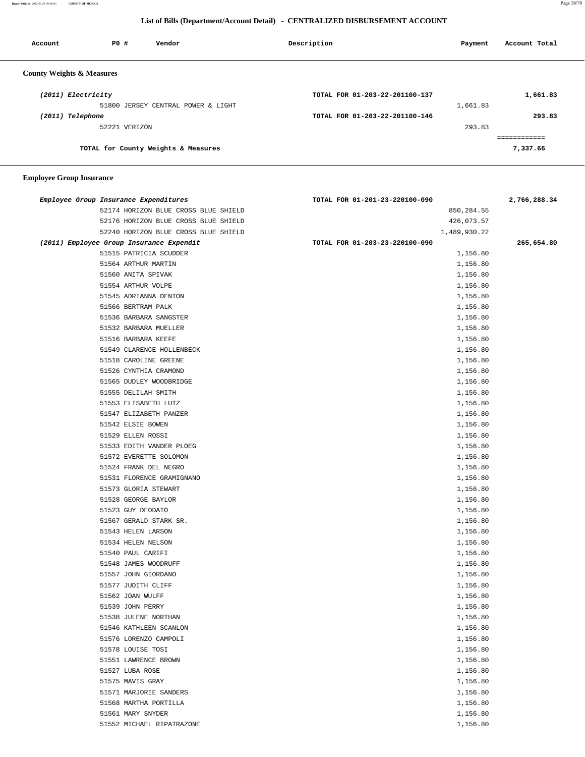## List of Bills (Department/Account Detail) - CENTRALIZED DISBURSEMENT ACCOUNT

| Account | PO # | Vendor | Description | Payment | Account Total |
|---|---|---|---|---|---|

### County Weights & Measures

| Account | PO # | Vendor | Description | Payment | Account Total |
|---|---|---|---|---|---|
| *(2011) Electricity* | | | TOTAL FOR 01-203-22-201100-137 | | 1,661.83 |
| | 51800 | JERSEY CENTRAL POWER & LIGHT | | 1,661.83 | |
| *(2011) Telephone* | | | TOTAL FOR 01-203-22-201100-146 | | 293.83 |
| | 52221 | VERIZON | | 293.83 | |
| | | **TOTAL for County Weights & Measures** | | | ============ 7,337.66 |

### Employee Group Insurance

| Account | PO # | Vendor | Description | Payment | Account Total |
|---|---|---|---|---|---|
| *Employee Group Insurance Expenditures* | | | TOTAL FOR 01-201-23-220100-090 | | 2,766,288.34 |
| | 52174 | HORIZON BLUE CROSS BLUE SHIELD | | 850,284.55 | |
| | 52176 | HORIZON BLUE CROSS BLUE SHIELD | | 426,073.57 | |
| | 52240 | HORIZON BLUE CROSS BLUE SHIELD | | 1,489,930.22 | |
| *(2011) Employee Group Insurance Expendit* | | | TOTAL FOR 01-203-23-220100-090 | | 265,654.80 |
| | 51515 | PATRICIA SCUDDER | | 1,156.80 | |
| | 51564 | ARTHUR MARTIN | | 1,156.80 | |
| | 51560 | ANITA SPIVAK | | 1,156.80 | |
| | 51554 | ARTHUR VOLPE | | 1,156.80 | |
| | 51545 | ADRIANNA DENTON | | 1,156.80 | |
| | 51566 | BERTRAM PALK | | 1,156.80 | |
| | 51536 | BARBARA SANGSTER | | 1,156.80 | |
| | 51532 | BARBARA MUELLER | | 1,156.80 | |
| | 51516 | BARBARA KEEFE | | 1,156.80 | |
| | 51549 | CLARENCE HOLLENBECK | | 1,156.80 | |
| | 51518 | CAROLINE GREENE | | 1,156.80 | |
| | 51526 | CYNTHIA CRAMOND | | 1,156.80 | |
| | 51565 | DUDLEY WOODBRIDGE | | 1,156.80 | |
| | 51555 | DELILAH SMITH | | 1,156.80 | |
| | 51553 | ELISABETH LUTZ | | 1,156.80 | |
| | 51547 | ELIZABETH PANZER | | 1,156.80 | |
| | 51542 | ELSIE BOWEN | | 1,156.80 | |
| | 51529 | ELLEN ROSSI | | 1,156.80 | |
| | 51533 | EDITH VANDER PLOEG | | 1,156.80 | |
| | 51572 | EVERETTE SOLOMON | | 1,156.80 | |
| | 51524 | FRANK DEL NEGRO | | 1,156.80 | |
| | 51531 | FLORENCE GRAMIGNANO | | 1,156.80 | |
| | 51573 | GLORIA STEWART | | 1,156.80 | |
| | 51528 | GEORGE BAYLOR | | 1,156.80 | |
| | 51523 | GUY DEODATO | | 1,156.80 | |
| | 51567 | GERALD STARK SR. | | 1,156.80 | |
| | 51543 | HELEN LARSON | | 1,156.80 | |
| | 51534 | HELEN NELSON | | 1,156.80 | |
| | 51540 | PAUL CARIFI | | 1,156.80 | |
| | 51548 | JAMES WOODRUFF | | 1,156.80 | |
| | 51557 | JOHN GIORDANO | | 1,156.80 | |
| | 51577 | JUDITH CLIFF | | 1,156.80 | |
| | 51562 | JOAN WULFF | | 1,156.80 | |
| | 51539 | JOHN PERRY | | 1,156.80 | |
| | 51538 | JULENE NORTHAN | | 1,156.80 | |
| | 51546 | KATHLEEN SCANLON | | 1,156.80 | |
| | 51576 | LORENZO CAMPOLI | | 1,156.80 | |
| | 51578 | LOUISE TOSI | | 1,156.80 | |
| | 51551 | LAWRENCE BROWN | | 1,156.80 | |
| | 51527 | LUBA ROSE | | 1,156.80 | |
| | 51575 | MAVIS GRAY | | 1,156.80 | |
| | 51571 | MARJORIE SANDERS | | 1,156.80 | |
| | 51568 | MARTHA PORTILLA | | 1,156.80 | |
| | 51561 | MARY SNYDER | | 1,156.80 | |
| | 51552 | MICHAEL RIPATRAZONE | | 1,156.80 | |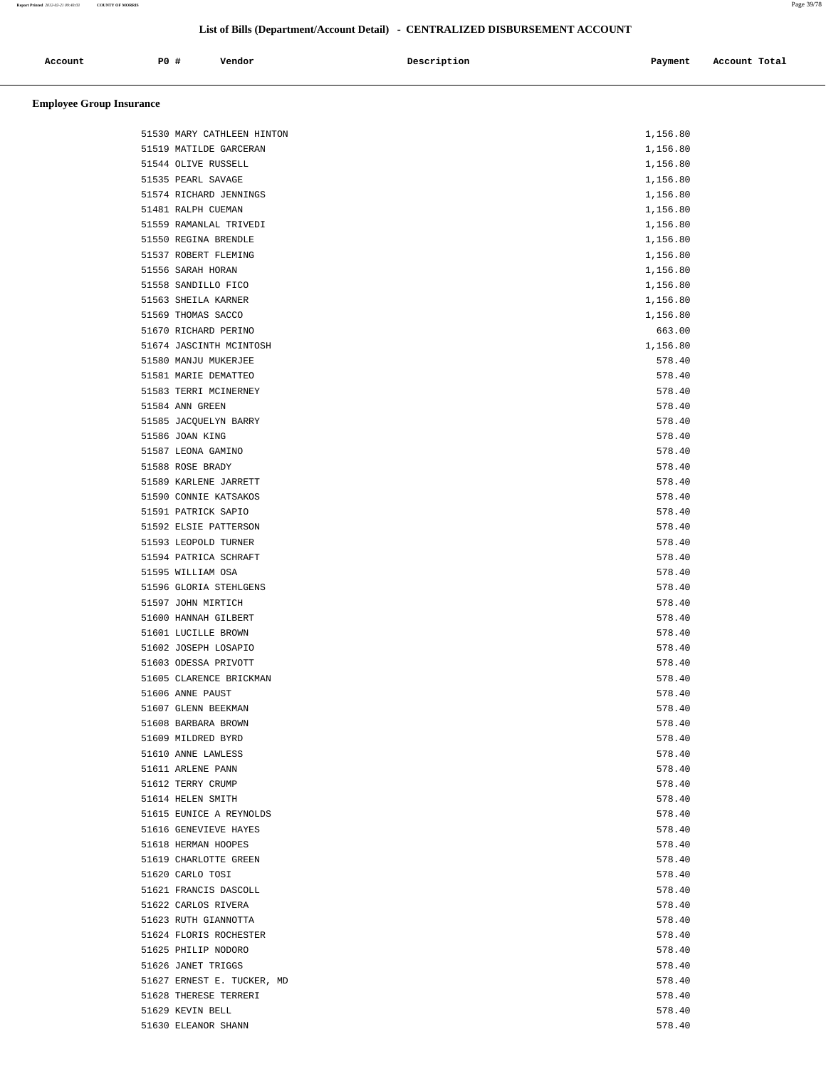## List of Bills (Department/Account Detail) - CENTRALIZED DISBURSEMENT ACCOUNT

| Account | PO # | Vendor | Description | Payment | Account Total |
|---|---|---|---|---|---|

### Employee Group Insurance

| Account | PO # | Vendor | Description | Payment | Account Total |
|---|---|---|---|---|---|
| | 51530 | MARY CATHLEEN HINTON | | 1,156.80 | |
| | 51519 | MATILDE GARCERAN | | 1,156.80 | |
| | 51544 | OLIVE RUSSELL | | 1,156.80 | |
| | 51535 | PEARL SAVAGE | | 1,156.80 | |
| | 51574 | RICHARD JENNINGS | | 1,156.80 | |
| | 51481 | RALPH CUEMAN | | 1,156.80 | |
| | 51559 | RAMANLAL TRIVEDI | | 1,156.80 | |
| | 51550 | REGINA BRENDLE | | 1,156.80 | |
| | 51537 | ROBERT FLEMING | | 1,156.80 | |
| | 51556 | SARAH HORAN | | 1,156.80 | |
| | 51558 | SANDILLO FICO | | 1,156.80 | |
| | 51563 | SHEILA KARNER | | 1,156.80 | |
| | 51569 | THOMAS SACCO | | 1,156.80 | |
| | 51670 | RICHARD PERINO | | 663.00 | |
| | 51674 | JASCINTH MCINTOSH | | 1,156.80 | |
| | 51580 | MANJU MUKERJEE | | 578.40 | |
| | 51581 | MARIE DEMATTEO | | 578.40 | |
| | 51583 | TERRI MCINERNEY | | 578.40 | |
| | 51584 | ANN GREEN | | 578.40 | |
| | 51585 | JACQUELYN BARRY | | 578.40 | |
| | 51586 | JOAN KING | | 578.40 | |
| | 51587 | LEONA GAMINO | | 578.40 | |
| | 51588 | ROSE BRADY | | 578.40 | |
| | 51589 | KARLENE JARRETT | | 578.40 | |
| | 51590 | CONNIE KATSAKOS | | 578.40 | |
| | 51591 | PATRICK SAPIO | | 578.40 | |
| | 51592 | ELSIE PATTERSON | | 578.40 | |
| | 51593 | LEOPOLD TURNER | | 578.40 | |
| | 51594 | PATRICA SCHRAFT | | 578.40 | |
| | 51595 | WILLIAM OSA | | 578.40 | |
| | 51596 | GLORIA STEHLGENS | | 578.40 | |
| | 51597 | JOHN MIRTICH | | 578.40 | |
| | 51600 | HANNAH GILBERT | | 578.40 | |
| | 51601 | LUCILLE BROWN | | 578.40 | |
| | 51602 | JOSEPH LOSAPIO | | 578.40 | |
| | 51603 | ODESSA PRIVOTT | | 578.40 | |
| | 51605 | CLARENCE BRICKMAN | | 578.40 | |
| | 51606 | ANNE PAUST | | 578.40 | |
| | 51607 | GLENN BEEKMAN | | 578.40 | |
| | 51608 | BARBARA BROWN | | 578.40 | |
| | 51609 | MILDRED BYRD | | 578.40 | |
| | 51610 | ANNE LAWLESS | | 578.40 | |
| | 51611 | ARLENE PANN | | 578.40 | |
| | 51612 | TERRY CRUMP | | 578.40 | |
| | 51614 | HELEN SMITH | | 578.40 | |
| | 51615 | EUNICE A REYNOLDS | | 578.40 | |
| | 51616 | GENEVIEVE HAYES | | 578.40 | |
| | 51618 | HERMAN HOOPES | | 578.40 | |
| | 51619 | CHARLOTTE GREEN | | 578.40 | |
| | 51620 | CARLO TOSI | | 578.40 | |
| | 51621 | FRANCIS DASCOLL | | 578.40 | |
| | 51622 | CARLOS RIVERA | | 578.40 | |
| | 51623 | RUTH GIANNOTTA | | 578.40 | |
| | 51624 | FLORIS ROCHESTER | | 578.40 | |
| | 51625 | PHILIP NODORO | | 578.40 | |
| | 51626 | JANET TRIGGS | | 578.40 | |
| | 51627 | ERNEST E. TUCKER, MD | | 578.40 | |
| | 51628 | THERESE TERRERI | | 578.40 | |
| | 51629 | KEVIN BELL | | 578.40 | |
| | 51630 | ELEANOR SHANN | | 578.40 | |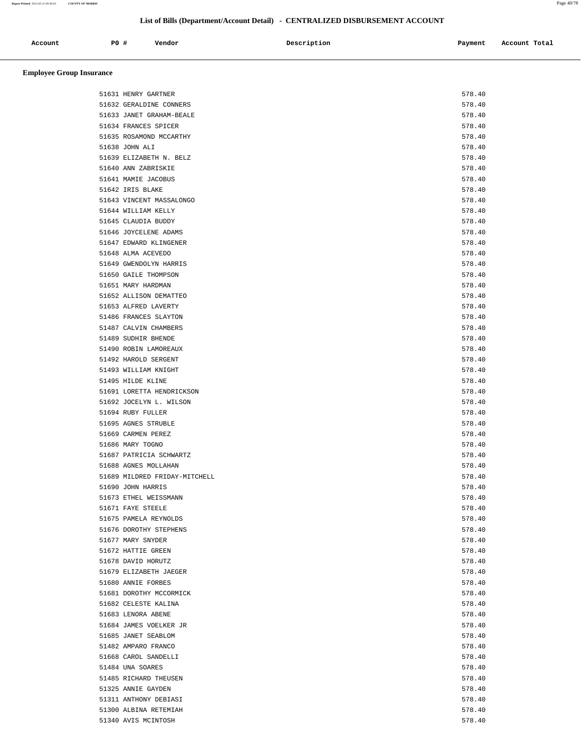## List of Bills (Department/Account Detail) - CENTRALIZED DISBURSEMENT ACCOUNT

| Account | PO # | Vendor | Description | Payment | Account Total |
|---|---|---|---|---|---|

### Employee Group Insurance

| Account | PO # | Vendor | Description | Payment | Account Total |
|---|---|---|---|---|---|
| | 51631 | HENRY GARTNER | | 578.40 | |
| | 51632 | GERALDINE CONNERS | | 578.40 | |
| | 51633 | JANET GRAHAM-BEALE | | 578.40 | |
| | 51634 | FRANCES SPICER | | 578.40 | |
| | 51635 | ROSAMOND MCCARTHY | | 578.40 | |
| | 51638 | JOHN ALI | | 578.40 | |
| | 51639 | ELIZABETH N. BELZ | | 578.40 | |
| | 51640 | ANN ZABRISKIE | | 578.40 | |
| | 51641 | MAMIE JACOBUS | | 578.40 | |
| | 51642 | IRIS BLAKE | | 578.40 | |
| | 51643 | VINCENT MASSALONGO | | 578.40 | |
| | 51644 | WILLIAM KELLY | | 578.40 | |
| | 51645 | CLAUDIA BUDDY | | 578.40 | |
| | 51646 | JOYCELENE ADAMS | | 578.40 | |
| | 51647 | EDWARD KLINGENER | | 578.40 | |
| | 51648 | ALMA ACEVEDO | | 578.40 | |
| | 51649 | GWENDOLYN HARRIS | | 578.40 | |
| | 51650 | GAILE THOMPSON | | 578.40 | |
| | 51651 | MARY HARDMAN | | 578.40 | |
| | 51652 | ALLISON DEMATTEO | | 578.40 | |
| | 51653 | ALFRED LAVERTY | | 578.40 | |
| | 51486 | FRANCES SLAYTON | | 578.40 | |
| | 51487 | CALVIN CHAMBERS | | 578.40 | |
| | 51489 | SUDHIR BHENDE | | 578.40 | |
| | 51490 | ROBIN LAMOREAUX | | 578.40 | |
| | 51492 | HAROLD SERGENT | | 578.40 | |
| | 51493 | WILLIAM KNIGHT | | 578.40 | |
| | 51495 | HILDE KLINE | | 578.40 | |
| | 51691 | LORETTA HENDRICKSON | | 578.40 | |
| | 51692 | JOCELYN L. WILSON | | 578.40 | |
| | 51694 | RUBY FULLER | | 578.40 | |
| | 51695 | AGNES STRUBLE | | 578.40 | |
| | 51669 | CARMEN PEREZ | | 578.40 | |
| | 51686 | MARY TOGNO | | 578.40 | |
| | 51687 | PATRICIA SCHWARTZ | | 578.40 | |
| | 51688 | AGNES MOLLAHAN | | 578.40 | |
| | 51689 | MILDRED FRIDAY-MITCHELL | | 578.40 | |
| | 51690 | JOHN HARRIS | | 578.40 | |
| | 51673 | ETHEL WEISSMANN | | 578.40 | |
| | 51671 | FAYE STEELE | | 578.40 | |
| | 51675 | PAMELA REYNOLDS | | 578.40 | |
| | 51676 | DOROTHY STEPHENS | | 578.40 | |
| | 51677 | MARY SNYDER | | 578.40 | |
| | 51672 | HATTIE GREEN | | 578.40 | |
| | 51678 | DAVID HORUTZ | | 578.40 | |
| | 51679 | ELIZABETH JAEGER | | 578.40 | |
| | 51680 | ANNIE FORBES | | 578.40 | |
| | 51681 | DOROTHY MCCORMICK | | 578.40 | |
| | 51682 | CELESTE KALINA | | 578.40 | |
| | 51683 | LENORA ABENE | | 578.40 | |
| | 51684 | JAMES VOELKER JR | | 578.40 | |
| | 51685 | JANET SEABLOM | | 578.40 | |
| | 51482 | AMPARO FRANCO | | 578.40 | |
| | 51668 | CAROL SANDELLI | | 578.40 | |
| | 51484 | UNA SOARES | | 578.40 | |
| | 51485 | RICHARD THEUSEN | | 578.40 | |
| | 51325 | ANNIE GAYDEN | | 578.40 | |
| | 51311 | ANTHONY DEBIASI | | 578.40 | |
| | 51300 | ALBINA RETEMIAH | | 578.40 | |
| | 51340 | AVIS MCINTOSH | | 578.40 | |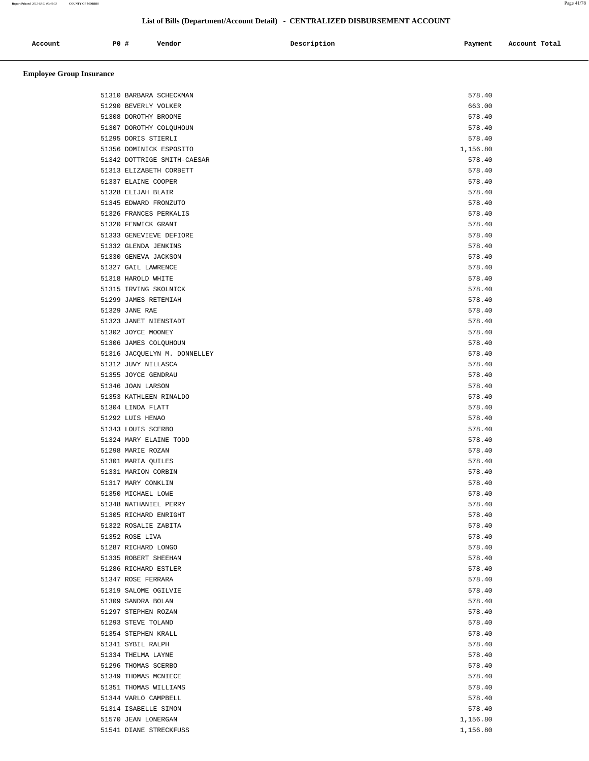## List of Bills (Department/Account Detail) - CENTRALIZED DISBURSEMENT ACCOUNT

| Account | PO # | Vendor | Description | Payment | Account Total |
|---|---|---|---|---|---|

### Employee Group Insurance

| Account | PO # | Vendor | Description | Payment | Account Total |
|---|---|---|---|---|---|
| | 51310 | BARBARA SCHECKMAN | | 578.40 | |
| | 51290 | BEVERLY VOLKER | | 663.00 | |
| | 51308 | DOROTHY BROOME | | 578.40 | |
| | 51307 | DOROTHY COLQUHOUN | | 578.40 | |
| | 51295 | DORIS STIERLI | | 578.40 | |
| | 51356 | DOMINICK ESPOSITO | | 1,156.80 | |
| | 51342 | DOTTRIGE SMITH-CAESAR | | 578.40 | |
| | 51313 | ELIZABETH CORBETT | | 578.40 | |
| | 51337 | ELAINE COOPER | | 578.40 | |
| | 51328 | ELIJAH BLAIR | | 578.40 | |
| | 51345 | EDWARD FRONZUTO | | 578.40 | |
| | 51326 | FRANCES PERKALIS | | 578.40 | |
| | 51320 | FENWICK GRANT | | 578.40 | |
| | 51333 | GENEVIEVE DEFIORE | | 578.40 | |
| | 51332 | GLENDA JENKINS | | 578.40 | |
| | 51330 | GENEVA JACKSON | | 578.40 | |
| | 51327 | GAIL LAWRENCE | | 578.40 | |
| | 51318 | HAROLD WHITE | | 578.40 | |
| | 51315 | IRVING SKOLNICK | | 578.40 | |
| | 51299 | JAMES RETEMIAH | | 578.40 | |
| | 51329 | JANE RAE | | 578.40 | |
| | 51323 | JANET NIENSTADT | | 578.40 | |
| | 51302 | JOYCE MOONEY | | 578.40 | |
| | 51306 | JAMES COLQUHOUN | | 578.40 | |
| | 51316 | JACQUELYN M. DONNELLEY | | 578.40 | |
| | 51312 | JUVY NILLASCA | | 578.40 | |
| | 51355 | JOYCE GENDRAU | | 578.40 | |
| | 51346 | JOAN LARSON | | 578.40 | |
| | 51353 | KATHLEEN RINALDO | | 578.40 | |
| | 51304 | LINDA FLATT | | 578.40 | |
| | 51292 | LUIS HENAO | | 578.40 | |
| | 51343 | LOUIS SCERBO | | 578.40 | |
| | 51324 | MARY ELAINE TODD | | 578.40 | |
| | 51298 | MARIE ROZAN | | 578.40 | |
| | 51301 | MARIA QUILES | | 578.40 | |
| | 51331 | MARION CORBIN | | 578.40 | |
| | 51317 | MARY CONKLIN | | 578.40 | |
| | 51350 | MICHAEL LOWE | | 578.40 | |
| | 51348 | NATHANIEL PERRY | | 578.40 | |
| | 51305 | RICHARD ENRIGHT | | 578.40 | |
| | 51322 | ROSALIE ZABITA | | 578.40 | |
| | 51352 | ROSE LIVA | | 578.40 | |
| | 51287 | RICHARD LONGO | | 578.40 | |
| | 51335 | ROBERT SHEEHAN | | 578.40 | |
| | 51286 | RICHARD ESTLER | | 578.40 | |
| | 51347 | ROSE FERRARA | | 578.40 | |
| | 51319 | SALOME OGILVIE | | 578.40 | |
| | 51309 | SANDRA BOLAN | | 578.40 | |
| | 51297 | STEPHEN ROZAN | | 578.40 | |
| | 51293 | STEVE TOLAND | | 578.40 | |
| | 51354 | STEPHEN KRALL | | 578.40 | |
| | 51341 | SYBIL RALPH | | 578.40 | |
| | 51334 | THELMA LAYNE | | 578.40 | |
| | 51296 | THOMAS SCERBO | | 578.40 | |
| | 51349 | THOMAS MCNIECE | | 578.40 | |
| | 51351 | THOMAS WILLIAMS | | 578.40 | |
| | 51344 | VARLO CAMPBELL | | 578.40 | |
| | 51314 | ISABELLE SIMON | | 578.40 | |
| | 51570 | JEAN LONERGAN | | 1,156.80 | |
| | 51541 | DIANE STRECKFUSS | | 1,156.80 | |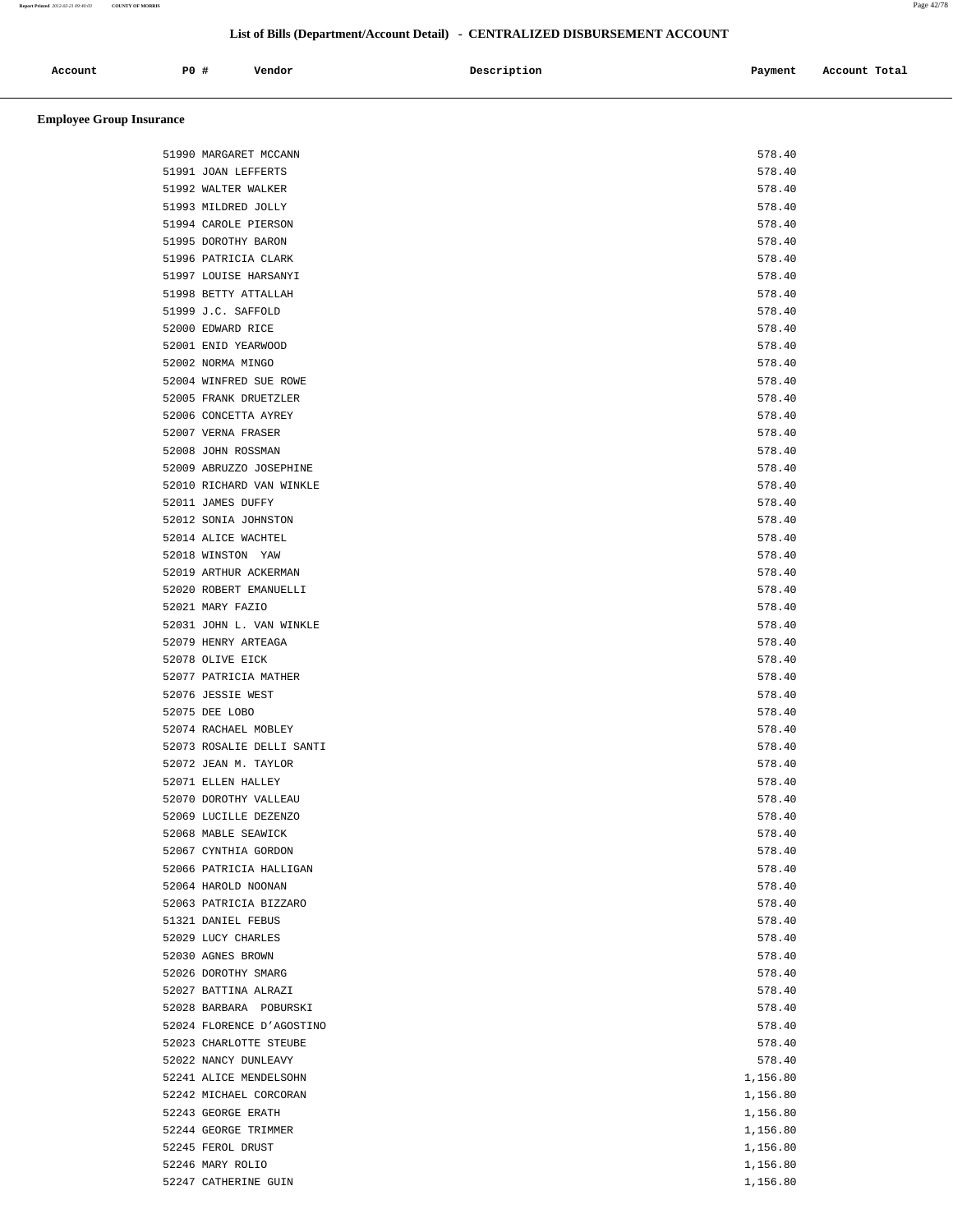## List of Bills (Department/Account Detail) - CENTRALIZED DISBURSEMENT ACCOUNT

| Account | PO # | Vendor | Description | Payment | Account Total |
|---|---|---|---|---|---|

### Employee Group Insurance

| Account | PO # | Vendor | Description | Payment | Account Total |
|---|---|---|---|---|---|
| | 51990 | MARGARET MCCANN | | 578.40 | |
| | 51991 | JOAN LEFFERTS | | 578.40 | |
| | 51992 | WALTER WALKER | | 578.40 | |
| | 51993 | MILDRED JOLLY | | 578.40 | |
| | 51994 | CAROLE PIERSON | | 578.40 | |
| | 51995 | DOROTHY BARON | | 578.40 | |
| | 51996 | PATRICIA CLARK | | 578.40 | |
| | 51997 | LOUISE HARSANYI | | 578.40 | |
| | 51998 | BETTY ATTALLAH | | 578.40 | |
| | 51999 | J.C. SAFFOLD | | 578.40 | |
| | 52000 | EDWARD RICE | | 578.40 | |
| | 52001 | ENID YEARWOOD | | 578.40 | |
| | 52002 | NORMA MINGO | | 578.40 | |
| | 52004 | WINFRED SUE ROWE | | 578.40 | |
| | 52005 | FRANK DRUETZLER | | 578.40 | |
| | 52006 | CONCETTA AYREY | | 578.40 | |
| | 52007 | VERNA FRASER | | 578.40 | |
| | 52008 | JOHN ROSSMAN | | 578.40 | |
| | 52009 | ABRUZZO JOSEPHINE | | 578.40 | |
| | 52010 | RICHARD VAN WINKLE | | 578.40 | |
| | 52011 | JAMES DUFFY | | 578.40 | |
| | 52012 | SONIA JOHNSTON | | 578.40 | |
| | 52014 | ALICE WACHTEL | | 578.40 | |
| | 52018 | WINSTON YAW | | 578.40 | |
| | 52019 | ARTHUR ACKERMAN | | 578.40 | |
| | 52020 | ROBERT EMANUELLI | | 578.40 | |
| | 52021 | MARY FAZIO | | 578.40 | |
| | 52031 | JOHN L. VAN WINKLE | | 578.40 | |
| | 52079 | HENRY ARTEAGA | | 578.40 | |
| | 52078 | OLIVE EICK | | 578.40 | |
| | 52077 | PATRICIA MATHER | | 578.40 | |
| | 52076 | JESSIE WEST | | 578.40 | |
| | 52075 | DEE LOBO | | 578.40 | |
| | 52074 | RACHAEL MOBLEY | | 578.40 | |
| | 52073 | ROSALIE DELLI SANTI | | 578.40 | |
| | 52072 | JEAN M. TAYLOR | | 578.40 | |
| | 52071 | ELLEN HALLEY | | 578.40 | |
| | 52070 | DOROTHY VALLEAU | | 578.40 | |
| | 52069 | LUCILLE DEZENZO | | 578.40 | |
| | 52068 | MABLE SEAWICK | | 578.40 | |
| | 52067 | CYNTHIA GORDON | | 578.40 | |
| | 52066 | PATRICIA HALLIGAN | | 578.40 | |
| | 52064 | HAROLD NOONAN | | 578.40 | |
| | 52063 | PATRICIA BIZZARO | | 578.40 | |
| | 51321 | DANIEL FEBUS | | 578.40 | |
| | 52029 | LUCY CHARLES | | 578.40 | |
| | 52030 | AGNES BROWN | | 578.40 | |
| | 52026 | DOROTHY SMARG | | 578.40 | |
| | 52027 | BATTINA ALRAZI | | 578.40 | |
| | 52028 | BARBARA POBURSKI | | 578.40 | |
| | 52024 | FLORENCE D'AGOSTINO | | 578.40 | |
| | 52023 | CHARLOTTE STEUBE | | 578.40 | |
| | 52022 | NANCY DUNLEAVY | | 578.40 | |
| | 52241 | ALICE MENDELSOHN | | 1,156.80 | |
| | 52242 | MICHAEL CORCORAN | | 1,156.80 | |
| | 52243 | GEORGE ERATH | | 1,156.80 | |
| | 52244 | GEORGE TRIMMER | | 1,156.80 | |
| | 52245 | FEROL DRUST | | 1,156.80 | |
| | 52246 | MARY ROLIO | | 1,156.80 | |
| | 52247 | CATHERINE GUIN | | 1,156.80 | |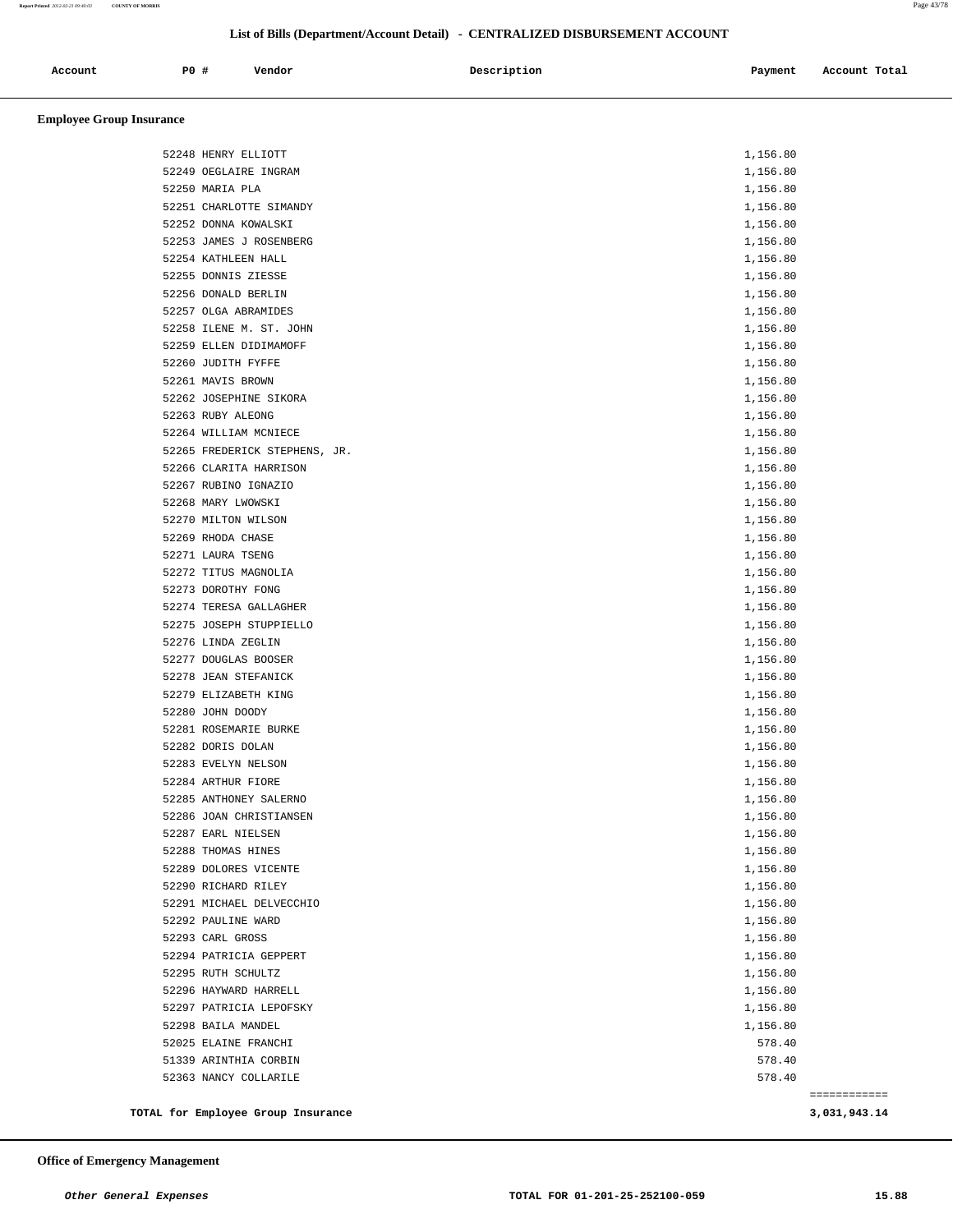## List of Bills (Department/Account Detail) - CENTRALIZED DISBURSEMENT ACCOUNT

| Account | PO # | Vendor | Description | Payment | Account Total |
|---|---|---|---|---|---|

### Employee Group Insurance

| Account | PO # | Vendor | Description | Payment | Account Total |
|---|---|---|---|---|---|
| | 52248 | HENRY ELLIOTT | | 1,156.80 | |
| | 52249 | OEGLAIRE INGRAM | | 1,156.80 | |
| | 52250 | MARIA PLA | | 1,156.80 | |
| | 52251 | CHARLOTTE SIMANDY | | 1,156.80 | |
| | 52252 | DONNA KOWALSKI | | 1,156.80 | |
| | 52253 | JAMES J ROSENBERG | | 1,156.80 | |
| | 52254 | KATHLEEN HALL | | 1,156.80 | |
| | 52255 | DONNIS ZIESSE | | 1,156.80 | |
| | 52256 | DONALD BERLIN | | 1,156.80 | |
| | 52257 | OLGA ABRAMIDES | | 1,156.80 | |
| | 52258 | ILENE M. ST. JOHN | | 1,156.80 | |
| | 52259 | ELLEN DIDIMAMOFF | | 1,156.80 | |
| | 52260 | JUDITH FYFFE | | 1,156.80 | |
| | 52261 | MAVIS BROWN | | 1,156.80 | |
| | 52262 | JOSEPHINE SIKORA | | 1,156.80 | |
| | 52263 | RUBY ALEONG | | 1,156.80 | |
| | 52264 | WILLIAM MCNIECE | | 1,156.80 | |
| | 52265 | FREDERICK STEPHENS, JR. | | 1,156.80 | |
| | 52266 | CLARITA HARRISON | | 1,156.80 | |
| | 52267 | RUBINO IGNAZIO | | 1,156.80 | |
| | 52268 | MARY LWOWSKI | | 1,156.80 | |
| | 52270 | MILTON WILSON | | 1,156.80 | |
| | 52269 | RHODA CHASE | | 1,156.80 | |
| | 52271 | LAURA TSENG | | 1,156.80 | |
| | 52272 | TITUS MAGNOLIA | | 1,156.80 | |
| | 52273 | DOROTHY FONG | | 1,156.80 | |
| | 52274 | TERESA GALLAGHER | | 1,156.80 | |
| | 52275 | JOSEPH STUPPIELLO | | 1,156.80 | |
| | 52276 | LINDA ZEGLIN | | 1,156.80 | |
| | 52277 | DOUGLAS BOOSER | | 1,156.80 | |
| | 52278 | JEAN STEFANICK | | 1,156.80 | |
| | 52279 | ELIZABETH KING | | 1,156.80 | |
| | 52280 | JOHN DOODY | | 1,156.80 | |
| | 52281 | ROSEMARIE BURKE | | 1,156.80 | |
| | 52282 | DORIS DOLAN | | 1,156.80 | |
| | 52283 | EVELYN NELSON | | 1,156.80 | |
| | 52284 | ARTHUR FIORE | | 1,156.80 | |
| | 52285 | ANTHONEY SALERNO | | 1,156.80 | |
| | 52286 | JOAN CHRISTIANSEN | | 1,156.80 | |
| | 52287 | EARL NIELSEN | | 1,156.80 | |
| | 52288 | THOMAS HINES | | 1,156.80 | |
| | 52289 | DOLORES VICENTE | | 1,156.80 | |
| | 52290 | RICHARD RILEY | | 1,156.80 | |
| | 52291 | MICHAEL DELVECCHIO | | 1,156.80 | |
| | 52292 | PAULINE WARD | | 1,156.80 | |
| | 52293 | CARL GROSS | | 1,156.80 | |
| | 52294 | PATRICIA GEPPERT | | 1,156.80 | |
| | 52295 | RUTH SCHULTZ | | 1,156.80 | |
| | 52296 | HAYWARD HARRELL | | 1,156.80 | |
| | 52297 | PATRICIA LEPOFSKY | | 1,156.80 | |
| | 52298 | BAILA MANDEL | | 1,156.80 | |
| | 52025 | ELAINE FRANCHI | | 578.40 | |
| | 51339 | ARINTHIA CORBIN | | 578.40 | |
| | 52363 | NANCY COLLARILE | | 578.40 | |
| | | **TOTAL for Employee Group Insurance** | | | **3,031,943.14** |

### Office of Emergency Management

| | | |
|---|---|---|
| ***Other General Expenses*** | **TOTAL FOR 01-201-25-252100-059** | **15.88** |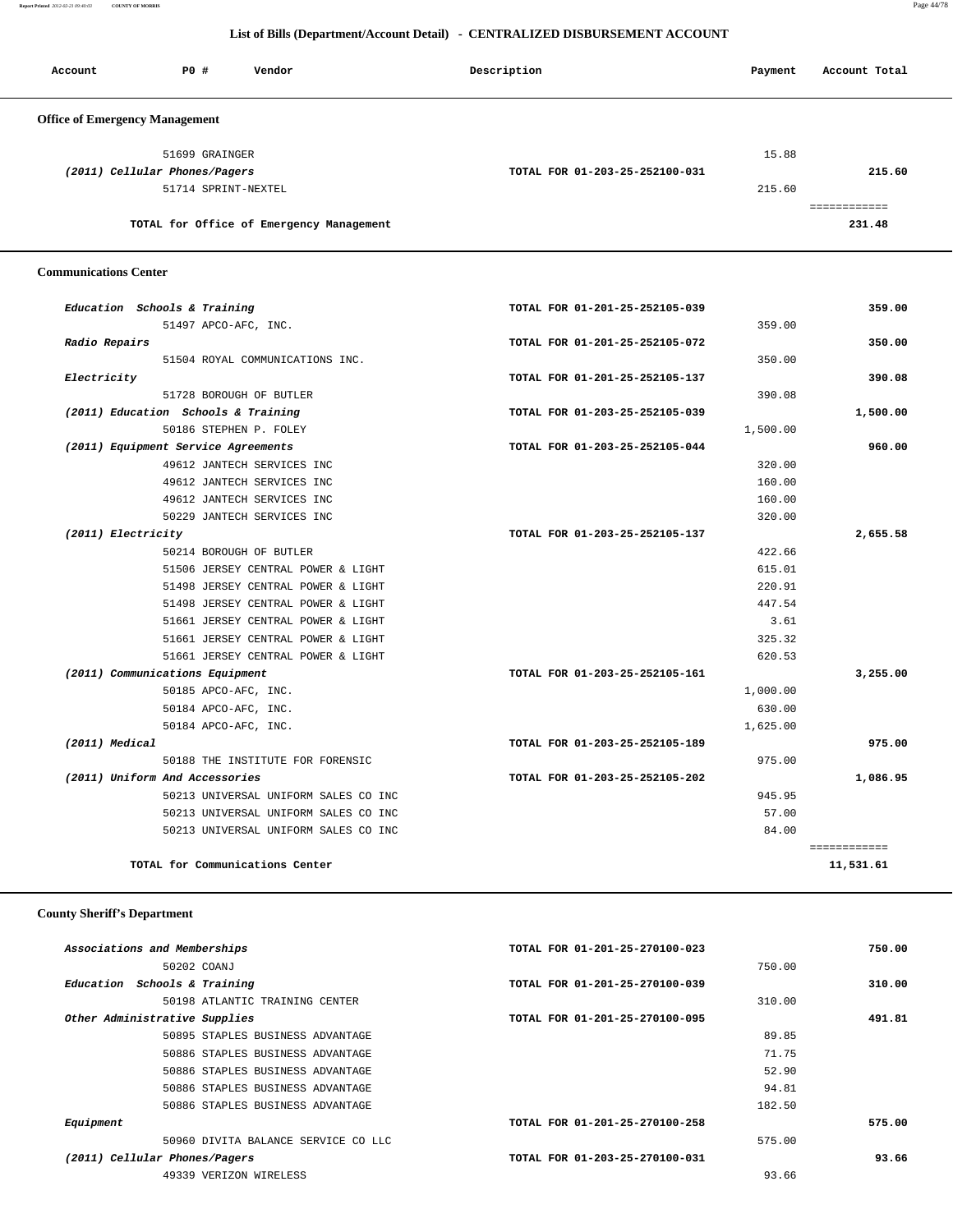## List of Bills (Department/Account Detail) - CENTRALIZED DISBURSEMENT ACCOUNT

| Account | PO # | Vendor | Description | Payment | Account Total |
|---|---|---|---|---|---|

### Office of Emergency Management

| Account | PO # | Vendor | Description | Payment | Account Total |
|---|---|---|---|---|---|
| | 51699 | GRAINGER | | 15.88 | |
| *(2011) Cellular Phones/Pagers* | | | TOTAL FOR 01-203-25-252100-031 | | 215.60 |
| | 51714 | SPRINT-NEXTEL | | 215.60 | |
| | | TOTAL for Office of Emergency Management | | | 231.48 |

### Communications Center

| Account | PO # | Vendor | Description | Payment | Account Total |
|---|---|---|---|---|---|
| *Education Schools & Training* | | | TOTAL FOR 01-201-25-252105-039 | | 359.00 |
| | 51497 | APCO-AFC, INC. | | 359.00 | |
| *Radio Repairs* | | | TOTAL FOR 01-201-25-252105-072 | | 350.00 |
| | 51504 | ROYAL COMMUNICATIONS INC. | | 350.00 | |
| *Electricity* | | | TOTAL FOR 01-201-25-252105-137 | | 390.08 |
| | 51728 | BOROUGH OF BUTLER | | 390.08 | |
| *(2011) Education Schools & Training* | | | TOTAL FOR 01-203-25-252105-039 | | 1,500.00 |
| | 50186 | STEPHEN P. FOLEY | | 1,500.00 | |
| *(2011) Equipment Service Agreements* | | | TOTAL FOR 01-203-25-252105-044 | | 960.00 |
| | 49612 | JANTECH SERVICES INC | | 320.00 | |
| | 49612 | JANTECH SERVICES INC | | 160.00 | |
| | 49612 | JANTECH SERVICES INC | | 160.00 | |
| | 50229 | JANTECH SERVICES INC | | 320.00 | |
| *(2011) Electricity* | | | TOTAL FOR 01-203-25-252105-137 | | 2,655.58 |
| | 50214 | BOROUGH OF BUTLER | | 422.66 | |
| | 51506 | JERSEY CENTRAL POWER & LIGHT | | 615.01 | |
| | 51498 | JERSEY CENTRAL POWER & LIGHT | | 220.91 | |
| | 51498 | JERSEY CENTRAL POWER & LIGHT | | 447.54 | |
| | 51661 | JERSEY CENTRAL POWER & LIGHT | | 3.61 | |
| | 51661 | JERSEY CENTRAL POWER & LIGHT | | 325.32 | |
| | 51661 | JERSEY CENTRAL POWER & LIGHT | | 620.53 | |
| *(2011) Communications Equipment* | | | TOTAL FOR 01-203-25-252105-161 | | 3,255.00 |
| | 50185 | APCO-AFC, INC. | | 1,000.00 | |
| | 50184 | APCO-AFC, INC. | | 630.00 | |
| | 50184 | APCO-AFC, INC. | | 1,625.00 | |
| *(2011) Medical* | | | TOTAL FOR 01-203-25-252105-189 | | 975.00 |
| | 50188 | THE INSTITUTE FOR FORENSIC | | 975.00 | |
| *(2011) Uniform And Accessories* | | | TOTAL FOR 01-203-25-252105-202 | | 1,086.95 |
| | 50213 | UNIVERSAL UNIFORM SALES CO INC | | 945.95 | |
| | 50213 | UNIVERSAL UNIFORM SALES CO INC | | 57.00 | |
| | 50213 | UNIVERSAL UNIFORM SALES CO INC | | 84.00 | |
| | | TOTAL for Communications Center | | | 11,531.61 |

### County Sheriff's Department

| Account | PO # | Vendor | Description | Payment | Account Total |
|---|---|---|---|---|---|
| *Associations and Memberships* | | | TOTAL FOR 01-201-25-270100-023 | | 750.00 |
| | 50202 | COANJ | | 750.00 | |
| *Education Schools & Training* | | | TOTAL FOR 01-201-25-270100-039 | | 310.00 |
| | 50198 | ATLANTIC TRAINING CENTER | | 310.00 | |
| *Other Administrative Supplies* | | | TOTAL FOR 01-201-25-270100-095 | | 491.81 |
| | 50895 | STAPLES BUSINESS ADVANTAGE | | 89.85 | |
| | 50886 | STAPLES BUSINESS ADVANTAGE | | 71.75 | |
| | 50886 | STAPLES BUSINESS ADVANTAGE | | 52.90 | |
| | 50886 | STAPLES BUSINESS ADVANTAGE | | 94.81 | |
| | 50886 | STAPLES BUSINESS ADVANTAGE | | 182.50 | |
| *Equipment* | | | TOTAL FOR 01-201-25-270100-258 | | 575.00 |
| | 50960 | DIVITA BALANCE SERVICE CO LLC | | 575.00 | |
| *(2011) Cellular Phones/Pagers* | | | TOTAL FOR 01-203-25-270100-031 | | 93.66 |
| | 49339 | VERIZON WIRELESS | | 93.66 | |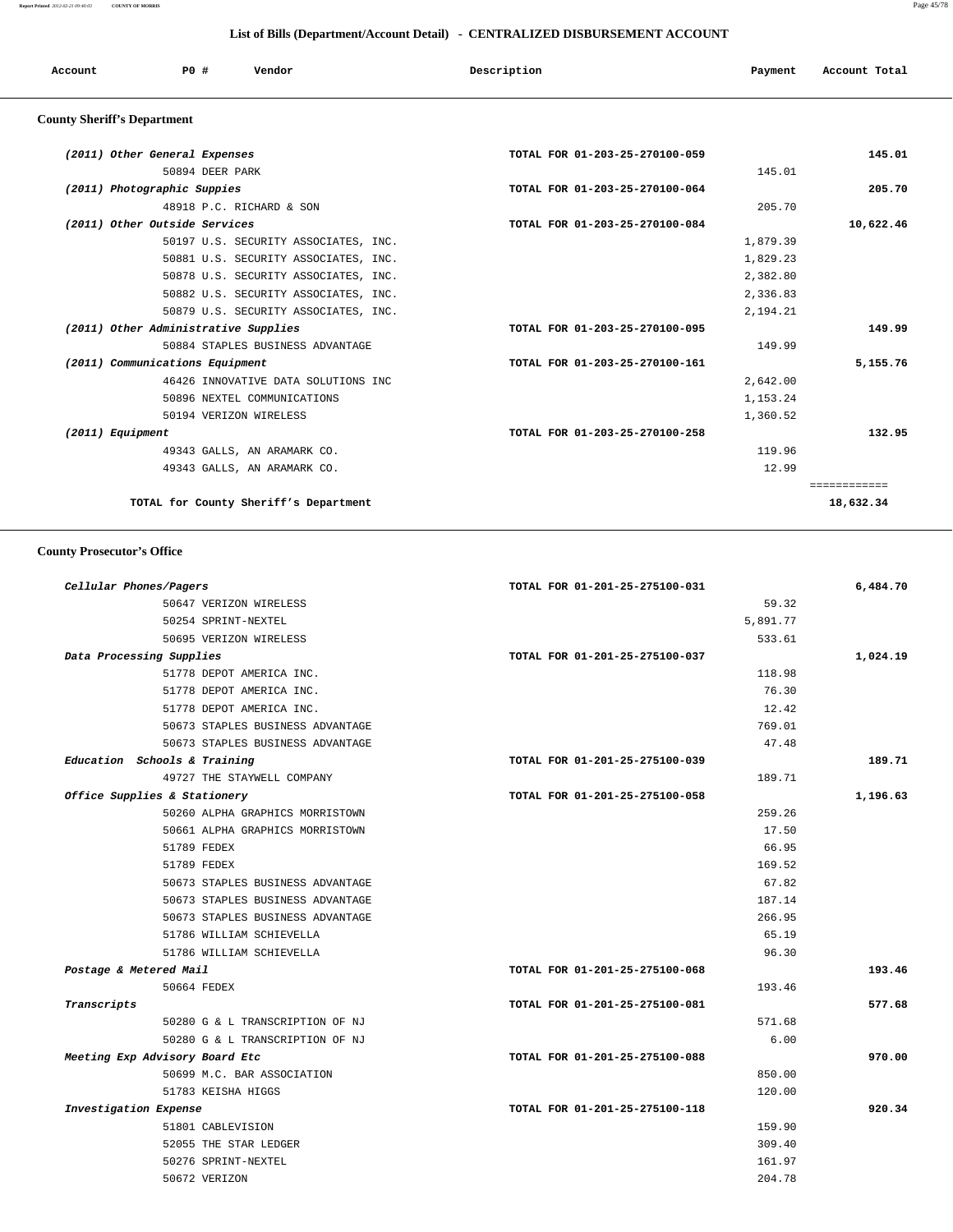## List of Bills (Department/Account Detail) - CENTRALIZED DISBURSEMENT ACCOUNT

| Account | PO # | Vendor | Description | Payment | Account Total |
|---|---|---|---|---|---|

### County Sheriff's Department

| Account | PO # | Vendor | Description | Payment | Account Total |
|---|---|---|---|---|---|
| *(2011) Other General Expenses* | | | TOTAL FOR 01-203-25-270100-059 | | 145.01 |
| | 50894 | DEER PARK | | 145.01 | |
| *(2011) Photographic Suppies* | | | TOTAL FOR 01-203-25-270100-064 | | 205.70 |
| | 48918 | P.C. RICHARD & SON | | 205.70 | |
| *(2011) Other Outside Services* | | | TOTAL FOR 01-203-25-270100-084 | | 10,622.46 |
| | 50197 | U.S. SECURITY ASSOCIATES, INC. | | 1,879.39 | |
| | 50881 | U.S. SECURITY ASSOCIATES, INC. | | 1,829.23 | |
| | 50878 | U.S. SECURITY ASSOCIATES, INC. | | 2,382.80 | |
| | 50882 | U.S. SECURITY ASSOCIATES, INC. | | 2,336.83 | |
| | 50879 | U.S. SECURITY ASSOCIATES, INC. | | 2,194.21 | |
| *(2011) Other Administrative Supplies* | | | TOTAL FOR 01-203-25-270100-095 | | 149.99 |
| | 50884 | STAPLES BUSINESS ADVANTAGE | | 149.99 | |
| *(2011) Communications Equipment* | | | TOTAL FOR 01-203-25-270100-161 | | 5,155.76 |
| | 46426 | INNOVATIVE DATA SOLUTIONS INC | | 2,642.00 | |
| | 50896 | NEXTEL COMMUNICATIONS | | 1,153.24 | |
| | 50194 | VERIZON WIRELESS | | 1,360.52 | |
| *(2011) Equipment* | | | TOTAL FOR 01-203-25-270100-258 | | 132.95 |
| | 49343 | GALLS, AN ARAMARK CO. | | 119.96 | |
| | 49343 | GALLS, AN ARAMARK CO. | | 12.99 | |
| | | **TOTAL for County Sheriff's Department** | | | **18,632.34** |

### County Prosecutor's Office

| Account | PO # | Vendor | Description | Payment | Account Total |
|---|---|---|---|---|---|
| *Cellular Phones/Pagers* | | | TOTAL FOR 01-201-25-275100-031 | | 6,484.70 |
| | 50647 | VERIZON WIRELESS | | 59.32 | |
| | 50254 | SPRINT-NEXTEL | | 5,891.77 | |
| | 50695 | VERIZON WIRELESS | | 533.61 | |
| *Data Processing Supplies* | | | TOTAL FOR 01-201-25-275100-037 | | 1,024.19 |
| | 51778 | DEPOT AMERICA INC. | | 118.98 | |
| | 51778 | DEPOT AMERICA INC. | | 76.30 | |
| | 51778 | DEPOT AMERICA INC. | | 12.42 | |
| | 50673 | STAPLES BUSINESS ADVANTAGE | | 769.01 | |
| | 50673 | STAPLES BUSINESS ADVANTAGE | | 47.48 | |
| *Education Schools & Training* | | | TOTAL FOR 01-201-25-275100-039 | | 189.71 |
| | 49727 | THE STAYWELL COMPANY | | 189.71 | |
| *Office Supplies & Stationery* | | | TOTAL FOR 01-201-25-275100-058 | | 1,196.63 |
| | 50260 | ALPHA GRAPHICS MORRISTOWN | | 259.26 | |
| | 50661 | ALPHA GRAPHICS MORRISTOWN | | 17.50 | |
| | 51789 | FEDEX | | 66.95 | |
| | 51789 | FEDEX | | 169.52 | |
| | 50673 | STAPLES BUSINESS ADVANTAGE | | 67.82 | |
| | 50673 | STAPLES BUSINESS ADVANTAGE | | 187.14 | |
| | 50673 | STAPLES BUSINESS ADVANTAGE | | 266.95 | |
| | 51786 | WILLIAM SCHIEVELLA | | 65.19 | |
| | 51786 | WILLIAM SCHIEVELLA | | 96.30 | |
| *Postage & Metered Mail* | | | TOTAL FOR 01-201-25-275100-068 | | 193.46 |
| | 50664 | FEDEX | | 193.46 | |
| *Transcripts* | | | TOTAL FOR 01-201-25-275100-081 | | 577.68 |
| | 50280 | G & L TRANSCRIPTION OF NJ | | 571.68 | |
| | 50280 | G & L TRANSCRIPTION OF NJ | | 6.00 | |
| *Meeting Exp Advisory Board Etc* | | | TOTAL FOR 01-201-25-275100-088 | | 970.00 |
| | 50699 | M.C. BAR ASSOCIATION | | 850.00 | |
| | 51783 | KEISHA HIGGS | | 120.00 | |
| *Investigation Expense* | | | TOTAL FOR 01-201-25-275100-118 | | 920.34 |
| | 51801 | CABLEVISION | | 159.90 | |
| | 52055 | THE STAR LEDGER | | 309.40 | |
| | 50276 | SPRINT-NEXTEL | | 161.97 | |
| | 50672 | VERIZON | | 204.78 | |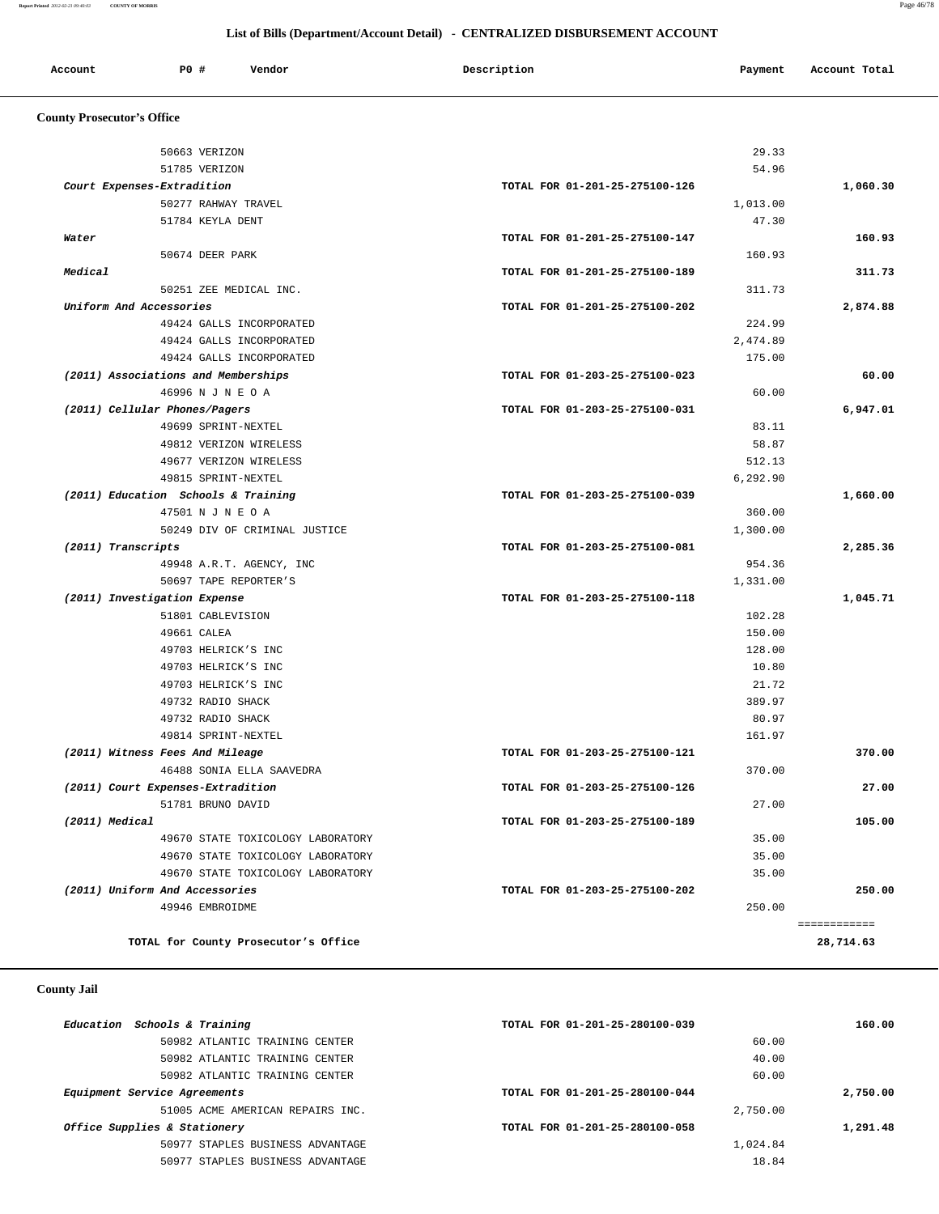## List of Bills (Department/Account Detail) - CENTRALIZED DISBURSEMENT ACCOUNT

| Account | PO # | Vendor | Description | Payment | Account Total |
|---|---|---|---|---|---|

### County Prosecutor's Office

| Account | PO # | Vendor | Description | Payment | Account Total |
|---|---|---|---|---|---|
| | 50663 | VERIZON | | 29.33 | |
| | 51785 | VERIZON | | 54.96 | |
| *Court Expenses-Extradition* | | | TOTAL FOR 01-201-25-275100-126 | | 1,060.30 |
| | 50277 | RAHWAY TRAVEL | | 1,013.00 | |
| | 51784 | KEYLA DENT | | 47.30 | |
| *Water* | | | TOTAL FOR 01-201-25-275100-147 | | 160.93 |
| | 50674 | DEER PARK | | 160.93 | |
| *Medical* | | | TOTAL FOR 01-201-25-275100-189 | | 311.73 |
| | 50251 | ZEE MEDICAL INC. | | 311.73 | |
| *Uniform And Accessories* | | | TOTAL FOR 01-201-25-275100-202 | | 2,874.88 |
| | 49424 | GALLS INCORPORATED | | 224.99 | |
| | 49424 | GALLS INCORPORATED | | 2,474.89 | |
| | 49424 | GALLS INCORPORATED | | 175.00 | |
| *(2011) Associations and Memberships* | | | TOTAL FOR 01-203-25-275100-023 | | 60.00 |
| | 46996 | N J N E O A | | 60.00 | |
| *(2011) Cellular Phones/Pagers* | | | TOTAL FOR 01-203-25-275100-031 | | 6,947.01 |
| | 49699 | SPRINT-NEXTEL | | 83.11 | |
| | 49812 | VERIZON WIRELESS | | 58.87 | |
| | 49677 | VERIZON WIRELESS | | 512.13 | |
| | 49815 | SPRINT-NEXTEL | | 6,292.90 | |
| *(2011) Education Schools & Training* | | | TOTAL FOR 01-203-25-275100-039 | | 1,660.00 |
| | 47501 | N J N E O A | | 360.00 | |
| | 50249 | DIV OF CRIMINAL JUSTICE | | 1,300.00 | |
| *(2011) Transcripts* | | | TOTAL FOR 01-203-25-275100-081 | | 2,285.36 |
| | 49948 | A.R.T. AGENCY, INC | | 954.36 | |
| | 50697 | TAPE REPORTER'S | | 1,331.00 | |
| *(2011) Investigation Expense* | | | TOTAL FOR 01-203-25-275100-118 | | 1,045.71 |
| | 51801 | CABLEVISION | | 102.28 | |
| | 49661 | CALEA | | 150.00 | |
| | 49703 | HELRICK'S INC | | 128.00 | |
| | 49703 | HELRICK'S INC | | 10.80 | |
| | 49703 | HELRICK'S INC | | 21.72 | |
| | 49732 | RADIO SHACK | | 389.97 | |
| | 49732 | RADIO SHACK | | 80.97 | |
| | 49814 | SPRINT-NEXTEL | | 161.97 | |
| *(2011) Witness Fees And Mileage* | | | TOTAL FOR 01-203-25-275100-121 | | 370.00 |
| | 46488 | SONIA ELLA SAAVEDRA | | 370.00 | |
| *(2011) Court Expenses-Extradition* | | | TOTAL FOR 01-203-25-275100-126 | | 27.00 |
| | 51781 | BRUNO DAVID | | 27.00 | |
| *(2011) Medical* | | | TOTAL FOR 01-203-25-275100-189 | | 105.00 |
| | 49670 | STATE TOXICOLOGY LABORATORY | | 35.00 | |
| | 49670 | STATE TOXICOLOGY LABORATORY | | 35.00 | |
| | 49670 | STATE TOXICOLOGY LABORATORY | | 35.00 | |
| *(2011) Uniform And Accessories* | | | TOTAL FOR 01-203-25-275100-202 | | 250.00 |
| | 49946 | EMBROIDME | | 250.00 | |
| | | **TOTAL for County Prosecutor's Office** | | | **28,714.63** |

### County Jail

| Account | PO # | Vendor | Description | Payment | Account Total |
|---|---|---|---|---|---|
| *Education Schools & Training* | | | TOTAL FOR 01-201-25-280100-039 | | 160.00 |
| | 50982 | ATLANTIC TRAINING CENTER | | 60.00 | |
| | 50982 | ATLANTIC TRAINING CENTER | | 40.00 | |
| | 50982 | ATLANTIC TRAINING CENTER | | 60.00 | |
| *Equipment Service Agreements* | | | TOTAL FOR 01-201-25-280100-044 | | 2,750.00 |
| | 51005 | ACME AMERICAN REPAIRS INC. | | 2,750.00 | |
| *Office Supplies & Stationery* | | | TOTAL FOR 01-201-25-280100-058 | | 1,291.48 |
| | 50977 | STAPLES BUSINESS ADVANTAGE | | 1,024.84 | |
| | 50977 | STAPLES BUSINESS ADVANTAGE | | 18.84 | |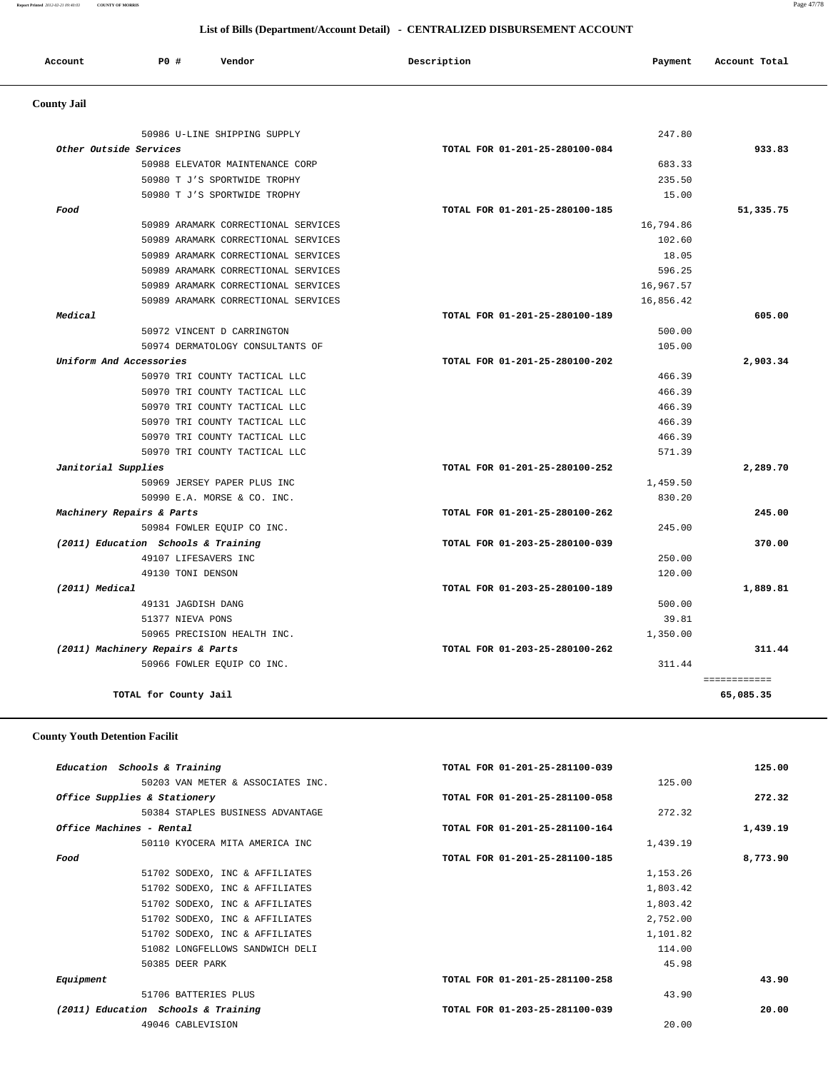## List of Bills (Department/Account Detail) - CENTRALIZED DISBURSEMENT ACCOUNT

| Account | PO # | Vendor | Description | Payment | Account Total |
|---|---|---|---|---|---|

### County Jail

| Account | PO # | Vendor | Description | Payment | Account Total |
|---|---|---|---|---|---|
| | 50986 | U-LINE SHIPPING SUPPLY | | 247.80 | |
| *Other Outside Services* | | | TOTAL FOR 01-201-25-280100-084 | | 933.83 |
| | 50988 | ELEVATOR MAINTENANCE CORP | | 683.33 | |
| | 50980 | T J'S SPORTWIDE TROPHY | | 235.50 | |
| | 50980 | T J'S SPORTWIDE TROPHY | | 15.00 | |
| *Food* | | | TOTAL FOR 01-201-25-280100-185 | | 51,335.75 |
| | 50989 | ARAMARK CORRECTIONAL SERVICES | | 16,794.86 | |
| | 50989 | ARAMARK CORRECTIONAL SERVICES | | 102.60 | |
| | 50989 | ARAMARK CORRECTIONAL SERVICES | | 18.05 | |
| | 50989 | ARAMARK CORRECTIONAL SERVICES | | 596.25 | |
| | 50989 | ARAMARK CORRECTIONAL SERVICES | | 16,967.57 | |
| | 50989 | ARAMARK CORRECTIONAL SERVICES | | 16,856.42 | |
| *Medical* | | | TOTAL FOR 01-201-25-280100-189 | | 605.00 |
| | 50972 | VINCENT D CARRINGTON | | 500.00 | |
| | 50974 | DERMATOLOGY CONSULTANTS OF | | 105.00 | |
| *Uniform And Accessories* | | | TOTAL FOR 01-201-25-280100-202 | | 2,903.34 |
| | 50970 | TRI COUNTY TACTICAL LLC | | 466.39 | |
| | 50970 | TRI COUNTY TACTICAL LLC | | 466.39 | |
| | 50970 | TRI COUNTY TACTICAL LLC | | 466.39 | |
| | 50970 | TRI COUNTY TACTICAL LLC | | 466.39 | |
| | 50970 | TRI COUNTY TACTICAL LLC | | 466.39 | |
| | 50970 | TRI COUNTY TACTICAL LLC | | 571.39 | |
| *Janitorial Supplies* | | | TOTAL FOR 01-201-25-280100-252 | | 2,289.70 |
| | 50969 | JERSEY PAPER PLUS INC | | 1,459.50 | |
| | 50990 | E.A. MORSE & CO. INC. | | 830.20 | |
| *Machinery Repairs & Parts* | | | TOTAL FOR 01-201-25-280100-262 | | 245.00 |
| | 50984 | FOWLER EQUIP CO INC. | | 245.00 | |
| *(2011) Education Schools & Training* | | | TOTAL FOR 01-203-25-280100-039 | | 370.00 |
| | 49107 | LIFESAVERS INC | | 250.00 | |
| | 49130 | TONI DENSON | | 120.00 | |
| *(2011) Medical* | | | TOTAL FOR 01-203-25-280100-189 | | 1,889.81 |
| | 49131 | JAGDISH DANG | | 500.00 | |
| | 51377 | NIEVA PONS | | 39.81 | |
| | 50965 | PRECISION HEALTH INC. | | 1,350.00 | |
| *(2011) Machinery Repairs & Parts* | | | TOTAL FOR 01-203-25-280100-262 | | 311.44 |
| | 50966 | FOWLER EQUIP CO INC. | | 311.44 | |
| | | **TOTAL for County Jail** | | | **65,085.35** |

### County Youth Detention Facilit

| Account | PO # | Vendor | Description | Payment | Account Total |
|---|---|---|---|---|---|
| *Education Schools & Training* | | | TOTAL FOR 01-201-25-281100-039 | | 125.00 |
| | 50203 | VAN METER & ASSOCIATES INC. | | 125.00 | |
| *Office Supplies & Stationery* | | | TOTAL FOR 01-201-25-281100-058 | | 272.32 |
| | 50384 | STAPLES BUSINESS ADVANTAGE | | 272.32 | |
| *Office Machines - Rental* | | | TOTAL FOR 01-201-25-281100-164 | | 1,439.19 |
| | 50110 | KYOCERA MITA AMERICA INC | | 1,439.19 | |
| *Food* | | | TOTAL FOR 01-201-25-281100-185 | | 8,773.90 |
| | 51702 | SODEXO, INC & AFFILIATES | | 1,153.26 | |
| | 51702 | SODEXO, INC & AFFILIATES | | 1,803.42 | |
| | 51702 | SODEXO, INC & AFFILIATES | | 1,803.42 | |
| | 51702 | SODEXO, INC & AFFILIATES | | 2,752.00 | |
| | 51702 | SODEXO, INC & AFFILIATES | | 1,101.82 | |
| | 51082 | LONGFELLOWS SANDWICH DELI | | 114.00 | |
| | 50385 | DEER PARK | | 45.98 | |
| *Equipment* | | | TOTAL FOR 01-201-25-281100-258 | | 43.90 |
| | 51706 | BATTERIES PLUS | | 43.90 | |
| *(2011) Education Schools & Training* | | | TOTAL FOR 01-203-25-281100-039 | | 20.00 |
| | 49046 | CABLEVISION | | 20.00 | |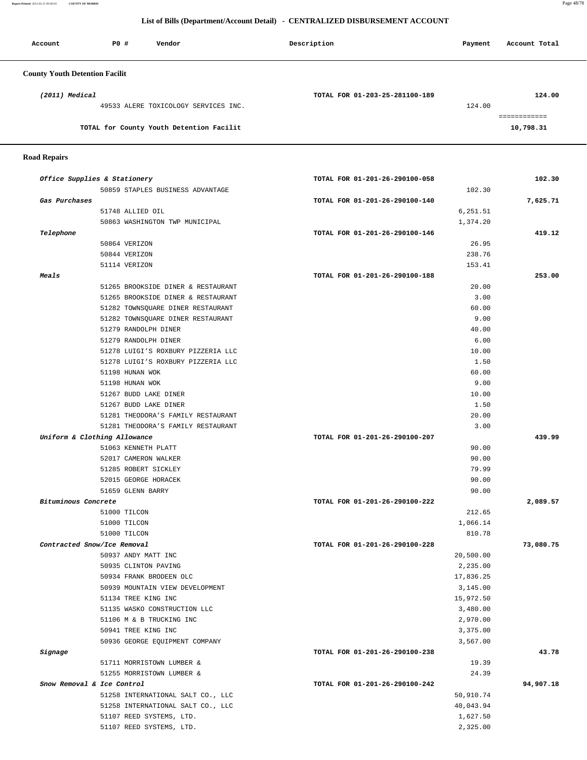## List of Bills (Department/Account Detail) - CENTRALIZED DISBURSEMENT ACCOUNT

| Account | PO # | Vendor | Description | Payment | Account Total |
|---|---|---|---|---|---|

### County Youth Detention Facilit

| Account | PO # | Vendor | Description | Payment | Account Total |
|---|---|---|---|---|---|
| *(2011) Medical* | | | TOTAL FOR 01-203-25-281100-189 | | 124.00 |
| | 49533 | ALERE TOXICOLOGY SERVICES INC. | | 124.00 | |
| | | | | | ============ |
| | | TOTAL for County Youth Detention Facilit | | | 10,798.31 |

### Road Repairs

| Account | PO # | Vendor | Description | Payment | Account Total |
|---|---|---|---|---|---|
| *Office Supplies & Stationery* | | | TOTAL FOR 01-201-26-290100-058 | | 102.30 |
| | 50859 | STAPLES BUSINESS ADVANTAGE | | 102.30 | |
| *Gas Purchases* | | | TOTAL FOR 01-201-26-290100-140 | | 7,625.71 |
| | 51748 | ALLIED OIL | | 6,251.51 | |
| | 50863 | WASHINGTON TWP MUNICIPAL | | 1,374.20 | |
| *Telephone* | | | TOTAL FOR 01-201-26-290100-146 | | 419.12 |
| | 50864 | VERIZON | | 26.95 | |
| | 50844 | VERIZON | | 238.76 | |
| | 51114 | VERIZON | | 153.41 | |
| *Meals* | | | TOTAL FOR 01-201-26-290100-188 | | 253.00 |
| | 51265 | BROOKSIDE DINER & RESTAURANT | | 20.00 | |
| | 51265 | BROOKSIDE DINER & RESTAURANT | | 3.00 | |
| | 51282 | TOWNSQUARE DINER RESTAURANT | | 60.00 | |
| | 51282 | TOWNSQUARE DINER RESTAURANT | | 9.00 | |
| | 51279 | RANDOLPH DINER | | 40.00 | |
| | 51279 | RANDOLPH DINER | | 6.00 | |
| | 51278 | LUIGI'S ROXBURY PIZZERIA LLC | | 10.00 | |
| | 51278 | LUIGI'S ROXBURY PIZZERIA LLC | | 1.50 | |
| | 51198 | HUNAN WOK | | 60.00 | |
| | 51198 | HUNAN WOK | | 9.00 | |
| | 51267 | BUDD LAKE DINER | | 10.00 | |
| | 51267 | BUDD LAKE DINER | | 1.50 | |
| | 51281 | THEODORA'S FAMILY RESTAURANT | | 20.00 | |
| | 51281 | THEODORA'S FAMILY RESTAURANT | | 3.00 | |
| *Uniform & Clothing Allowance* | | | TOTAL FOR 01-201-26-290100-207 | | 439.99 |
| | 51063 | KENNETH PLATT | | 90.00 | |
| | 52017 | CAMERON WALKER | | 90.00 | |
| | 51285 | ROBERT SICKLEY | | 79.99 | |
| | 52015 | GEORGE HORACEK | | 90.00 | |
| | 51659 | GLENN BARRY | | 90.00 | |
| *Bituminous Concrete* | | | TOTAL FOR 01-201-26-290100-222 | | 2,089.57 |
| | 51000 | TILCON | | 212.65 | |
| | 51000 | TILCON | | 1,066.14 | |
| | 51000 | TILCON | | 810.78 | |
| *Contracted Snow/Ice Removal* | | | TOTAL FOR 01-201-26-290100-228 | | 73,080.75 |
| | 50937 | ANDY MATT INC | | 20,500.00 | |
| | 50935 | CLINTON PAVING | | 2,235.00 | |
| | 50934 | FRANK BRODEEN OLC | | 17,836.25 | |
| | 50939 | MOUNTAIN VIEW DEVELOPMENT | | 3,145.00 | |
| | 51134 | TREE KING INC | | 15,972.50 | |
| | 51135 | WASKO CONSTRUCTION LLC | | 3,480.00 | |
| | 51106 | M & B TRUCKING INC | | 2,970.00 | |
| | 50941 | TREE KING INC | | 3,375.00 | |
| | 50936 | GEORGE EQUIPMENT COMPANY | | 3,567.00 | |
| *Signage* | | | TOTAL FOR 01-201-26-290100-238 | | 43.78 |
| | 51711 | MORRISTOWN LUMBER & | | 19.39 | |
| | 51255 | MORRISTOWN LUMBER & | | 24.39 | |
| *Snow Removal & Ice Control* | | | TOTAL FOR 01-201-26-290100-242 | | 94,907.18 |
| | 51258 | INTERNATIONAL SALT CO., LLC | | 50,910.74 | |
| | 51258 | INTERNATIONAL SALT CO., LLC | | 40,043.94 | |
| | 51107 | REED SYSTEMS, LTD. | | 1,627.50 | |
| | 51107 | REED SYSTEMS, LTD. | | 2,325.00 | |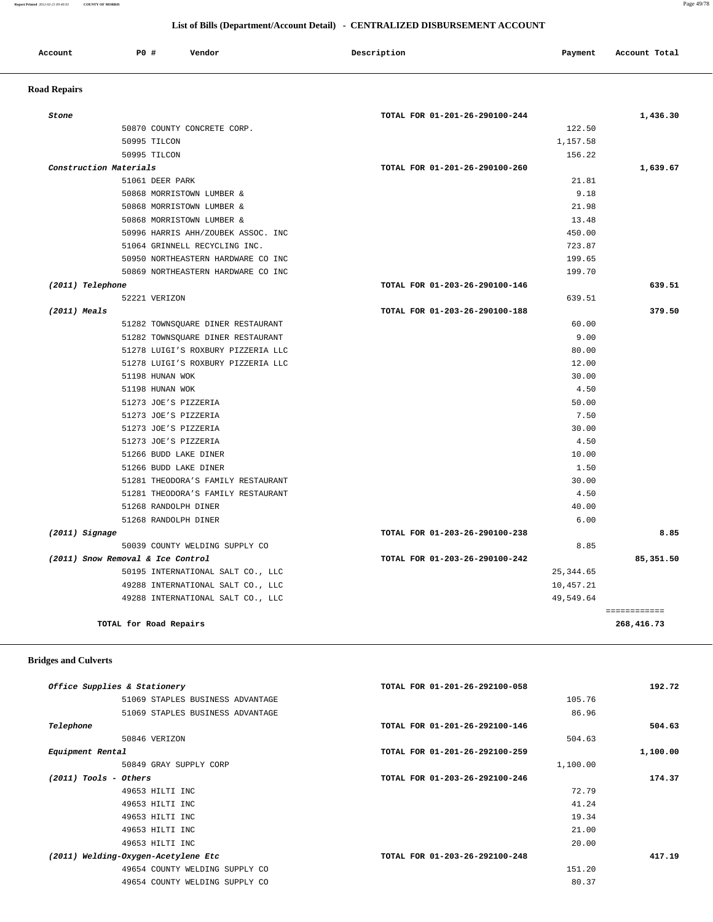## List of Bills (Department/Account Detail) - CENTRALIZED DISBURSEMENT ACCOUNT

| Account | PO # | Vendor | Description | Payment | Account Total |
|---|---|---|---|---|---|

### Road Repairs

| Account | PO # | Vendor | Description | Payment | Account Total |
|---|---|---|---|---|---|
| ***Stone*** | | | TOTAL FOR 01-201-26-290100-244 | | 1,436.30 |
| | 50870 | COUNTY CONCRETE CORP. | | 122.50 | |
| | 50995 | TILCON | | 1,157.58 | |
| | 50995 | TILCON | | 156.22 | |
| ***Construction Materials*** | | | TOTAL FOR 01-201-26-290100-260 | | 1,639.67 |
| | 51061 | DEER PARK | | 21.81 | |
| | 50868 | MORRISTOWN LUMBER & | | 9.18 | |
| | 50868 | MORRISTOWN LUMBER & | | 21.98 | |
| | 50868 | MORRISTOWN LUMBER & | | 13.48 | |
| | 50996 | HARRIS AHH/ZOUBEK ASSOC. INC | | 450.00 | |
| | 51064 | GRINNELL RECYCLING INC. | | 723.87 | |
| | 50950 | NORTHEASTERN HARDWARE CO INC | | 199.65 | |
| | 50869 | NORTHEASTERN HARDWARE CO INC | | 199.70 | |
| ***(2011) Telephone*** | | | TOTAL FOR 01-203-26-290100-146 | | 639.51 |
| | 52221 | VERIZON | | 639.51 | |
| ***(2011) Meals*** | | | TOTAL FOR 01-203-26-290100-188 | | 379.50 |
| | 51282 | TOWNSQUARE DINER RESTAURANT | | 60.00 | |
| | 51282 | TOWNSQUARE DINER RESTAURANT | | 9.00 | |
| | 51278 | LUIGI'S ROXBURY PIZZERIA LLC | | 80.00 | |
| | 51278 | LUIGI'S ROXBURY PIZZERIA LLC | | 12.00 | |
| | 51198 | HUNAN WOK | | 30.00 | |
| | 51198 | HUNAN WOK | | 4.50 | |
| | 51273 | JOE'S PIZZERIA | | 50.00 | |
| | 51273 | JOE'S PIZZERIA | | 7.50 | |
| | 51273 | JOE'S PIZZERIA | | 30.00 | |
| | 51273 | JOE'S PIZZERIA | | 4.50 | |
| | 51266 | BUDD LAKE DINER | | 10.00 | |
| | 51266 | BUDD LAKE DINER | | 1.50 | |
| | 51281 | THEODORA'S FAMILY RESTAURANT | | 30.00 | |
| | 51281 | THEODORA'S FAMILY RESTAURANT | | 4.50 | |
| | 51268 | RANDOLPH DINER | | 40.00 | |
| | 51268 | RANDOLPH DINER | | 6.00 | |
| ***(2011) Signage*** | | | TOTAL FOR 01-203-26-290100-238 | | 8.85 |
| | 50039 | COUNTY WELDING SUPPLY CO | | 8.85 | |
| ***(2011) Snow Removal & Ice Control*** | | | TOTAL FOR 01-203-26-290100-242 | | 85,351.50 |
| | 50195 | INTERNATIONAL SALT CO., LLC | | 25,344.65 | |
| | 49288 | INTERNATIONAL SALT CO., LLC | | 10,457.21 | |
| | 49288 | INTERNATIONAL SALT CO., LLC | | 49,549.64 | |
| | | **TOTAL for Road Repairs** | | | 268,416.73 |

### Bridges and Culverts

| Account | PO # | Vendor | Description | Payment | Account Total |
|---|---|---|---|---|---|
| ***Office Supplies & Stationery*** | | | TOTAL FOR 01-201-26-292100-058 | | 192.72 |
| | 51069 | STAPLES BUSINESS ADVANTAGE | | 105.76 | |
| | 51069 | STAPLES BUSINESS ADVANTAGE | | 86.96 | |
| ***Telephone*** | | | TOTAL FOR 01-201-26-292100-146 | | 504.63 |
| | 50846 | VERIZON | | 504.63 | |
| ***Equipment Rental*** | | | TOTAL FOR 01-201-26-292100-259 | | 1,100.00 |
| | 50849 | GRAY SUPPLY CORP | | 1,100.00 | |
| ***(2011) Tools - Others*** | | | TOTAL FOR 01-203-26-292100-246 | | 174.37 |
| | 49653 | HILTI INC | | 72.79 | |
| | 49653 | HILTI INC | | 41.24 | |
| | 49653 | HILTI INC | | 19.34 | |
| | 49653 | HILTI INC | | 21.00 | |
| | 49653 | HILTI INC | | 20.00 | |
| ***(2011) Welding-Oxygen-Acetylene Etc*** | | | TOTAL FOR 01-203-26-292100-248 | | 417.19 |
| | 49654 | COUNTY WELDING SUPPLY CO | | 151.20 | |
| | 49654 | COUNTY WELDING SUPPLY CO | | 80.37 | |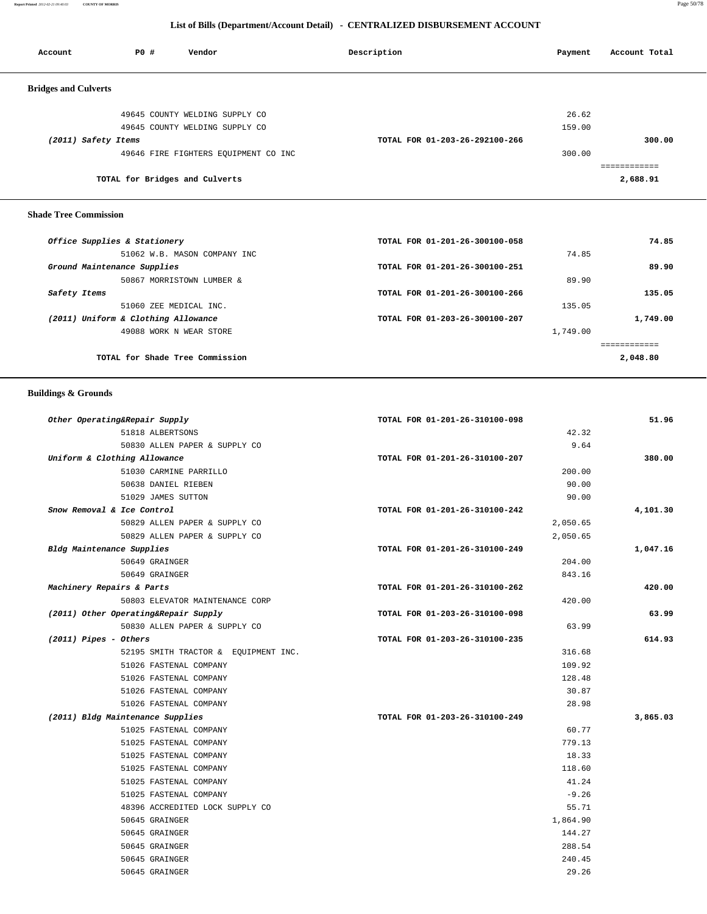## List of Bills (Department/Account Detail) - CENTRALIZED DISBURSEMENT ACCOUNT

| Account | PO # | Vendor | Description | Payment | Account Total |
|---|---|---|---|---|---|

### Bridges and Culverts

| Account | PO # | Vendor | Description | Payment | Account Total |
|---|---|---|---|---|---|
| | 49645 | COUNTY WELDING SUPPLY CO | | 26.62 | |
| | 49645 | COUNTY WELDING SUPPLY CO | | 159.00 | |
| *(2011) Safety Items* | | | TOTAL FOR 01-203-26-292100-266 | | 300.00 |
| | 49646 | FIRE FIGHTERS EQUIPMENT CO INC | | 300.00 | |
| | | TOTAL for Bridges and Culverts | | | 2,688.91 |

### Shade Tree Commission

| Account | PO # | Vendor | Description | Payment | Account Total |
|---|---|---|---|---|---|
| *Office Supplies & Stationery* | | | TOTAL FOR 01-201-26-300100-058 | | 74.85 |
| | 51062 | W.B. MASON COMPANY INC | | 74.85 | |
| *Ground Maintenance Supplies* | | | TOTAL FOR 01-201-26-300100-251 | | 89.90 |
| | 50867 | MORRISTOWN LUMBER & | | 89.90 | |
| *Safety Items* | | | TOTAL FOR 01-201-26-300100-266 | | 135.05 |
| | 51060 | ZEE MEDICAL INC. | | 135.05 | |
| *(2011) Uniform & Clothing Allowance* | | | TOTAL FOR 01-203-26-300100-207 | | 1,749.00 |
| | 49088 | WORK N WEAR STORE | | 1,749.00 | |
| | | TOTAL for Shade Tree Commission | | | 2,048.80 |

### Buildings & Grounds

| Account | PO # | Vendor | Description | Payment | Account Total |
|---|---|---|---|---|---|
| *Other Operating&Repair Supply* | | | TOTAL FOR 01-201-26-310100-098 | | 51.96 |
| | 51818 | ALBERTSONS | | 42.32 | |
| | 50830 | ALLEN PAPER & SUPPLY CO | | 9.64 | |
| *Uniform & Clothing Allowance* | | | TOTAL FOR 01-201-26-310100-207 | | 380.00 |
| | 51030 | CARMINE PARRILLO | | 200.00 | |
| | 50638 | DANIEL RIEBEN | | 90.00 | |
| | 51029 | JAMES SUTTON | | 90.00 | |
| *Snow Removal & Ice Control* | | | TOTAL FOR 01-201-26-310100-242 | | 4,101.30 |
| | 50829 | ALLEN PAPER & SUPPLY CO | | 2,050.65 | |
| | 50829 | ALLEN PAPER & SUPPLY CO | | 2,050.65 | |
| *Bldg Maintenance Supplies* | | | TOTAL FOR 01-201-26-310100-249 | | 1,047.16 |
| | 50649 | GRAINGER | | 204.00 | |
| | 50649 | GRAINGER | | 843.16 | |
| *Machinery Repairs & Parts* | | | TOTAL FOR 01-201-26-310100-262 | | 420.00 |
| | 50803 | ELEVATOR MAINTENANCE CORP | | 420.00 | |
| *(2011) Other Operating&Repair Supply* | | | TOTAL FOR 01-203-26-310100-098 | | 63.99 |
| | 50830 | ALLEN PAPER & SUPPLY CO | | 63.99 | |
| *(2011) Pipes - Others* | | | TOTAL FOR 01-203-26-310100-235 | | 614.93 |
| | 52195 | SMITH TRACTOR & EQUIPMENT INC. | | 316.68 | |
| | 51026 | FASTENAL COMPANY | | 109.92 | |
| | 51026 | FASTENAL COMPANY | | 128.48 | |
| | 51026 | FASTENAL COMPANY | | 30.87 | |
| | 51026 | FASTENAL COMPANY | | 28.98 | |
| *(2011) Bldg Maintenance Supplies* | | | TOTAL FOR 01-203-26-310100-249 | | 3,865.03 |
| | 51025 | FASTENAL COMPANY | | 60.77 | |
| | 51025 | FASTENAL COMPANY | | 779.13 | |
| | 51025 | FASTENAL COMPANY | | 18.33 | |
| | 51025 | FASTENAL COMPANY | | 118.60 | |
| | 51025 | FASTENAL COMPANY | | 41.24 | |
| | 51025 | FASTENAL COMPANY | | -9.26 | |
| | 48396 | ACCREDITED LOCK SUPPLY CO | | 55.71 | |
| | 50645 | GRAINGER | | 1,864.90 | |
| | 50645 | GRAINGER | | 144.27 | |
| | 50645 | GRAINGER | | 288.54 | |
| | 50645 | GRAINGER | | 240.45 | |
| | 50645 | GRAINGER | | 29.26 | |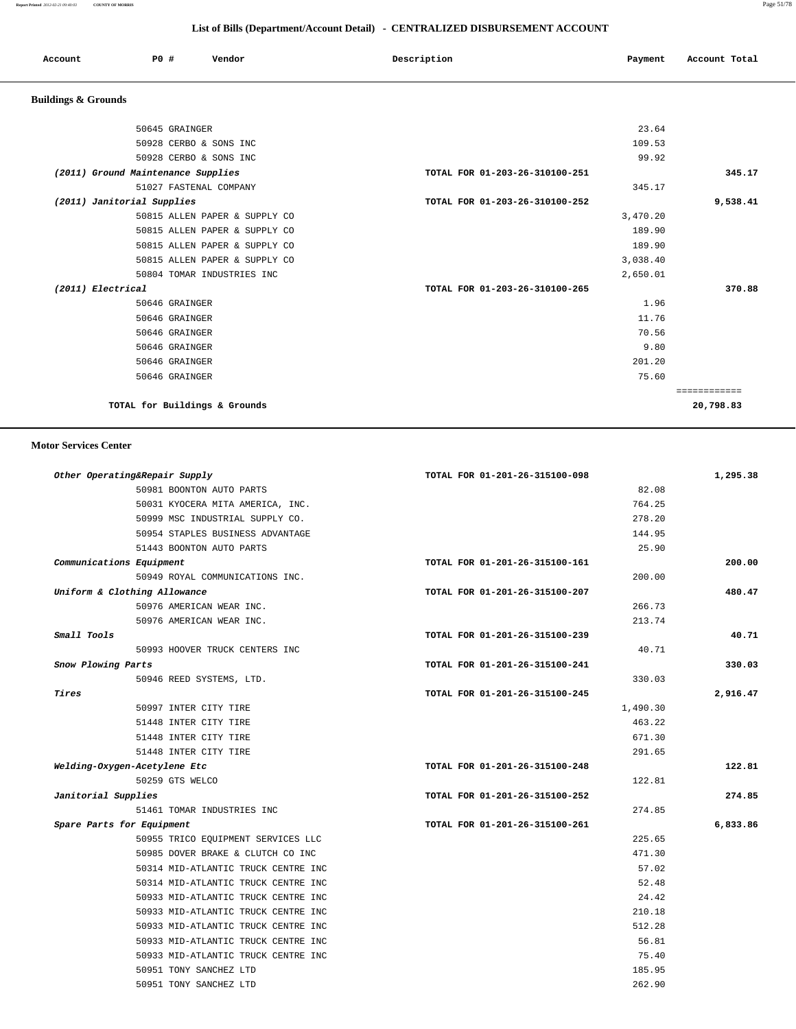## List of Bills (Department/Account Detail) - CENTRALIZED DISBURSEMENT ACCOUNT

| Account | PO # | Vendor | Description | Payment | Account Total |
|---|---|---|---|---|---|

### Buildings & Grounds

| Account | PO # | Vendor | Description | Payment | Account Total |
|---|---|---|---|---|---|
| | 50645 | GRAINGER | | 23.64 | |
| | 50928 | CERBO & SONS INC | | 109.53 | |
| | 50928 | CERBO & SONS INC | | 99.92 | |
| *(2011) Ground Maintenance Supplies* | | | TOTAL FOR 01-203-26-310100-251 | | **345.17** |
| | 51027 | FASTENAL COMPANY | | 345.17 | |
| *(2011) Janitorial Supplies* | | | TOTAL FOR 01-203-26-310100-252 | | **9,538.41** |
| | 50815 | ALLEN PAPER & SUPPLY CO | | 3,470.20 | |
| | 50815 | ALLEN PAPER & SUPPLY CO | | 189.90 | |
| | 50815 | ALLEN PAPER & SUPPLY CO | | 189.90 | |
| | 50815 | ALLEN PAPER & SUPPLY CO | | 3,038.40 | |
| | 50804 | TOMAR INDUSTRIES INC | | 2,650.01 | |
| *(2011) Electrical* | | | TOTAL FOR 01-203-26-310100-265 | | **370.88** |
| | 50646 | GRAINGER | | 1.96 | |
| | 50646 | GRAINGER | | 11.76 | |
| | 50646 | GRAINGER | | 70.56 | |
| | 50646 | GRAINGER | | 9.80 | |
| | 50646 | GRAINGER | | 201.20 | |
| | 50646 | GRAINGER | | 75.60 | |
| | | | | | ============ |
| **TOTAL for Buildings & Grounds** | | | | | **20,798.83** |

### Motor Services Center

| Account | PO # | Vendor | Description | Payment | Account Total |
|---|---|---|---|---|---|
| *Other Operating&Repair Supply* | | | TOTAL FOR 01-201-26-315100-098 | | **1,295.38** |
| | 50981 | BOONTON AUTO PARTS | | 82.08 | |
| | 50031 | KYOCERA MITA AMERICA, INC. | | 764.25 | |
| | 50999 | MSC INDUSTRIAL SUPPLY CO. | | 278.20 | |
| | 50954 | STAPLES BUSINESS ADVANTAGE | | 144.95 | |
| | 51443 | BOONTON AUTO PARTS | | 25.90 | |
| *Communications Equipment* | | | TOTAL FOR 01-201-26-315100-161 | | **200.00** |
| | 50949 | ROYAL COMMUNICATIONS INC. | | 200.00 | |
| *Uniform & Clothing Allowance* | | | TOTAL FOR 01-201-26-315100-207 | | **480.47** |
| | 50976 | AMERICAN WEAR INC. | | 266.73 | |
| | 50976 | AMERICAN WEAR INC. | | 213.74 | |
| *Small Tools* | | | TOTAL FOR 01-201-26-315100-239 | | **40.71** |
| | 50993 | HOOVER TRUCK CENTERS INC | | 40.71 | |
| *Snow Plowing Parts* | | | TOTAL FOR 01-201-26-315100-241 | | **330.03** |
| | 50946 | REED SYSTEMS, LTD. | | 330.03 | |
| *Tires* | | | TOTAL FOR 01-201-26-315100-245 | | **2,916.47** |
| | 50997 | INTER CITY TIRE | | 1,490.30 | |
| | 51448 | INTER CITY TIRE | | 463.22 | |
| | 51448 | INTER CITY TIRE | | 671.30 | |
| | 51448 | INTER CITY TIRE | | 291.65 | |
| *Welding-Oxygen-Acetylene Etc* | | | TOTAL FOR 01-201-26-315100-248 | | **122.81** |
| | 50259 | GTS WELCO | | 122.81 | |
| *Janitorial Supplies* | | | TOTAL FOR 01-201-26-315100-252 | | **274.85** |
| | 51461 | TOMAR INDUSTRIES INC | | 274.85 | |
| *Spare Parts for Equipment* | | | TOTAL FOR 01-201-26-315100-261 | | **6,833.86** |
| | 50955 | TRICO EQUIPMENT SERVICES LLC | | 225.65 | |
| | 50985 | DOVER BRAKE & CLUTCH CO INC | | 471.30 | |
| | 50314 | MID-ATLANTIC TRUCK CENTRE INC | | 57.02 | |
| | 50314 | MID-ATLANTIC TRUCK CENTRE INC | | 52.48 | |
| | 50933 | MID-ATLANTIC TRUCK CENTRE INC | | 24.42 | |
| | 50933 | MID-ATLANTIC TRUCK CENTRE INC | | 210.18 | |
| | 50933 | MID-ATLANTIC TRUCK CENTRE INC | | 512.28 | |
| | 50933 | MID-ATLANTIC TRUCK CENTRE INC | | 56.81 | |
| | 50933 | MID-ATLANTIC TRUCK CENTRE INC | | 75.40 | |
| | 50951 | TONY SANCHEZ LTD | | 185.95 | |
| | 50951 | TONY SANCHEZ LTD | | 262.90 | |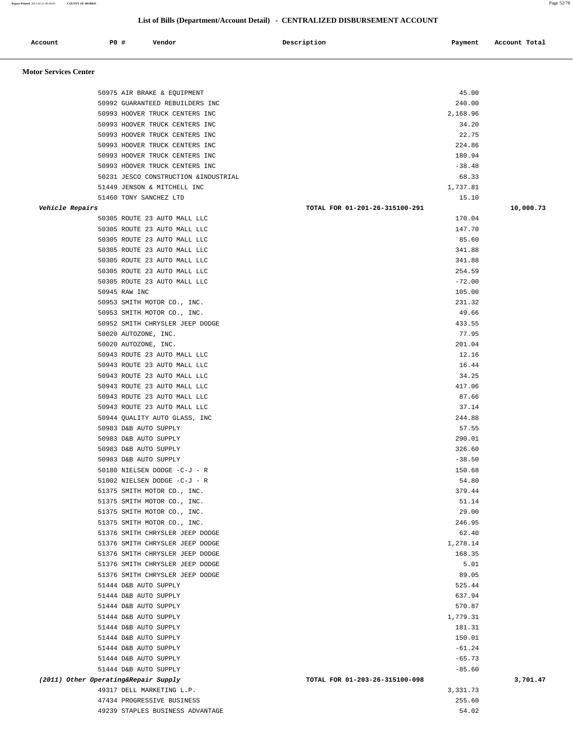## List of Bills (Department/Account Detail) - CENTRALIZED DISBURSEMENT ACCOUNT

| Account | PO # | Vendor | Description | Payment | Account Total |
|---|---|---|---|---|---|

**Motor Services Center**

| Account | PO # | Vendor | Description | Payment | Account Total |
|---|---|---|---|---|---|
| | 50975 | AIR BRAKE & EQUIPMENT | | 45.00 | |
| | 50992 | GUARANTEED REBUILDERS INC | | 240.00 | |
| | 50993 | HOOVER TRUCK CENTERS INC | | 2,168.96 | |
| | 50993 | HOOVER TRUCK CENTERS INC | | 34.20 | |
| | 50993 | HOOVER TRUCK CENTERS INC | | 22.75 | |
| | 50993 | HOOVER TRUCK CENTERS INC | | 224.86 | |
| | 50993 | HOOVER TRUCK CENTERS INC | | 180.94 | |
| | 50993 | HOOVER TRUCK CENTERS INC | | -38.48 | |
| | 50231 | JESCO CONSTRUCTION &INDUSTRIAL | | 68.33 | |
| | 51449 | JENSON & MITCHELL INC | | 1,737.81 | |
| | 51460 | TONY SANCHEZ LTD | | 15.10 | |
| *Vehicle Repairs* | | | TOTAL FOR 01-201-26-315100-291 | | 10,000.73 |
| | 50305 | ROUTE 23 AUTO MALL LLC | | 170.04 | |
| | 50305 | ROUTE 23 AUTO MALL LLC | | 147.70 | |
| | 50305 | ROUTE 23 AUTO MALL LLC | | 85.60 | |
| | 50305 | ROUTE 23 AUTO MALL LLC | | 341.88 | |
| | 50305 | ROUTE 23 AUTO MALL LLC | | 341.88 | |
| | 50305 | ROUTE 23 AUTO MALL LLC | | 254.59 | |
| | 50305 | ROUTE 23 AUTO MALL LLC | | -72.00 | |
| | 50945 | RAW INC | | 105.00 | |
| | 50953 | SMITH MOTOR CO., INC. | | 231.32 | |
| | 50953 | SMITH MOTOR CO., INC. | | 49.66 | |
| | 50952 | SMITH CHRYSLER JEEP DODGE | | 433.55 | |
| | 50020 | AUTOZONE, INC. | | 77.95 | |
| | 50020 | AUTOZONE, INC. | | 201.04 | |
| | 50943 | ROUTE 23 AUTO MALL LLC | | 12.16 | |
| | 50943 | ROUTE 23 AUTO MALL LLC | | 16.44 | |
| | 50943 | ROUTE 23 AUTO MALL LLC | | 34.25 | |
| | 50943 | ROUTE 23 AUTO MALL LLC | | 417.06 | |
| | 50943 | ROUTE 23 AUTO MALL LLC | | 87.66 | |
| | 50943 | ROUTE 23 AUTO MALL LLC | | 37.14 | |
| | 50944 | QUALITY AUTO GLASS, INC | | 244.88 | |
| | 50983 | D&B AUTO SUPPLY | | 57.55 | |
| | 50983 | D&B AUTO SUPPLY | | 290.01 | |
| | 50983 | D&B AUTO SUPPLY | | 326.60 | |
| | 50983 | D&B AUTO SUPPLY | | -38.50 | |
| | 50180 | NIELSEN DODGE -C-J - R | | 150.68 | |
| | 51002 | NIELSEN DODGE -C-J - R | | 54.80 | |
| | 51375 | SMITH MOTOR CO., INC. | | 379.44 | |
| | 51375 | SMITH MOTOR CO., INC. | | 51.14 | |
| | 51375 | SMITH MOTOR CO., INC. | | 29.00 | |
| | 51375 | SMITH MOTOR CO., INC. | | 246.95 | |
| | 51376 | SMITH CHRYSLER JEEP DODGE | | 62.40 | |
| | 51376 | SMITH CHRYSLER JEEP DODGE | | 1,278.14 | |
| | 51376 | SMITH CHRYSLER JEEP DODGE | | 168.35 | |
| | 51376 | SMITH CHRYSLER JEEP DODGE | | 5.01 | |
| | 51376 | SMITH CHRYSLER JEEP DODGE | | 89.05 | |
| | 51444 | D&B AUTO SUPPLY | | 525.44 | |
| | 51444 | D&B AUTO SUPPLY | | 637.94 | |
| | 51444 | D&B AUTO SUPPLY | | 570.87 | |
| | 51444 | D&B AUTO SUPPLY | | 1,779.31 | |
| | 51444 | D&B AUTO SUPPLY | | 181.31 | |
| | 51444 | D&B AUTO SUPPLY | | 150.01 | |
| | 51444 | D&B AUTO SUPPLY | | -61.24 | |
| | 51444 | D&B AUTO SUPPLY | | -65.73 | |
| | 51444 | D&B AUTO SUPPLY | | -85.60 | |
| *(2011) Other Operating&Repair Supply* | | | TOTAL FOR 01-203-26-315100-098 | | 3,701.47 |
| | 49317 | DELL MARKETING L.P. | | 3,331.73 | |
| | 47434 | PROGRESSIVE BUSINESS | | 255.60 | |
| | 49239 | STAPLES BUSINESS ADVANTAGE | | 54.02 | |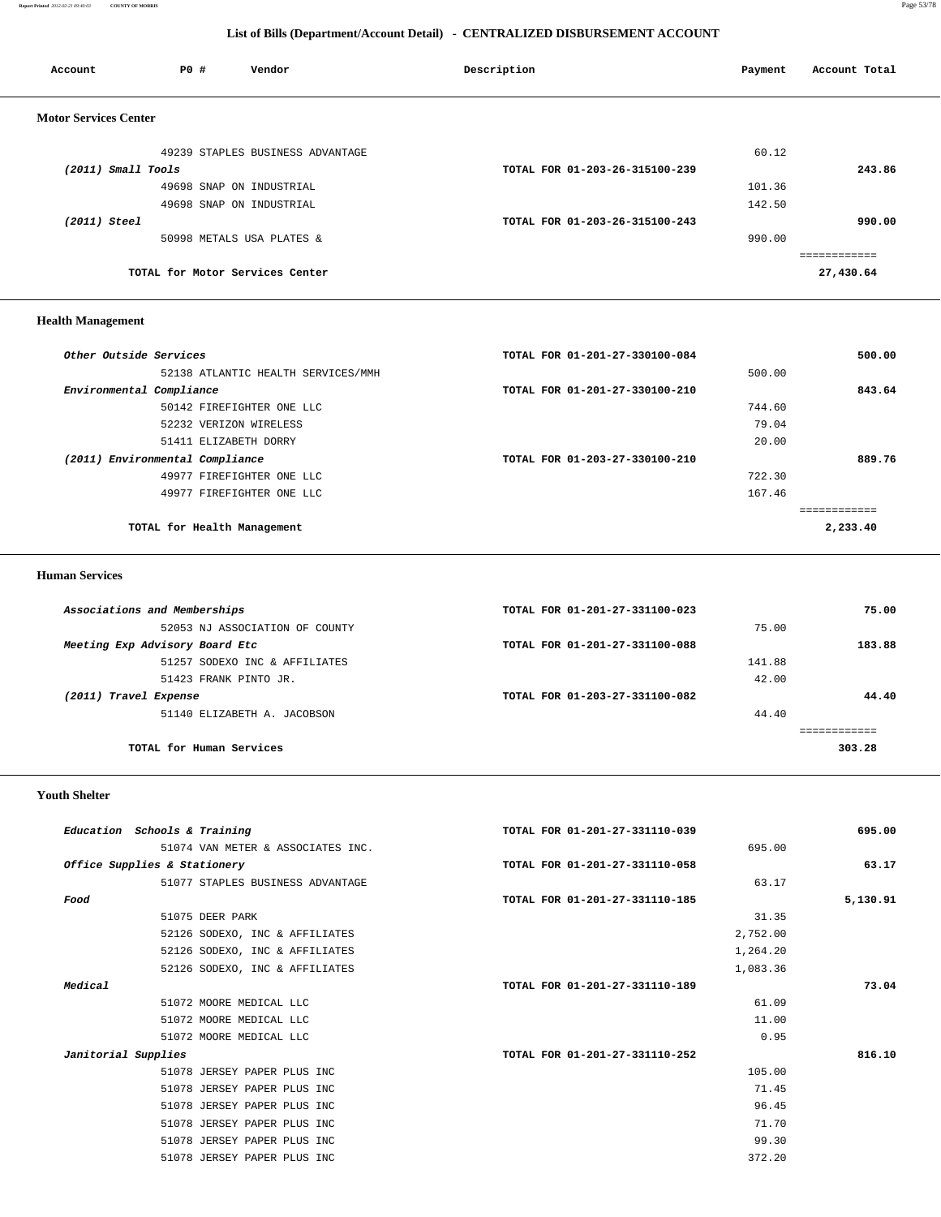## List of Bills (Department/Account Detail) - CENTRALIZED DISBURSEMENT ACCOUNT

| Account | PO # | Vendor | Description | Payment | Account Total |
|---|---|---|---|---|---|

### Motor Services Center

| Account | PO # | Vendor | Description | Payment | Account Total |
|---|---|---|---|---|---|
| | 49239 | STAPLES BUSINESS ADVANTAGE | | 60.12 | |
| *(2011) Small Tools* | | | TOTAL FOR 01-203-26-315100-239 | | 243.86 |
| | 49698 | SNAP ON INDUSTRIAL | | 101.36 | |
| | 49698 | SNAP ON INDUSTRIAL | | 142.50 | |
| *(2011) Steel* | | | TOTAL FOR 01-203-26-315100-243 | | 990.00 |
| | 50998 | METALS USA PLATES & | | 990.00 | |
| | | TOTAL for Motor Services Center | | | 27,430.64 |

### Health Management

| Account | PO # | Vendor | Description | Payment | Account Total |
|---|---|---|---|---|---|
| *Other Outside Services* | | | TOTAL FOR 01-201-27-330100-084 | | 500.00 |
| | 52138 | ATLANTIC HEALTH SERVICES/MMH | | 500.00 | |
| *Environmental Compliance* | | | TOTAL FOR 01-201-27-330100-210 | | 843.64 |
| | 50142 | FIREFIGHTER ONE LLC | | 744.60 | |
| | 52232 | VERIZON WIRELESS | | 79.04 | |
| | 51411 | ELIZABETH DORRY | | 20.00 | |
| *(2011) Environmental Compliance* | | | TOTAL FOR 01-203-27-330100-210 | | 889.76 |
| | 49977 | FIREFIGHTER ONE LLC | | 722.30 | |
| | 49977 | FIREFIGHTER ONE LLC | | 167.46 | |
| | | TOTAL for Health Management | | | 2,233.40 |

### Human Services

| Account | PO # | Vendor | Description | Payment | Account Total |
|---|---|---|---|---|---|
| *Associations and Memberships* | | | TOTAL FOR 01-201-27-331100-023 | | 75.00 |
| | 52053 | NJ ASSOCIATION OF COUNTY | | 75.00 | |
| *Meeting Exp Advisory Board Etc* | | | TOTAL FOR 01-201-27-331100-088 | | 183.88 |
| | 51257 | SODEXO INC & AFFILIATES | | 141.88 | |
| | 51423 | FRANK PINTO JR. | | 42.00 | |
| *(2011) Travel Expense* | | | TOTAL FOR 01-203-27-331100-082 | | 44.40 |
| | 51140 | ELIZABETH A. JACOBSON | | 44.40 | |
| | | TOTAL for Human Services | | | 303.28 |

### Youth Shelter

| Account | PO # | Vendor | Description | Payment | Account Total |
|---|---|---|---|---|---|
| *Education Schools & Training* | | | TOTAL FOR 01-201-27-331110-039 | | 695.00 |
| | 51074 | VAN METER & ASSOCIATES INC. | | 695.00 | |
| *Office Supplies & Stationery* | | | TOTAL FOR 01-201-27-331110-058 | | 63.17 |
| | 51077 | STAPLES BUSINESS ADVANTAGE | | 63.17 | |
| *Food* | | | TOTAL FOR 01-201-27-331110-185 | | 5,130.91 |
| | 51075 | DEER PARK | | 31.35 | |
| | 52126 | SODEXO, INC & AFFILIATES | | 2,752.00 | |
| | 52126 | SODEXO, INC & AFFILIATES | | 1,264.20 | |
| | 52126 | SODEXO, INC & AFFILIATES | | 1,083.36 | |
| *Medical* | | | TOTAL FOR 01-201-27-331110-189 | | 73.04 |
| | 51072 | MOORE MEDICAL LLC | | 61.09 | |
| | 51072 | MOORE MEDICAL LLC | | 11.00 | |
| | 51072 | MOORE MEDICAL LLC | | 0.95 | |
| *Janitorial Supplies* | | | TOTAL FOR 01-201-27-331110-252 | | 816.10 |
| | 51078 | JERSEY PAPER PLUS INC | | 105.00 | |
| | 51078 | JERSEY PAPER PLUS INC | | 71.45 | |
| | 51078 | JERSEY PAPER PLUS INC | | 96.45 | |
| | 51078 | JERSEY PAPER PLUS INC | | 71.70 | |
| | 51078 | JERSEY PAPER PLUS INC | | 99.30 | |
| | 51078 | JERSEY PAPER PLUS INC | | 372.20 | |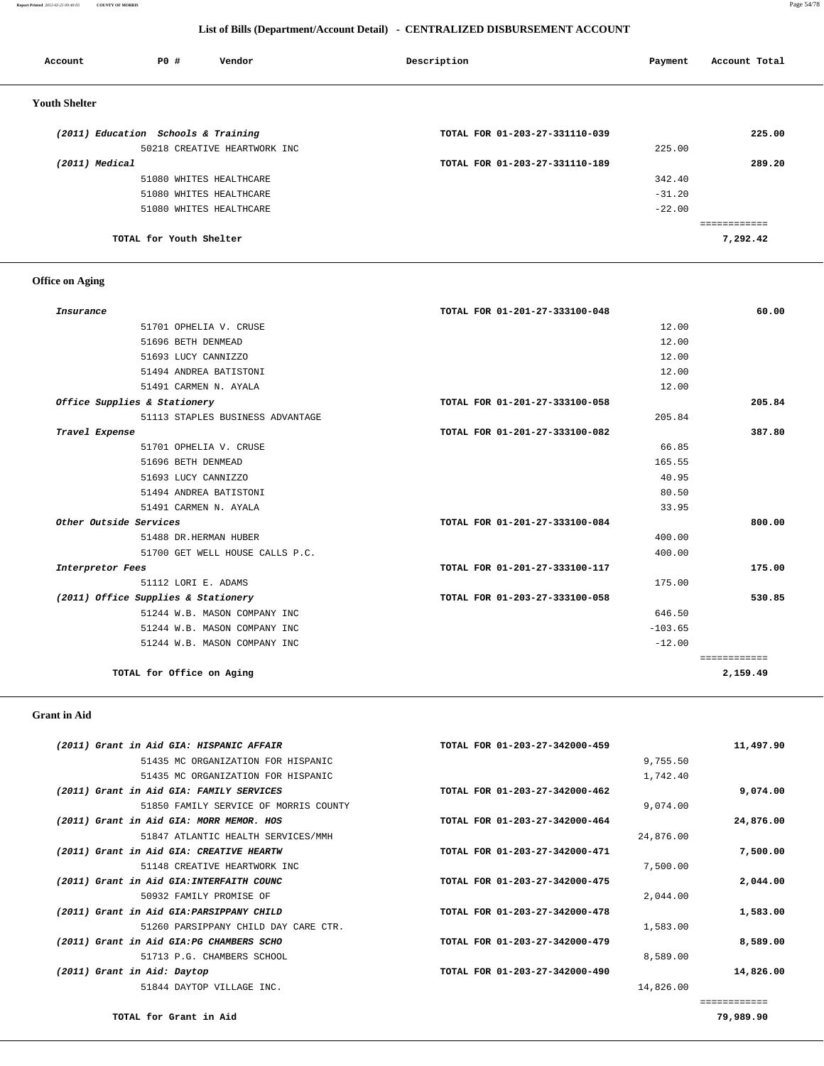## List of Bills (Department/Account Detail) - CENTRALIZED DISBURSEMENT ACCOUNT

| Account | PO # | Vendor | Description | Payment | Account Total |
|---|---|---|---|---|---|

### Youth Shelter

| Account | PO # | Vendor | Description | Payment | Account Total |
|---|---|---|---|---|---|
| *(2011) Education Schools & Training* | | | TOTAL FOR 01-203-27-331110-039 | | 225.00 |
| | 50218 | CREATIVE HEARTWORK INC | | 225.00 | |
| *(2011) Medical* | | | TOTAL FOR 01-203-27-331110-189 | | 289.20 |
| | 51080 | WHITES HEALTHCARE | | 342.40 | |
| | 51080 | WHITES HEALTHCARE | | -31.20 | |
| | 51080 | WHITES HEALTHCARE | | -22.00 | |
| | | **TOTAL for Youth Shelter** | | | **7,292.42** |

### Office on Aging

| Account | PO # | Vendor | Description | Payment | Account Total |
|---|---|---|---|---|---|
| *Insurance* | | | TOTAL FOR 01-201-27-333100-048 | | 60.00 |
| | 51701 | OPHELIA V. CRUSE | | 12.00 | |
| | 51696 | BETH DENMEAD | | 12.00 | |
| | 51693 | LUCY CANNIZZO | | 12.00 | |
| | 51494 | ANDREA BATISTONI | | 12.00 | |
| | 51491 | CARMEN N. AYALA | | 12.00 | |
| *Office Supplies & Stationery* | | | TOTAL FOR 01-201-27-333100-058 | | 205.84 |
| | 51113 | STAPLES BUSINESS ADVANTAGE | | 205.84 | |
| *Travel Expense* | | | TOTAL FOR 01-201-27-333100-082 | | 387.80 |
| | 51701 | OPHELIA V. CRUSE | | 66.85 | |
| | 51696 | BETH DENMEAD | | 165.55 | |
| | 51693 | LUCY CANNIZZO | | 40.95 | |
| | 51494 | ANDREA BATISTONI | | 80.50 | |
| | 51491 | CARMEN N. AYALA | | 33.95 | |
| *Other Outside Services* | | | TOTAL FOR 01-201-27-333100-084 | | 800.00 |
| | 51488 | DR.HERMAN HUBER | | 400.00 | |
| | 51700 | GET WELL HOUSE CALLS P.C. | | 400.00 | |
| *Interpretor Fees* | | | TOTAL FOR 01-201-27-333100-117 | | 175.00 |
| | 51112 | LORI E. ADAMS | | 175.00 | |
| *(2011) Office Supplies & Stationery* | | | TOTAL FOR 01-203-27-333100-058 | | 530.85 |
| | 51244 | W.B. MASON COMPANY INC | | 646.50 | |
| | 51244 | W.B. MASON COMPANY INC | | -103.65 | |
| | 51244 | W.B. MASON COMPANY INC | | -12.00 | |
| | | **TOTAL for Office on Aging** | | | **2,159.49** |

### Grant in Aid

| Account | PO # | Vendor | Description | Payment | Account Total |
|---|---|---|---|---|---|
| *(2011) Grant in Aid GIA: HISPANIC AFFAIR* | | | TOTAL FOR 01-203-27-342000-459 | | 11,497.90 |
| | 51435 | MC ORGANIZATION FOR HISPANIC | | 9,755.50 | |
| | 51435 | MC ORGANIZATION FOR HISPANIC | | 1,742.40 | |
| *(2011) Grant in Aid GIA: FAMILY SERVICES* | | | TOTAL FOR 01-203-27-342000-462 | | 9,074.00 |
| | 51850 | FAMILY SERVICE OF MORRIS COUNTY | | 9,074.00 | |
| *(2011) Grant in Aid GIA: MORR MEMOR. HOS* | | | TOTAL FOR 01-203-27-342000-464 | | 24,876.00 |
| | 51847 | ATLANTIC HEALTH SERVICES/MMH | | 24,876.00 | |
| *(2011) Grant in Aid GIA: CREATIVE HEARTW* | | | TOTAL FOR 01-203-27-342000-471 | | 7,500.00 |
| | 51148 | CREATIVE HEARTWORK INC | | 7,500.00 | |
| *(2011) Grant in Aid GIA:INTERFAITH COUNC* | | | TOTAL FOR 01-203-27-342000-475 | | 2,044.00 |
| | 50932 | FAMILY PROMISE OF | | 2,044.00 | |
| *(2011) Grant in Aid GIA:PARSIPPANY CHILD* | | | TOTAL FOR 01-203-27-342000-478 | | 1,583.00 |
| | 51260 | PARSIPPANY CHILD DAY CARE CTR. | | 1,583.00 | |
| *(2011) Grant in Aid GIA:PG CHAMBERS SCHO* | | | TOTAL FOR 01-203-27-342000-479 | | 8,589.00 |
| | 51713 | P.G. CHAMBERS SCHOOL | | 8,589.00 | |
| *(2011) Grant in Aid: Daytop* | | | TOTAL FOR 01-203-27-342000-490 | | 14,826.00 |
| | 51844 | DAYTOP VILLAGE INC. | | 14,826.00 | |
| | | **TOTAL for Grant in Aid** | | | **79,989.90** |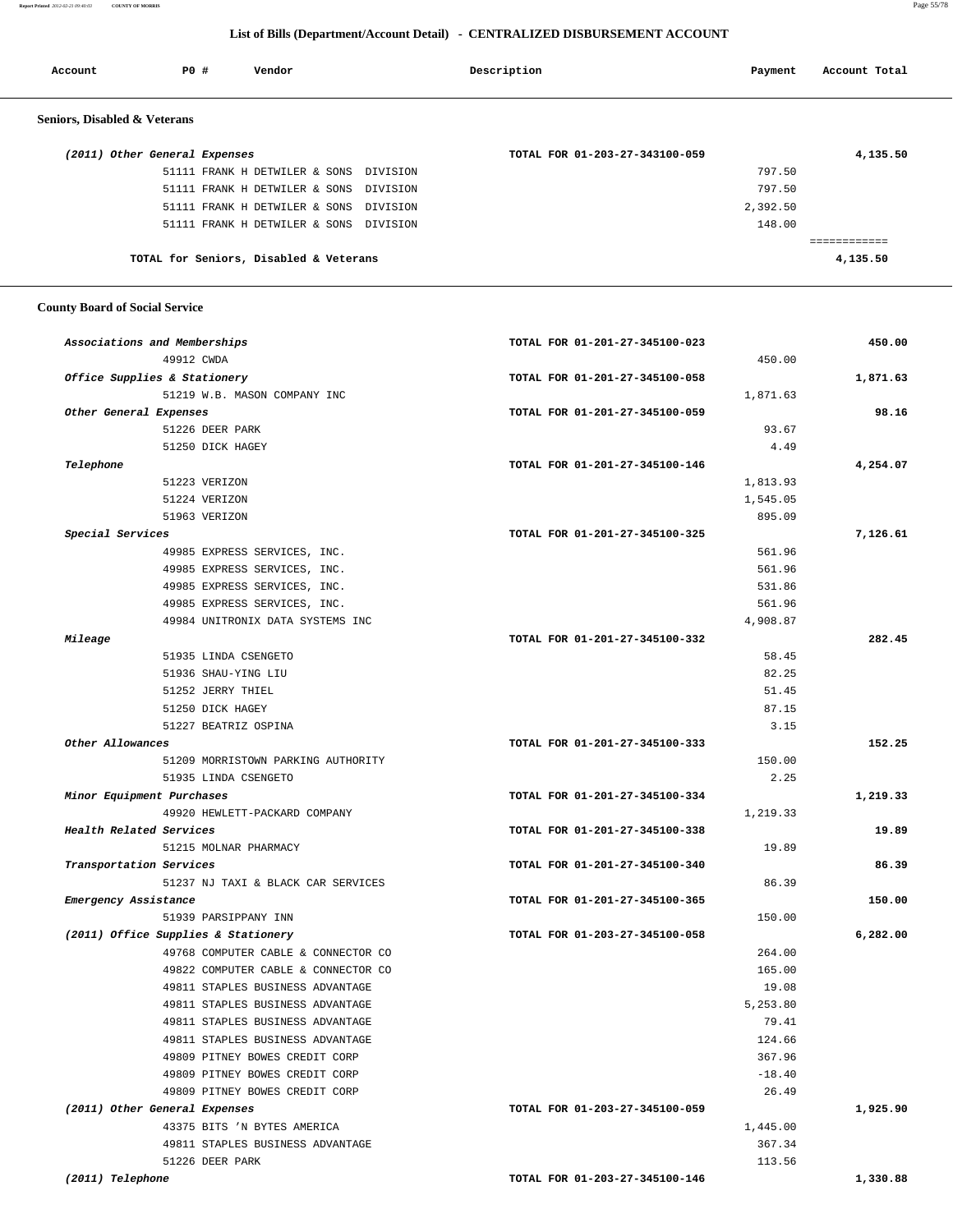## List of Bills (Department/Account Detail) - CENTRALIZED DISBURSEMENT ACCOUNT

| Account | PO # | Vendor | Description | Payment | Account Total |
|---|---|---|---|---|---|

### Seniors, Disabled & Veterans

| Account | PO # | Vendor | Description | Payment | Account Total |
|---|---|---|---|---|---|
| *(2011) Other General Expenses* | | | TOTAL FOR 01-203-27-343100-059 | | 4,135.50 |
| | 51111 | FRANK H DETWILER & SONS DIVISION | | 797.50 | |
| | 51111 | FRANK H DETWILER & SONS DIVISION | | 797.50 | |
| | 51111 | FRANK H DETWILER & SONS DIVISION | | 2,392.50 | |
| | 51111 | FRANK H DETWILER & SONS DIVISION | | 148.00 | |
| | | TOTAL for Seniors, Disabled & Veterans | | | 4,135.50 |

### County Board of Social Service

| Account | PO # | Vendor | Description | Payment | Account Total |
|---|---|---|---|---|---|
| *Associations and Memberships* | | | TOTAL FOR 01-201-27-345100-023 | | 450.00 |
| | 49912 | CWDA | | 450.00 | |
| *Office Supplies & Stationery* | | | TOTAL FOR 01-201-27-345100-058 | | 1,871.63 |
| | 51219 | W.B. MASON COMPANY INC | | 1,871.63 | |
| *Other General Expenses* | | | TOTAL FOR 01-201-27-345100-059 | | 98.16 |
| | 51226 | DEER PARK | | 93.67 | |
| | 51250 | DICK HAGEY | | 4.49 | |
| *Telephone* | | | TOTAL FOR 01-201-27-345100-146 | | 4,254.07 |
| | 51223 | VERIZON | | 1,813.93 | |
| | 51224 | VERIZON | | 1,545.05 | |
| | 51963 | VERIZON | | 895.09 | |
| *Special Services* | | | TOTAL FOR 01-201-27-345100-325 | | 7,126.61 |
| | 49985 | EXPRESS SERVICES, INC. | | 561.96 | |
| | 49985 | EXPRESS SERVICES, INC. | | 561.96 | |
| | 49985 | EXPRESS SERVICES, INC. | | 531.86 | |
| | 49985 | EXPRESS SERVICES, INC. | | 561.96 | |
| | 49984 | UNITRONIX DATA SYSTEMS INC | | 4,908.87 | |
| *Mileage* | | | TOTAL FOR 01-201-27-345100-332 | | 282.45 |
| | 51935 | LINDA CSENGETO | | 58.45 | |
| | 51936 | SHAU-YING LIU | | 82.25 | |
| | 51252 | JERRY THIEL | | 51.45 | |
| | 51250 | DICK HAGEY | | 87.15 | |
| | 51227 | BEATRIZ OSPINA | | 3.15 | |
| *Other Allowances* | | | TOTAL FOR 01-201-27-345100-333 | | 152.25 |
| | 51209 | MORRISTOWN PARKING AUTHORITY | | 150.00 | |
| | 51935 | LINDA CSENGETO | | 2.25 | |
| *Minor Equipment Purchases* | | | TOTAL FOR 01-201-27-345100-334 | | 1,219.33 |
| | 49920 | HEWLETT-PACKARD COMPANY | | 1,219.33 | |
| *Health Related Services* | | | TOTAL FOR 01-201-27-345100-338 | | 19.89 |
| | 51215 | MOLNAR PHARMACY | | 19.89 | |
| *Transportation Services* | | | TOTAL FOR 01-201-27-345100-340 | | 86.39 |
| | 51237 | NJ TAXI & BLACK CAR SERVICES | | 86.39 | |
| *Emergency Assistance* | | | TOTAL FOR 01-201-27-345100-365 | | 150.00 |
| | 51939 | PARSIPPANY INN | | 150.00 | |
| *(2011) Office Supplies & Stationery* | | | TOTAL FOR 01-203-27-345100-058 | | 6,282.00 |
| | 49768 | COMPUTER CABLE & CONNECTOR CO | | 264.00 | |
| | 49822 | COMPUTER CABLE & CONNECTOR CO | | 165.00 | |
| | 49811 | STAPLES BUSINESS ADVANTAGE | | 19.08 | |
| | 49811 | STAPLES BUSINESS ADVANTAGE | | 5,253.80 | |
| | 49811 | STAPLES BUSINESS ADVANTAGE | | 79.41 | |
| | 49811 | STAPLES BUSINESS ADVANTAGE | | 124.66 | |
| | 49809 | PITNEY BOWES CREDIT CORP | | 367.96 | |
| | 49809 | PITNEY BOWES CREDIT CORP | | -18.40 | |
| | 49809 | PITNEY BOWES CREDIT CORP | | 26.49 | |
| *(2011) Other General Expenses* | | | TOTAL FOR 01-203-27-345100-059 | | 1,925.90 |
| | 43375 | BITS 'N BYTES AMERICA | | 1,445.00 | |
| | 49811 | STAPLES BUSINESS ADVANTAGE | | 367.34 | |
| | 51226 | DEER PARK | | 113.56 | |
| *(2011) Telephone* | | | TOTAL FOR 01-203-27-345100-146 | | 1,330.88 |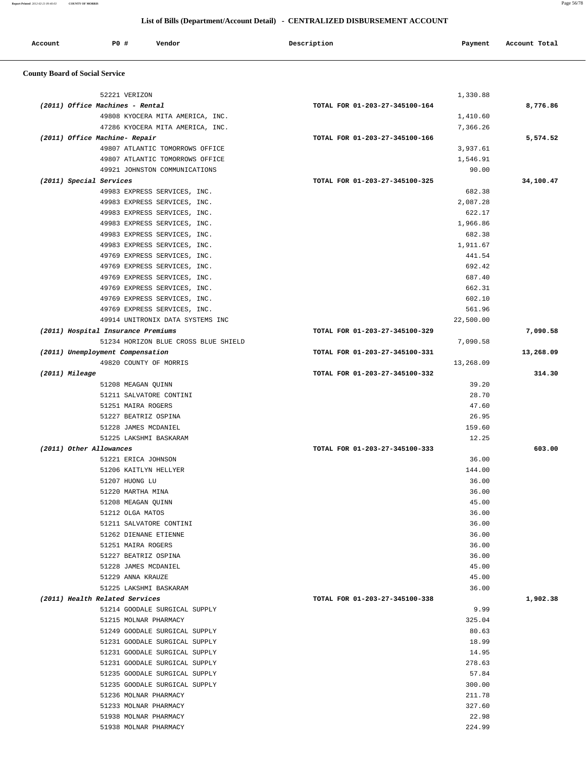## List of Bills (Department/Account Detail) - CENTRALIZED DISBURSEMENT ACCOUNT

| Account | PO # | Vendor | Description | Payment | Account Total |
|---|---|---|---|---|---|

### County Board of Social Service

| Account | PO # | Vendor | Description | Payment | Account Total |
|---|---|---|---|---|---|
| | 52221 | VERIZON | | 1,330.88 | |
| *(2011) Office Machines - Rental* | | | TOTAL FOR 01-203-27-345100-164 | | 8,776.86 |
| | 49808 | KYOCERA MITA AMERICA, INC. | | 1,410.60 | |
| | 47286 | KYOCERA MITA AMERICA, INC. | | 7,366.26 | |
| *(2011) Office Machine- Repair* | | | TOTAL FOR 01-203-27-345100-166 | | 5,574.52 |
| | 49807 | ATLANTIC TOMORROWS OFFICE | | 3,937.61 | |
| | 49807 | ATLANTIC TOMORROWS OFFICE | | 1,546.91 | |
| | 49921 | JOHNSTON COMMUNICATIONS | | 90.00 | |
| *(2011) Special Services* | | | TOTAL FOR 01-203-27-345100-325 | | 34,100.47 |
| | 49983 | EXPRESS SERVICES, INC. | | 682.38 | |
| | 49983 | EXPRESS SERVICES, INC. | | 2,087.28 | |
| | 49983 | EXPRESS SERVICES, INC. | | 622.17 | |
| | 49983 | EXPRESS SERVICES, INC. | | 1,966.86 | |
| | 49983 | EXPRESS SERVICES, INC. | | 682.38 | |
| | 49983 | EXPRESS SERVICES, INC. | | 1,911.67 | |
| | 49769 | EXPRESS SERVICES, INC. | | 441.54 | |
| | 49769 | EXPRESS SERVICES, INC. | | 692.42 | |
| | 49769 | EXPRESS SERVICES, INC. | | 687.40 | |
| | 49769 | EXPRESS SERVICES, INC. | | 662.31 | |
| | 49769 | EXPRESS SERVICES, INC. | | 602.10 | |
| | 49769 | EXPRESS SERVICES, INC. | | 561.96 | |
| | 49914 | UNITRONIX DATA SYSTEMS INC | | 22,500.00 | |
| *(2011) Hospital Insurance Premiums* | | | TOTAL FOR 01-203-27-345100-329 | | 7,090.58 |
| | 51234 | HORIZON BLUE CROSS BLUE SHIELD | | 7,090.58 | |
| *(2011) Unemployment Compensation* | | | TOTAL FOR 01-203-27-345100-331 | | 13,268.09 |
| | 49820 | COUNTY OF MORRIS | | 13,268.09 | |
| *(2011) Mileage* | | | TOTAL FOR 01-203-27-345100-332 | | 314.30 |
| | 51208 | MEAGAN QUINN | | 39.20 | |
| | 51211 | SALVATORE CONTINI | | 28.70 | |
| | 51251 | MAIRA ROGERS | | 47.60 | |
| | 51227 | BEATRIZ OSPINA | | 26.95 | |
| | 51228 | JAMES MCDANIEL | | 159.60 | |
| | 51225 | LAKSHMI BASKARAM | | 12.25 | |
| *(2011) Other Allowances* | | | TOTAL FOR 01-203-27-345100-333 | | 603.00 |
| | 51221 | ERICA JOHNSON | | 36.00 | |
| | 51206 | KAITLYN HELLYER | | 144.00 | |
| | 51207 | HUONG LU | | 36.00 | |
| | 51220 | MARTHA MINA | | 36.00 | |
| | 51208 | MEAGAN QUINN | | 45.00 | |
| | 51212 | OLGA MATOS | | 36.00 | |
| | 51211 | SALVATORE CONTINI | | 36.00 | |
| | 51262 | DIENANE ETIENNE | | 36.00 | |
| | 51251 | MAIRA ROGERS | | 36.00 | |
| | 51227 | BEATRIZ OSPINA | | 36.00 | |
| | 51228 | JAMES MCDANIEL | | 45.00 | |
| | 51229 | ANNA KRAUZE | | 45.00 | |
| | 51225 | LAKSHMI BASKARAM | | 36.00 | |
| *(2011) Health Related Services* | | | TOTAL FOR 01-203-27-345100-338 | | 1,902.38 |
| | 51214 | GOODALE SURGICAL SUPPLY | | 9.99 | |
| | 51215 | MOLNAR PHARMACY | | 325.04 | |
| | 51249 | GOODALE SURGICAL SUPPLY | | 80.63 | |
| | 51231 | GOODALE SURGICAL SUPPLY | | 18.99 | |
| | 51231 | GOODALE SURGICAL SUPPLY | | 14.95 | |
| | 51231 | GOODALE SURGICAL SUPPLY | | 278.63 | |
| | 51235 | GOODALE SURGICAL SUPPLY | | 57.84 | |
| | 51235 | GOODALE SURGICAL SUPPLY | | 300.00 | |
| | 51236 | MOLNAR PHARMACY | | 211.78 | |
| | 51233 | MOLNAR PHARMACY | | 327.60 | |
| | 51938 | MOLNAR PHARMACY | | 22.98 | |
| | 51938 | MOLNAR PHARMACY | | 224.99 | |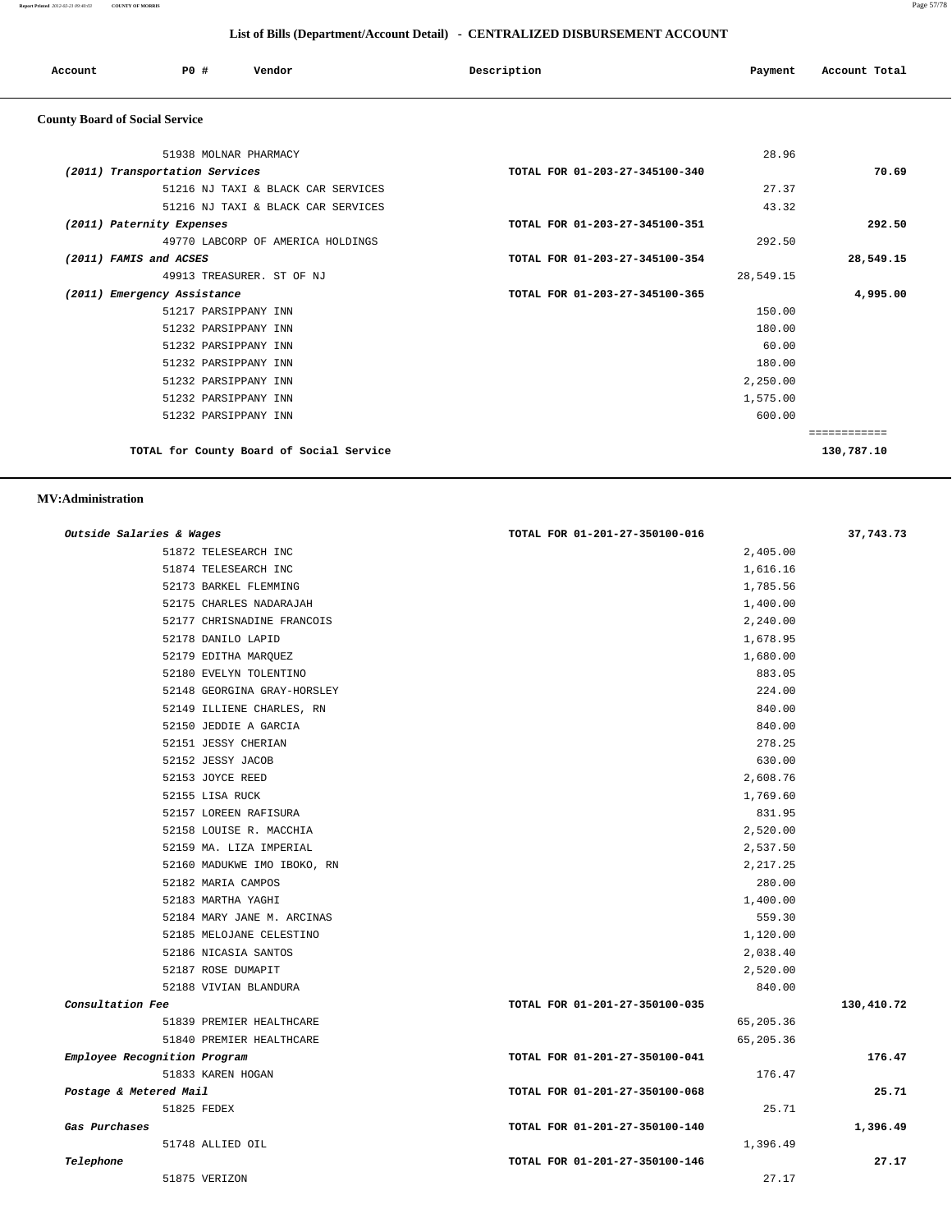## List of Bills (Department/Account Detail) - CENTRALIZED DISBURSEMENT ACCOUNT

| Account | PO # | Vendor | Description | Payment | Account Total |
|---|---|---|---|---|---|

### County Board of Social Service

| Account | PO # | Vendor | Description | Payment | Account Total |
|---|---|---|---|---|---|
| | 51938 | MOLNAR PHARMACY | | 28.96 | |
| *(2011) Transportation Services* | | | TOTAL FOR 01-203-27-345100-340 | | 70.69 |
| | 51216 | NJ TAXI & BLACK CAR SERVICES | | 27.37 | |
| | 51216 | NJ TAXI & BLACK CAR SERVICES | | 43.32 | |
| *(2011) Paternity Expenses* | | | TOTAL FOR 01-203-27-345100-351 | | 292.50 |
| | 49770 | LABCORP OF AMERICA HOLDINGS | | 292.50 | |
| *(2011) FAMIS and ACSES* | | | TOTAL FOR 01-203-27-345100-354 | | 28,549.15 |
| | 49913 | TREASURER. ST OF NJ | | 28,549.15 | |
| *(2011) Emergency Assistance* | | | TOTAL FOR 01-203-27-345100-365 | | 4,995.00 |
| | 51217 | PARSIPPANY INN | | 150.00 | |
| | 51232 | PARSIPPANY INN | | 180.00 | |
| | 51232 | PARSIPPANY INN | | 60.00 | |
| | 51232 | PARSIPPANY INN | | 180.00 | |
| | 51232 | PARSIPPANY INN | | 2,250.00 | |
| | 51232 | PARSIPPANY INN | | 1,575.00 | |
| | 51232 | PARSIPPANY INN | | 600.00 | |
| | | TOTAL for County Board of Social Service | | | 130,787.10 |

### MV:Administration

| Account | PO # | Vendor | Description | Payment | Account Total |
|---|---|---|---|---|---|
| *Outside Salaries & Wages* | | | TOTAL FOR 01-201-27-350100-016 | | 37,743.73 |
| | 51872 | TELESEARCH INC | | 2,405.00 | |
| | 51874 | TELESEARCH INC | | 1,616.16 | |
| | 52173 | BARKEL FLEMMING | | 1,785.56 | |
| | 52175 | CHARLES NADARAJAH | | 1,400.00 | |
| | 52177 | CHRISNADINE FRANCOIS | | 2,240.00 | |
| | 52178 | DANILO LAPID | | 1,678.95 | |
| | 52179 | EDITHA MARQUEZ | | 1,680.00 | |
| | 52180 | EVELYN TOLENTINO | | 883.05 | |
| | 52148 | GEORGINA GRAY-HORSLEY | | 224.00 | |
| | 52149 | ILLIENE CHARLES, RN | | 840.00 | |
| | 52150 | JEDDIE A GARCIA | | 840.00 | |
| | 52151 | JESSY CHERIAN | | 278.25 | |
| | 52152 | JESSY JACOB | | 630.00 | |
| | 52153 | JOYCE REED | | 2,608.76 | |
| | 52155 | LISA RUCK | | 1,769.60 | |
| | 52157 | LOREEN RAFISURA | | 831.95 | |
| | 52158 | LOUISE R. MACCHIA | | 2,520.00 | |
| | 52159 | MA. LIZA IMPERIAL | | 2,537.50 | |
| | 52160 | MADUKWE IMO IBOKO, RN | | 2,217.25 | |
| | 52182 | MARIA CAMPOS | | 280.00 | |
| | 52183 | MARTHA YAGHI | | 1,400.00 | |
| | 52184 | MARY JANE M. ARCINAS | | 559.30 | |
| | 52185 | MELOJANE CELESTINO | | 1,120.00 | |
| | 52186 | NICASIA SANTOS | | 2,038.40 | |
| | 52187 | ROSE DUMAPIT | | 2,520.00 | |
| | 52188 | VIVIAN BLANDURA | | 840.00 | |
| *Consultation Fee* | | | TOTAL FOR 01-201-27-350100-035 | | 130,410.72 |
| | 51839 | PREMIER HEALTHCARE | | 65,205.36 | |
| | 51840 | PREMIER HEALTHCARE | | 65,205.36 | |
| *Employee Recognition Program* | | | TOTAL FOR 01-201-27-350100-041 | | 176.47 |
| | 51833 | KAREN HOGAN | | 176.47 | |
| *Postage & Metered Mail* | | | TOTAL FOR 01-201-27-350100-068 | | 25.71 |
| | 51825 | FEDEX | | 25.71 | |
| *Gas Purchases* | | | TOTAL FOR 01-201-27-350100-140 | | 1,396.49 |
| | 51748 | ALLIED OIL | | 1,396.49 | |
| *Telephone* | | | TOTAL FOR 01-201-27-350100-146 | | 27.17 |
| | 51875 | VERIZON | | 27.17 | |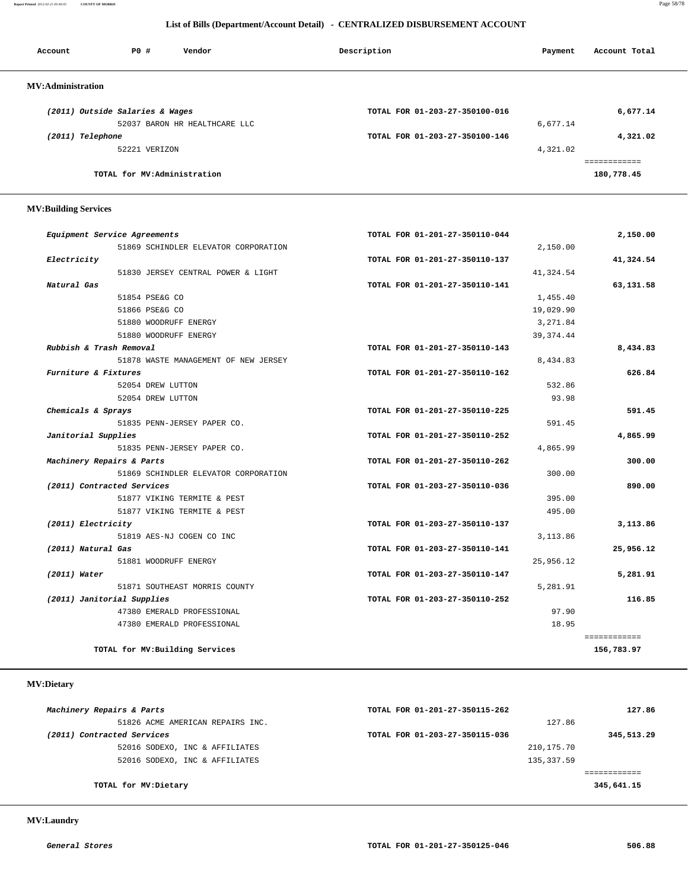## List of Bills (Department/Account Detail) - CENTRALIZED DISBURSEMENT ACCOUNT

| Account | PO # | Vendor | Description | Payment | Account Total |
|---|---|---|---|---|---|

### MV:Administration

| Account | PO # | Vendor | Description | Payment | Account Total |
|---|---|---|---|---|---|
| *(2011) Outside Salaries & Wages* | | | TOTAL FOR 01-203-27-350100-016 | | 6,677.14 |
| | 52037 | BARON HR HEALTHCARE LLC | | 6,677.14 | |
| *(2011) Telephone* | | | TOTAL FOR 01-203-27-350100-146 | | 4,321.02 |
| | 52221 | VERIZON | | 4,321.02 | |
| | | | | | ============ |
| | TOTAL for MV:Administration | | | | 180,778.45 |

### MV:Building Services

| Account | PO # | Vendor | Description | Payment | Account Total |
|---|---|---|---|---|---|
| *Equipment Service Agreements* | | | TOTAL FOR 01-201-27-350110-044 | | 2,150.00 |
| | 51869 | SCHINDLER ELEVATOR CORPORATION | | 2,150.00 | |
| *Electricity* | | | TOTAL FOR 01-201-27-350110-137 | | 41,324.54 |
| | 51830 | JERSEY CENTRAL POWER & LIGHT | | 41,324.54 | |
| *Natural Gas* | | | TOTAL FOR 01-201-27-350110-141 | | 63,131.58 |
| | 51854 | PSE&G CO | | 1,455.40 | |
| | 51866 | PSE&G CO | | 19,029.90 | |
| | 51880 | WOODRUFF ENERGY | | 3,271.84 | |
| | 51880 | WOODRUFF ENERGY | | 39,374.44 | |
| *Rubbish & Trash Removal* | | | TOTAL FOR 01-201-27-350110-143 | | 8,434.83 |
| | 51878 | WASTE MANAGEMENT OF NEW JERSEY | | 8,434.83 | |
| *Furniture & Fixtures* | | | TOTAL FOR 01-201-27-350110-162 | | 626.84 |
| | 52054 | DREW LUTTON | | 532.86 | |
| | 52054 | DREW LUTTON | | 93.98 | |
| *Chemicals & Sprays* | | | TOTAL FOR 01-201-27-350110-225 | | 591.45 |
| | 51835 | PENN-JERSEY PAPER CO. | | 591.45 | |
| *Janitorial Supplies* | | | TOTAL FOR 01-201-27-350110-252 | | 4,865.99 |
| | 51835 | PENN-JERSEY PAPER CO. | | 4,865.99 | |
| *Machinery Repairs & Parts* | | | TOTAL FOR 01-201-27-350110-262 | | 300.00 |
| | 51869 | SCHINDLER ELEVATOR CORPORATION | | 300.00 | |
| *(2011) Contracted Services* | | | TOTAL FOR 01-203-27-350110-036 | | 890.00 |
| | 51877 | VIKING TERMITE & PEST | | 395.00 | |
| | 51877 | VIKING TERMITE & PEST | | 495.00 | |
| *(2011) Electricity* | | | TOTAL FOR 01-203-27-350110-137 | | 3,113.86 |
| | 51819 | AES-NJ COGEN CO INC | | 3,113.86 | |
| *(2011) Natural Gas* | | | TOTAL FOR 01-203-27-350110-141 | | 25,956.12 |
| | 51881 | WOODRUFF ENERGY | | 25,956.12 | |
| *(2011) Water* | | | TOTAL FOR 01-203-27-350110-147 | | 5,281.91 |
| | 51871 | SOUTHEAST MORRIS COUNTY | | 5,281.91 | |
| *(2011) Janitorial Supplies* | | | TOTAL FOR 01-203-27-350110-252 | | 116.85 |
| | 47380 | EMERALD PROFESSIONAL | | 97.90 | |
| | 47380 | EMERALD PROFESSIONAL | | 18.95 | |
| | | | | | ============ |
| | TOTAL for MV:Building Services | | | | 156,783.97 |

### MV:Dietary

| Account | PO # | Vendor | Description | Payment | Account Total |
|---|---|---|---|---|---|
| *Machinery Repairs & Parts* | | | TOTAL FOR 01-201-27-350115-262 | | 127.86 |
| | 51826 | ACME AMERICAN REPAIRS INC. | | 127.86 | |
| *(2011) Contracted Services* | | | TOTAL FOR 01-203-27-350115-036 | | 345,513.29 |
| | 52016 | SODEXO, INC & AFFILIATES | | 210,175.70 | |
| | 52016 | SODEXO, INC & AFFILIATES | | 135,337.59 | |
| | | | | | ============ |
| | TOTAL for MV:Dietary | | | | 345,641.15 |

### MV:Laundry

| Account | PO # | Vendor | Description | Payment | Account Total |
|---|---|---|---|---|---|
| *General Stores* | | | TOTAL FOR 01-201-27-350125-046 | | 506.88 |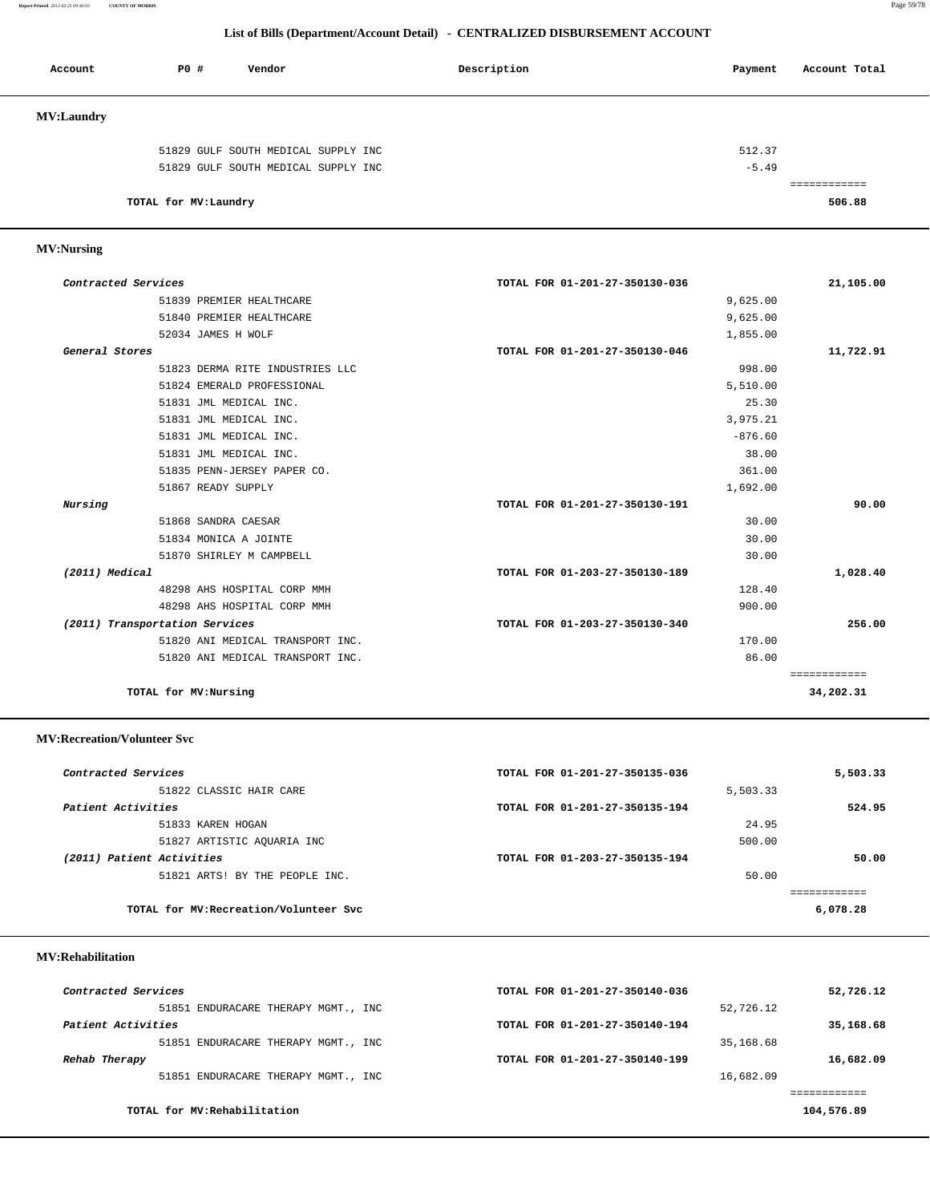## List of Bills (Department/Account Detail) - CENTRALIZED DISBURSEMENT ACCOUNT

| Account | PO # | Vendor | Description | Payment | Account Total |
|---|---|---|---|---|---|

### MV:Laundry

| Account | PO # | Vendor | Description | Payment | Account Total |
|---|---|---|---|---|---|
| | 51829 | GULF SOUTH MEDICAL SUPPLY INC | | 512.37 | |
| | 51829 | GULF SOUTH MEDICAL SUPPLY INC | | -5.49 | |
| **TOTAL for MV:Laundry** | | | | | **506.88** |

### MV:Nursing

| Account | PO # | Vendor | Description | Payment | Account Total |
|---|---|---|---|---|---|
| *Contracted Services* | | | TOTAL FOR 01-201-27-350130-036 | | 21,105.00 |
| | 51839 | PREMIER HEALTHCARE | | 9,625.00 | |
| | 51840 | PREMIER HEALTHCARE | | 9,625.00 | |
| | 52034 | JAMES H WOLF | | 1,855.00 | |
| *General Stores* | | | TOTAL FOR 01-201-27-350130-046 | | 11,722.91 |
| | 51823 | DERMA RITE INDUSTRIES LLC | | 998.00 | |
| | 51824 | EMERALD PROFESSIONAL | | 5,510.00 | |
| | 51831 | JML MEDICAL INC. | | 25.30 | |
| | 51831 | JML MEDICAL INC. | | 3,975.21 | |
| | 51831 | JML MEDICAL INC. | | -876.60 | |
| | 51831 | JML MEDICAL INC. | | 38.00 | |
| | 51835 | PENN-JERSEY PAPER CO. | | 361.00 | |
| | 51867 | READY SUPPLY | | 1,692.00 | |
| *Nursing* | | | TOTAL FOR 01-201-27-350130-191 | | 90.00 |
| | 51868 | SANDRA CAESAR | | 30.00 | |
| | 51834 | MONICA A JOINTE | | 30.00 | |
| | 51870 | SHIRLEY M CAMPBELL | | 30.00 | |
| *(2011) Medical* | | | TOTAL FOR 01-203-27-350130-189 | | 1,028.40 |
| | 48298 | AHS HOSPITAL CORP MMH | | 128.40 | |
| | 48298 | AHS HOSPITAL CORP MMH | | 900.00 | |
| *(2011) Transportation Services* | | | TOTAL FOR 01-203-27-350130-340 | | 256.00 |
| | 51820 | ANI MEDICAL TRANSPORT INC. | | 170.00 | |
| | 51820 | ANI MEDICAL TRANSPORT INC. | | 86.00 | |
| **TOTAL for MV:Nursing** | | | | | **34,202.31** |

### MV:Recreation/Volunteer Svc

| Account | PO # | Vendor | Description | Payment | Account Total |
|---|---|---|---|---|---|
| *Contracted Services* | | | TOTAL FOR 01-201-27-350135-036 | | 5,503.33 |
| | 51822 | CLASSIC HAIR CARE | | 5,503.33 | |
| *Patient Activities* | | | TOTAL FOR 01-201-27-350135-194 | | 524.95 |
| | 51833 | KAREN HOGAN | | 24.95 | |
| | 51827 | ARTISTIC AQUARIA INC | | 500.00 | |
| *(2011) Patient Activities* | | | TOTAL FOR 01-203-27-350135-194 | | 50.00 |
| | 51821 | ARTS! BY THE PEOPLE INC. | | 50.00 | |
| **TOTAL for MV:Recreation/Volunteer Svc** | | | | | **6,078.28** |

### MV:Rehabilitation

| Account | PO # | Vendor | Description | Payment | Account Total |
|---|---|---|---|---|---|
| *Contracted Services* | | | TOTAL FOR 01-201-27-350140-036 | | 52,726.12 |
| | 51851 | ENDURACARE THERAPY MGMT., INC | | 52,726.12 | |
| *Patient Activities* | | | TOTAL FOR 01-201-27-350140-194 | | 35,168.68 |
| | 51851 | ENDURACARE THERAPY MGMT., INC | | 35,168.68 | |
| *Rehab Therapy* | | | TOTAL FOR 01-201-27-350140-199 | | 16,682.09 |
| | 51851 | ENDURACARE THERAPY MGMT., INC | | 16,682.09 | |
| **TOTAL for MV:Rehabilitation** | | | | | **104,576.89** |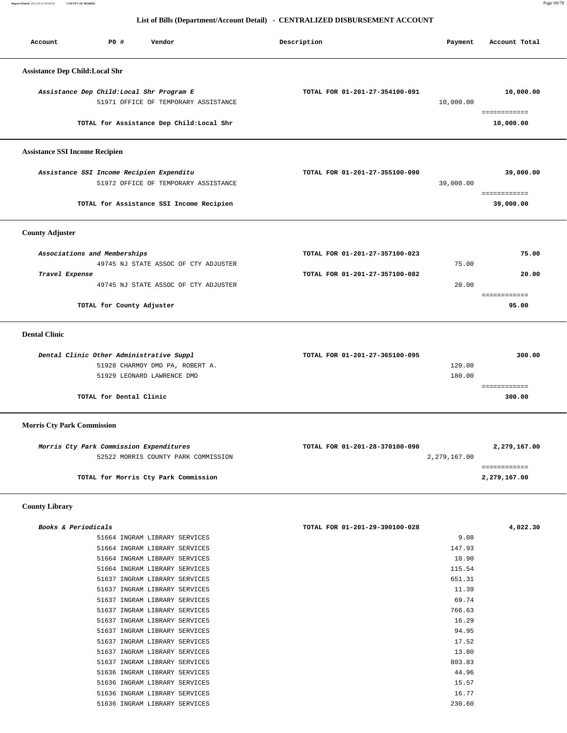## List of Bills (Department/Account Detail) - CENTRALIZED DISBURSEMENT ACCOUNT

| Account | PO # | Vendor | Description | Payment | Account Total |
|---|---|---|---|---|---|

### Assistance Dep Child:Local Shr

| Account | PO # | Vendor | Description | Payment | Account Total |
|---|---|---|---|---|---|
| *Assistance Dep Child:Local Shr Program E* | | | TOTAL FOR 01-201-27-354100-091 | | 10,000.00 |
| | 51971 | OFFICE OF TEMPORARY ASSISTANCE | | 10,000.00 | |
| **TOTAL for Assistance Dep Child:Local Shr** | | | | | **10,000.00** |

### Assistance SSI Income Recipien

| Account | PO # | Vendor | Description | Payment | Account Total |
|---|---|---|---|---|---|
| *Assistance SSI Income Recipien Expenditu* | | | TOTAL FOR 01-201-27-355100-090 | | 39,000.00 |
| | 51972 | OFFICE OF TEMPORARY ASSISTANCE | | 39,000.00 | |
| **TOTAL for Assistance SSI Income Recipien** | | | | | **39,000.00** |

### County Adjuster

| Account | PO # | Vendor | Description | Payment | Account Total |
|---|---|---|---|---|---|
| *Associations and Memberships* | | | TOTAL FOR 01-201-27-357100-023 | | 75.00 |
| | 49745 | NJ STATE ASSOC OF CTY ADJUSTER | | 75.00 | |
| *Travel Expense* | | | TOTAL FOR 01-201-27-357100-082 | | 20.00 |
| | 49745 | NJ STATE ASSOC OF CTY ADJUSTER | | 20.00 | |
| **TOTAL for County Adjuster** | | | | | **95.00** |

### Dental Clinic

| Account | PO # | Vendor | Description | Payment | Account Total |
|---|---|---|---|---|---|
| *Dental Clinic Other Administrative Suppl* | | | TOTAL FOR 01-201-27-365100-095 | | 300.00 |
| | 51928 | CHARMOY DMD PA, ROBERT A. | | 120.00 | |
| | 51929 | LEONARD LAWRENCE DMD | | 180.00 | |
| **TOTAL for Dental Clinic** | | | | | **300.00** |

### Morris Cty Park Commission

| Account | PO # | Vendor | Description | Payment | Account Total |
|---|---|---|---|---|---|
| *Morris Cty Park Commission Expenditures* | | | TOTAL FOR 01-201-28-370100-090 | | 2,279,167.00 |
| | 52522 | MORRIS COUNTY PARK COMMISSION | | 2,279,167.00 | |
| **TOTAL for Morris Cty Park Commission** | | | | | **2,279,167.00** |

### County Library

| Account | PO # | Vendor | Description | Payment | Account Total |
|---|---|---|---|---|---|
| *Books & Periodicals* | | | TOTAL FOR 01-201-29-390100-028 | | 4,022.30 |
| | 51664 | INGRAM LIBRARY SERVICES | | 9.08 | |
| | 51664 | INGRAM LIBRARY SERVICES | | 147.93 | |
| | 51664 | INGRAM LIBRARY SERVICES | | 10.90 | |
| | 51664 | INGRAM LIBRARY SERVICES | | 115.54 | |
| | 51637 | INGRAM LIBRARY SERVICES | | 651.31 | |
| | 51637 | INGRAM LIBRARY SERVICES | | 11.39 | |
| | 51637 | INGRAM LIBRARY SERVICES | | 69.74 | |
| | 51637 | INGRAM LIBRARY SERVICES | | 766.63 | |
| | 51637 | INGRAM LIBRARY SERVICES | | 16.29 | |
| | 51637 | INGRAM LIBRARY SERVICES | | 94.95 | |
| | 51637 | INGRAM LIBRARY SERVICES | | 17.52 | |
| | 51637 | INGRAM LIBRARY SERVICES | | 13.80 | |
| | 51637 | INGRAM LIBRARY SERVICES | | 803.83 | |
| | 51636 | INGRAM LIBRARY SERVICES | | 44.96 | |
| | 51636 | INGRAM LIBRARY SERVICES | | 15.57 | |
| | 51636 | INGRAM LIBRARY SERVICES | | 16.77 | |
| | 51636 | INGRAM LIBRARY SERVICES | | 230.60 | |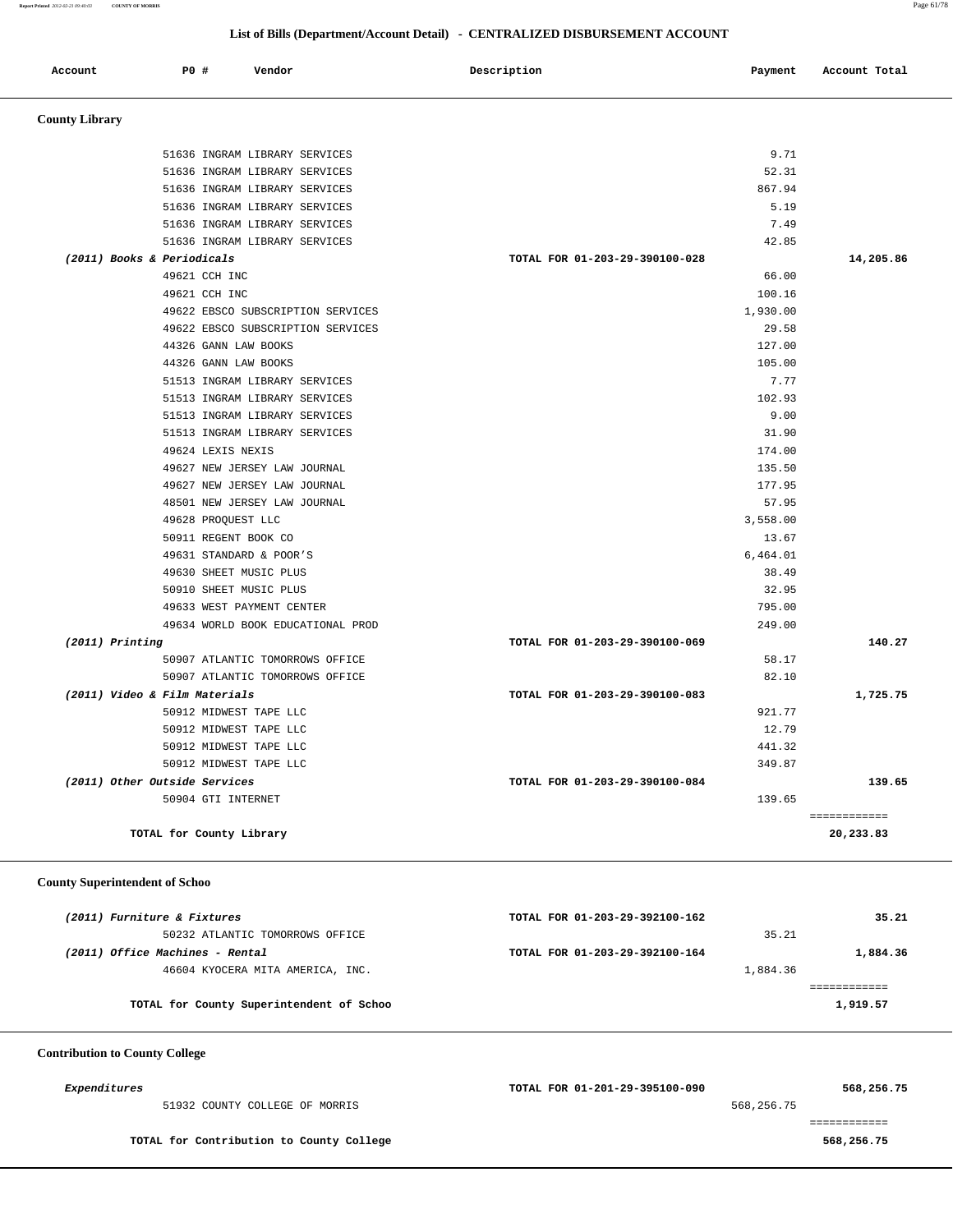## List of Bills (Department/Account Detail) - CENTRALIZED DISBURSEMENT ACCOUNT

| Account | PO # | Vendor | Description | Payment | Account Total |
|---|---|---|---|---|---|

### County Library

| Account | PO # | Vendor | Description | Payment | Account Total |
|---|---|---|---|---|---|
| | 51636 | INGRAM LIBRARY SERVICES | | 9.71 | |
| | 51636 | INGRAM LIBRARY SERVICES | | 52.31 | |
| | 51636 | INGRAM LIBRARY SERVICES | | 867.94 | |
| | 51636 | INGRAM LIBRARY SERVICES | | 5.19 | |
| | 51636 | INGRAM LIBRARY SERVICES | | 7.49 | |
| | 51636 | INGRAM LIBRARY SERVICES | | 42.85 | |
| *(2011) Books & Periodicals* | | | TOTAL FOR 01-203-29-390100-028 | | 14,205.86 |
| | 49621 | CCH INC | | 66.00 | |
| | 49621 | CCH INC | | 100.16 | |
| | 49622 | EBSCO SUBSCRIPTION SERVICES | | 1,930.00 | |
| | 49622 | EBSCO SUBSCRIPTION SERVICES | | 29.58 | |
| | 44326 | GANN LAW BOOKS | | 127.00 | |
| | 44326 | GANN LAW BOOKS | | 105.00 | |
| | 51513 | INGRAM LIBRARY SERVICES | | 7.77 | |
| | 51513 | INGRAM LIBRARY SERVICES | | 102.93 | |
| | 51513 | INGRAM LIBRARY SERVICES | | 9.00 | |
| | 51513 | INGRAM LIBRARY SERVICES | | 31.90 | |
| | 49624 | LEXIS NEXIS | | 174.00 | |
| | 49627 | NEW JERSEY LAW JOURNAL | | 135.50 | |
| | 49627 | NEW JERSEY LAW JOURNAL | | 177.95 | |
| | 48501 | NEW JERSEY LAW JOURNAL | | 57.95 | |
| | 49628 | PROQUEST LLC | | 3,558.00 | |
| | 50911 | REGENT BOOK CO | | 13.67 | |
| | 49631 | STANDARD & POOR'S | | 6,464.01 | |
| | 49630 | SHEET MUSIC PLUS | | 38.49 | |
| | 50910 | SHEET MUSIC PLUS | | 32.95 | |
| | 49633 | WEST PAYMENT CENTER | | 795.00 | |
| | 49634 | WORLD BOOK EDUCATIONAL PROD | | 249.00 | |
| *(2011) Printing* | | | TOTAL FOR 01-203-29-390100-069 | | 140.27 |
| | 50907 | ATLANTIC TOMORROWS OFFICE | | 58.17 | |
| | 50907 | ATLANTIC TOMORROWS OFFICE | | 82.10 | |
| *(2011) Video & Film Materials* | | | TOTAL FOR 01-203-29-390100-083 | | 1,725.75 |
| | 50912 | MIDWEST TAPE LLC | | 921.77 | |
| | 50912 | MIDWEST TAPE LLC | | 12.79 | |
| | 50912 | MIDWEST TAPE LLC | | 441.32 | |
| | 50912 | MIDWEST TAPE LLC | | 349.87 | |
| *(2011) Other Outside Services* | | | TOTAL FOR 01-203-29-390100-084 | | 139.65 |
| | 50904 | GTI INTERNET | | 139.65 | |
| | | **TOTAL for County Library** | | | **20,233.83** |

### County Superintendent of Schoo

| Account | PO # | Vendor | Description | Payment | Account Total |
|---|---|---|---|---|---|
| *(2011) Furniture & Fixtures* | | | TOTAL FOR 01-203-29-392100-162 | | 35.21 |
| | 50232 | ATLANTIC TOMORROWS OFFICE | | 35.21 | |
| *(2011) Office Machines - Rental* | | | TOTAL FOR 01-203-29-392100-164 | | 1,884.36 |
| | 46604 | KYOCERA MITA AMERICA, INC. | | 1,884.36 | |
| | | **TOTAL for County Superintendent of Schoo** | | | **1,919.57** |

### Contribution to County College

| Account | PO # | Vendor | Description | Payment | Account Total |
|---|---|---|---|---|---|
| *Expenditures* | | | TOTAL FOR 01-201-29-395100-090 | | 568,256.75 |
| | 51932 | COUNTY COLLEGE OF MORRIS | | 568,256.75 | |
| | | **TOTAL for Contribution to County College** | | | **568,256.75** |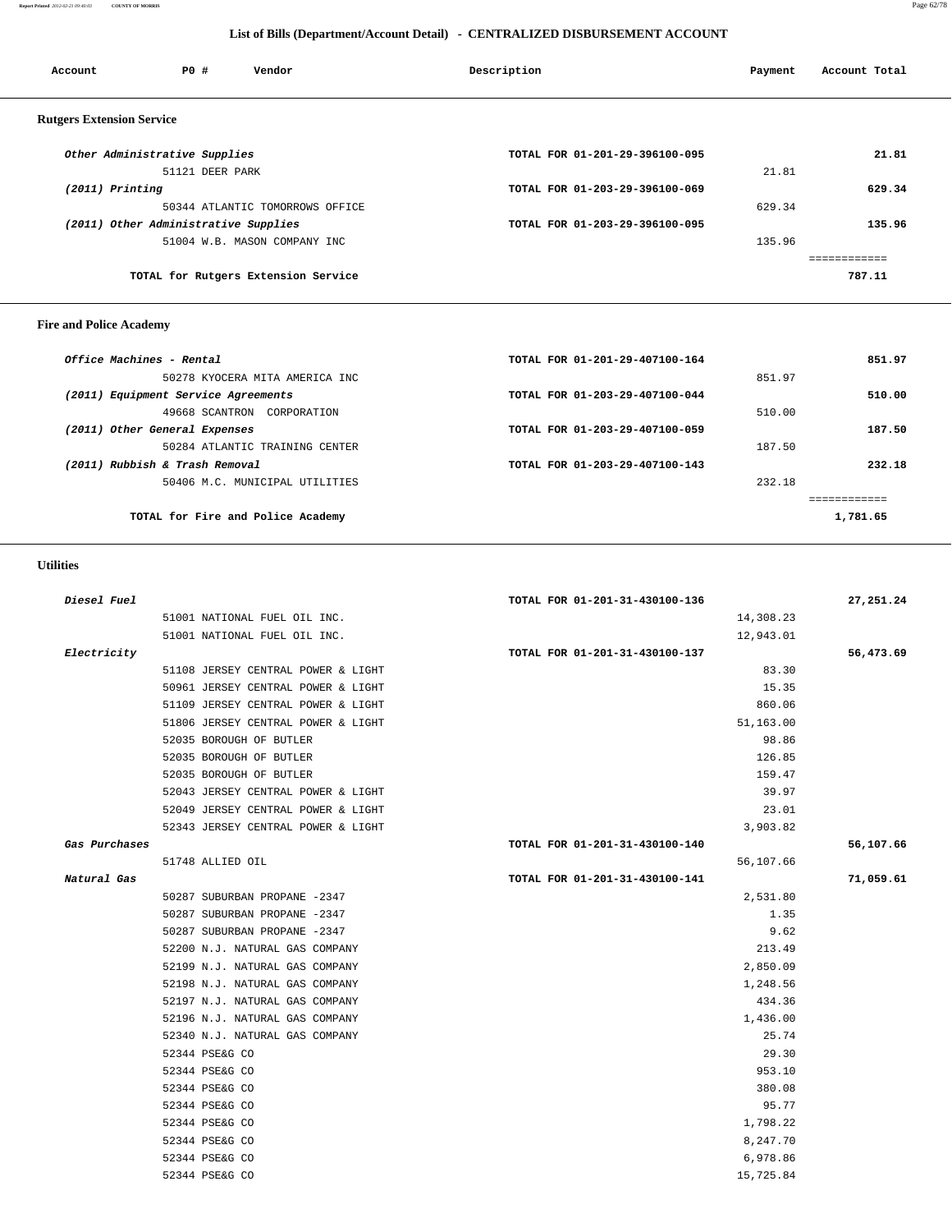## List of Bills (Department/Account Detail) - CENTRALIZED DISBURSEMENT ACCOUNT

| Account | P0 # | Vendor | Description | Payment | Account Total |
|---|---|---|---|---|---|

### Rutgers Extension Service

| Account | P0 # | Vendor | Description | Payment | Account Total |
|---|---|---|---|---|---|
| *Other Administrative Supplies* | | | TOTAL FOR 01-201-29-396100-095 | | 21.81 |
| | 51121 | DEER PARK | | 21.81 | |
| *(2011) Printing* | | | TOTAL FOR 01-203-29-396100-069 | | 629.34 |
| | 50344 | ATLANTIC TOMORROWS OFFICE | | 629.34 | |
| *(2011) Other Administrative Supplies* | | | TOTAL FOR 01-203-29-396100-095 | | 135.96 |
| | 51004 | W.B. MASON COMPANY INC | | 135.96 | |
| | | **TOTAL for Rutgers Extension Service** | | | **787.11** |

### Fire and Police Academy

| Account | P0 # | Vendor | Description | Payment | Account Total |
|---|---|---|---|---|---|
| *Office Machines - Rental* | | | TOTAL FOR 01-201-29-407100-164 | | 851.97 |
| | 50278 | KYOCERA MITA AMERICA INC | | 851.97 | |
| *(2011) Equipment Service Agreements* | | | TOTAL FOR 01-203-29-407100-044 | | 510.00 |
| | 49668 | SCANTRON CORPORATION | | 510.00 | |
| *(2011) Other General Expenses* | | | TOTAL FOR 01-203-29-407100-059 | | 187.50 |
| | 50284 | ATLANTIC TRAINING CENTER | | 187.50 | |
| *(2011) Rubbish & Trash Removal* | | | TOTAL FOR 01-203-29-407100-143 | | 232.18 |
| | 50406 | M.C. MUNICIPAL UTILITIES | | 232.18 | |
| | | **TOTAL for Fire and Police Academy** | | | **1,781.65** |

### Utilities

| Account | P0 # | Vendor | Description | Payment | Account Total |
|---|---|---|---|---|---|
| *Diesel Fuel* | | | TOTAL FOR 01-201-31-430100-136 | | 27,251.24 |
| | 51001 | NATIONAL FUEL OIL INC. | | 14,308.23 | |
| | 51001 | NATIONAL FUEL OIL INC. | | 12,943.01 | |
| *Electricity* | | | TOTAL FOR 01-201-31-430100-137 | | 56,473.69 |
| | 51108 | JERSEY CENTRAL POWER & LIGHT | | 83.30 | |
| | 50961 | JERSEY CENTRAL POWER & LIGHT | | 15.35 | |
| | 51109 | JERSEY CENTRAL POWER & LIGHT | | 860.06 | |
| | 51806 | JERSEY CENTRAL POWER & LIGHT | | 51,163.00 | |
| | 52035 | BOROUGH OF BUTLER | | 98.86 | |
| | 52035 | BOROUGH OF BUTLER | | 126.85 | |
| | 52035 | BOROUGH OF BUTLER | | 159.47 | |
| | 52043 | JERSEY CENTRAL POWER & LIGHT | | 39.97 | |
| | 52049 | JERSEY CENTRAL POWER & LIGHT | | 23.01 | |
| | 52343 | JERSEY CENTRAL POWER & LIGHT | | 3,903.82 | |
| *Gas Purchases* | | | TOTAL FOR 01-201-31-430100-140 | | 56,107.66 |
| | 51748 | ALLIED OIL | | 56,107.66 | |
| *Natural Gas* | | | TOTAL FOR 01-201-31-430100-141 | | 71,059.61 |
| | 50287 | SUBURBAN PROPANE -2347 | | 2,531.80 | |
| | 50287 | SUBURBAN PROPANE -2347 | | 1.35 | |
| | 50287 | SUBURBAN PROPANE -2347 | | 9.62 | |
| | 52200 | N.J. NATURAL GAS COMPANY | | 213.49 | |
| | 52199 | N.J. NATURAL GAS COMPANY | | 2,850.09 | |
| | 52198 | N.J. NATURAL GAS COMPANY | | 1,248.56 | |
| | 52197 | N.J. NATURAL GAS COMPANY | | 434.36 | |
| | 52196 | N.J. NATURAL GAS COMPANY | | 1,436.00 | |
| | 52340 | N.J. NATURAL GAS COMPANY | | 25.74 | |
| | 52344 | PSE&G CO | | 29.30 | |
| | 52344 | PSE&G CO | | 953.10 | |
| | 52344 | PSE&G CO | | 380.08 | |
| | 52344 | PSE&G CO | | 95.77 | |
| | 52344 | PSE&G CO | | 1,798.22 | |
| | 52344 | PSE&G CO | | 8,247.70 | |
| | 52344 | PSE&G CO | | 6,978.86 | |
| | 52344 | PSE&G CO | | 15,725.84 | |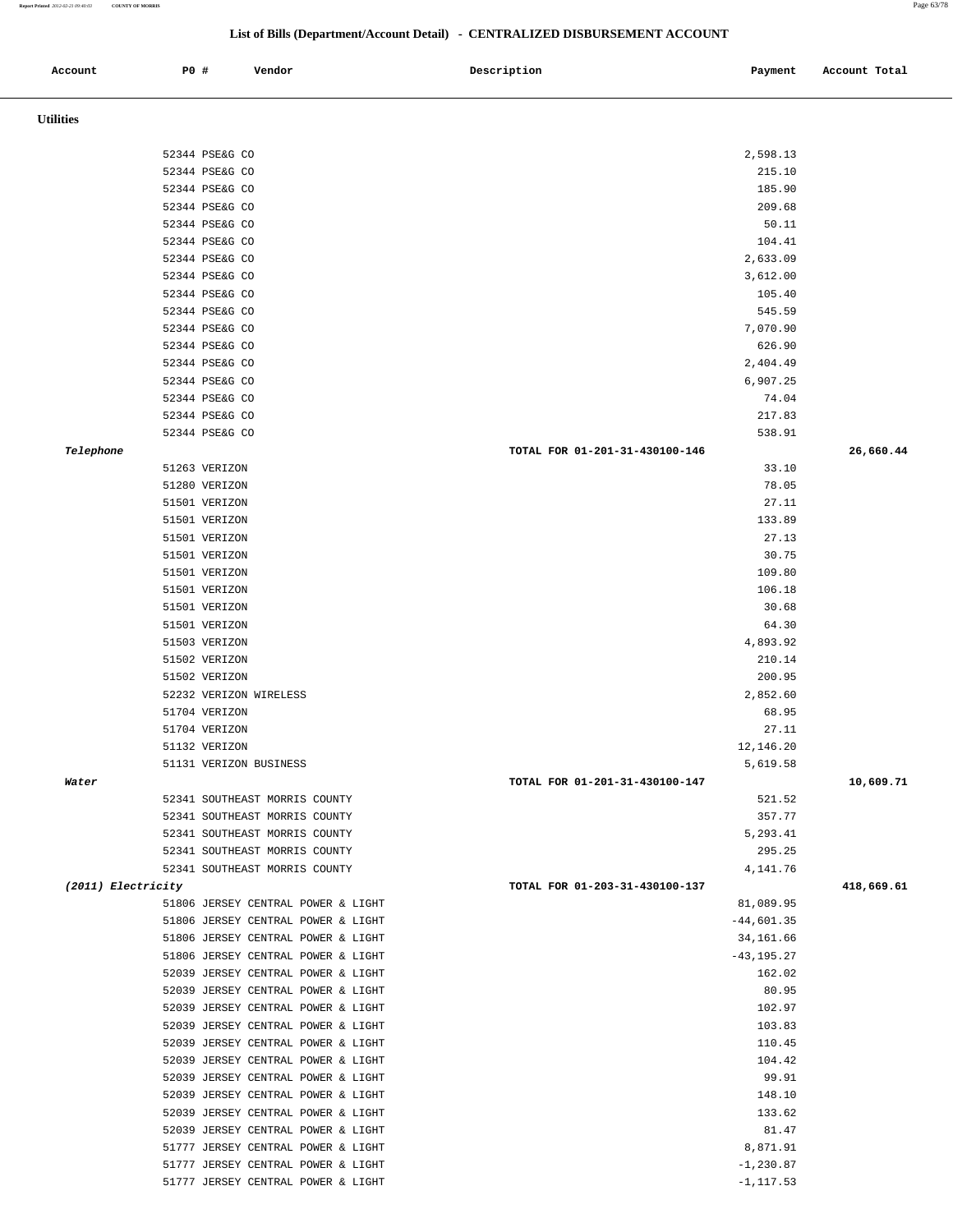# List of Bills (Department/Account Detail) - CENTRALIZED DISBURSEMENT ACCOUNT

| Account | PO # | Vendor | Description | Payment | Account Total |
|---|---|---|---|---|---|
| **Utilities** | | | | | |
| | 52344 | PSE&G CO | | 2,598.13 | |
| | 52344 | PSE&G CO | | 215.10 | |
| | 52344 | PSE&G CO | | 185.90 | |
| | 52344 | PSE&G CO | | 209.68 | |
| | 52344 | PSE&G CO | | 50.11 | |
| | 52344 | PSE&G CO | | 104.41 | |
| | 52344 | PSE&G CO | | 2,633.09 | |
| | 52344 | PSE&G CO | | 3,612.00 | |
| | 52344 | PSE&G CO | | 105.40 | |
| | 52344 | PSE&G CO | | 545.59 | |
| | 52344 | PSE&G CO | | 7,070.90 | |
| | 52344 | PSE&G CO | | 626.90 | |
| | 52344 | PSE&G CO | | 2,404.49 | |
| | 52344 | PSE&G CO | | 6,907.25 | |
| | 52344 | PSE&G CO | | 74.04 | |
| | 52344 | PSE&G CO | | 217.83 | |
| | 52344 | PSE&G CO | | 538.91 | |
| *Telephone* | | | TOTAL FOR 01-201-31-430100-146 | | 26,660.44 |
| | 51263 | VERIZON | | 33.10 | |
| | 51280 | VERIZON | | 78.05 | |
| | 51501 | VERIZON | | 27.11 | |
| | 51501 | VERIZON | | 133.89 | |
| | 51501 | VERIZON | | 27.13 | |
| | 51501 | VERIZON | | 30.75 | |
| | 51501 | VERIZON | | 109.80 | |
| | 51501 | VERIZON | | 106.18 | |
| | 51501 | VERIZON | | 30.68 | |
| | 51501 | VERIZON | | 64.30 | |
| | 51503 | VERIZON | | 4,893.92 | |
| | 51502 | VERIZON | | 210.14 | |
| | 51502 | VERIZON | | 200.95 | |
| | 52232 | VERIZON WIRELESS | | 2,852.60 | |
| | 51704 | VERIZON | | 68.95 | |
| | 51704 | VERIZON | | 27.11 | |
| | 51132 | VERIZON | | 12,146.20 | |
| | 51131 | VERIZON BUSINESS | | 5,619.58 | |
| *Water* | | | TOTAL FOR 01-201-31-430100-147 | | 10,609.71 |
| | 52341 | SOUTHEAST MORRIS COUNTY | | 521.52 | |
| | 52341 | SOUTHEAST MORRIS COUNTY | | 357.77 | |
| | 52341 | SOUTHEAST MORRIS COUNTY | | 5,293.41 | |
| | 52341 | SOUTHEAST MORRIS COUNTY | | 295.25 | |
| | 52341 | SOUTHEAST MORRIS COUNTY | | 4,141.76 | |
| *(2011) Electricity* | | | TOTAL FOR 01-203-31-430100-137 | | 418,669.61 |
| | 51806 | JERSEY CENTRAL POWER & LIGHT | | 81,089.95 | |
| | 51806 | JERSEY CENTRAL POWER & LIGHT | | -44,601.35 | |
| | 51806 | JERSEY CENTRAL POWER & LIGHT | | 34,161.66 | |
| | 51806 | JERSEY CENTRAL POWER & LIGHT | | -43,195.27 | |
| | 52039 | JERSEY CENTRAL POWER & LIGHT | | 162.02 | |
| | 52039 | JERSEY CENTRAL POWER & LIGHT | | 80.95 | |
| | 52039 | JERSEY CENTRAL POWER & LIGHT | | 102.97 | |
| | 52039 | JERSEY CENTRAL POWER & LIGHT | | 103.83 | |
| | 52039 | JERSEY CENTRAL POWER & LIGHT | | 110.45 | |
| | 52039 | JERSEY CENTRAL POWER & LIGHT | | 104.42 | |
| | 52039 | JERSEY CENTRAL POWER & LIGHT | | 99.91 | |
| | 52039 | JERSEY CENTRAL POWER & LIGHT | | 148.10 | |
| | 52039 | JERSEY CENTRAL POWER & LIGHT | | 133.62 | |
| | 52039 | JERSEY CENTRAL POWER & LIGHT | | 81.47 | |
| | 51777 | JERSEY CENTRAL POWER & LIGHT | | 8,871.91 | |
| | 51777 | JERSEY CENTRAL POWER & LIGHT | | -1,230.87 | |
| | 51777 | JERSEY CENTRAL POWER & LIGHT | | -1,117.53 | |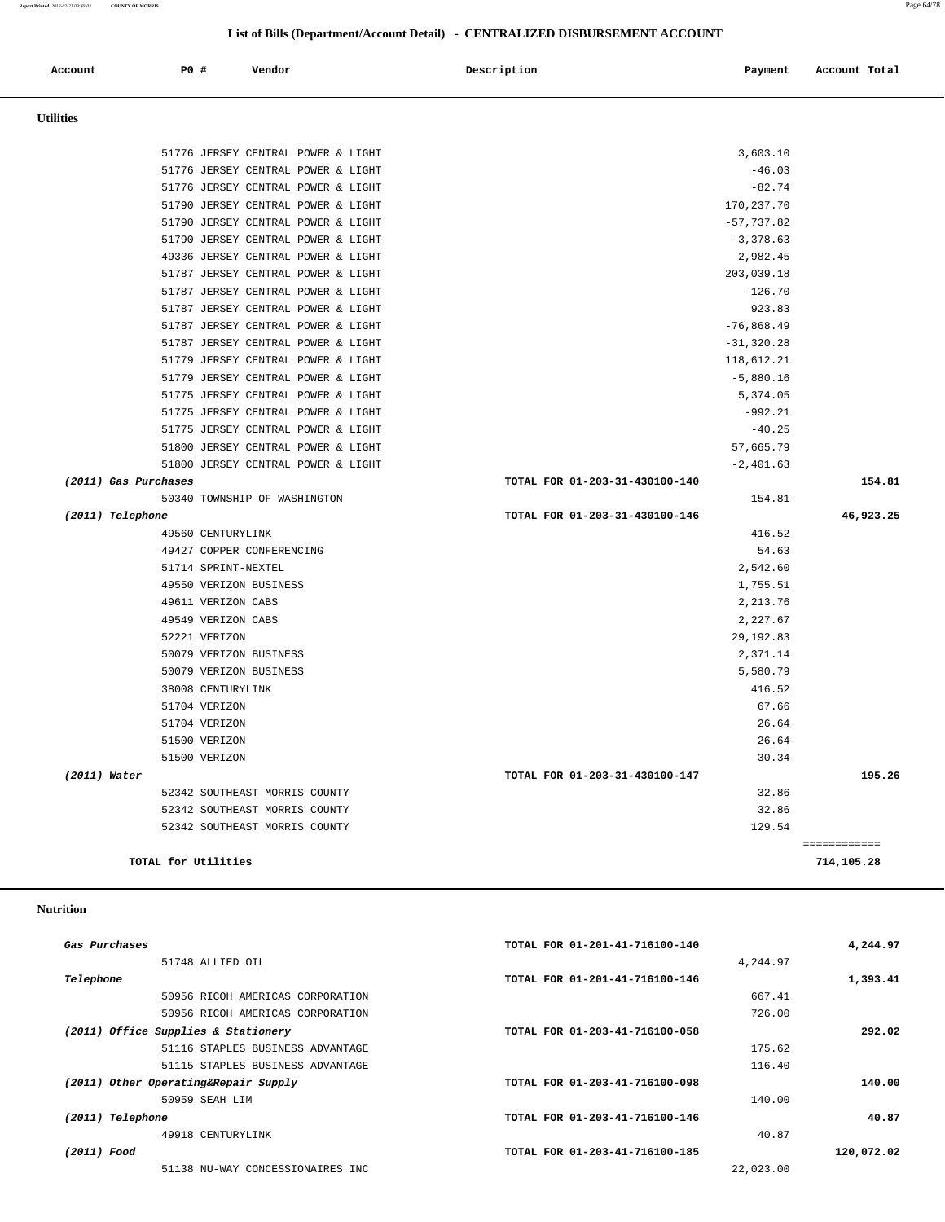## List of Bills (Department/Account Detail) - CENTRALIZED DISBURSEMENT ACCOUNT

| Account | PO # | Vendor | Description | Payment | Account Total |
|---|---|---|---|---|---|

### Utilities

| Account | PO # | Vendor | Description | Payment | Account Total |
|---|---|---|---|---|---|
| | 51776 | JERSEY CENTRAL POWER & LIGHT | | 3,603.10 | |
| | 51776 | JERSEY CENTRAL POWER & LIGHT | | -46.03 | |
| | 51776 | JERSEY CENTRAL POWER & LIGHT | | -82.74 | |
| | 51790 | JERSEY CENTRAL POWER & LIGHT | | 170,237.70 | |
| | 51790 | JERSEY CENTRAL POWER & LIGHT | | -57,737.82 | |
| | 51790 | JERSEY CENTRAL POWER & LIGHT | | -3,378.63 | |
| | 49336 | JERSEY CENTRAL POWER & LIGHT | | 2,982.45 | |
| | 51787 | JERSEY CENTRAL POWER & LIGHT | | 203,039.18 | |
| | 51787 | JERSEY CENTRAL POWER & LIGHT | | -126.70 | |
| | 51787 | JERSEY CENTRAL POWER & LIGHT | | 923.83 | |
| | 51787 | JERSEY CENTRAL POWER & LIGHT | | -76,868.49 | |
| | 51787 | JERSEY CENTRAL POWER & LIGHT | | -31,320.28 | |
| | 51779 | JERSEY CENTRAL POWER & LIGHT | | 118,612.21 | |
| | 51779 | JERSEY CENTRAL POWER & LIGHT | | -5,880.16 | |
| | 51775 | JERSEY CENTRAL POWER & LIGHT | | 5,374.05 | |
| | 51775 | JERSEY CENTRAL POWER & LIGHT | | -992.21 | |
| | 51775 | JERSEY CENTRAL POWER & LIGHT | | -40.25 | |
| | 51800 | JERSEY CENTRAL POWER & LIGHT | | 57,665.79 | |
| | 51800 | JERSEY CENTRAL POWER & LIGHT | | -2,401.63 | |
| *(2011) Gas Purchases* | | | TOTAL FOR 01-203-31-430100-140 | | 154.81 |
| | 50340 | TOWNSHIP OF WASHINGTON | | 154.81 | |
| *(2011) Telephone* | | | TOTAL FOR 01-203-31-430100-146 | | 46,923.25 |
| | 49560 | CENTURYLINK | | 416.52 | |
| | 49427 | COPPER CONFERENCING | | 54.63 | |
| | 51714 | SPRINT-NEXTEL | | 2,542.60 | |
| | 49550 | VERIZON BUSINESS | | 1,755.51 | |
| | 49611 | VERIZON CABS | | 2,213.76 | |
| | 49549 | VERIZON CABS | | 2,227.67 | |
| | 52221 | VERIZON | | 29,192.83 | |
| | 50079 | VERIZON BUSINESS | | 2,371.14 | |
| | 50079 | VERIZON BUSINESS | | 5,580.79 | |
| | 38008 | CENTURYLINK | | 416.52 | |
| | 51704 | VERIZON | | 67.66 | |
| | 51704 | VERIZON | | 26.64 | |
| | 51500 | VERIZON | | 26.64 | |
| | 51500 | VERIZON | | 30.34 | |
| *(2011) Water* | | | TOTAL FOR 01-203-31-430100-147 | | 195.26 |
| | 52342 | SOUTHEAST MORRIS COUNTY | | 32.86 | |
| | 52342 | SOUTHEAST MORRIS COUNTY | | 32.86 | |
| | 52342 | SOUTHEAST MORRIS COUNTY | | 129.54 | |
| **TOTAL for Utilities** | | | | | **714,105.28** |

### Nutrition

| Account | PO # | Vendor | Description | Payment | Account Total |
|---|---|---|---|---|---|
| *Gas Purchases* | | | TOTAL FOR 01-201-41-716100-140 | | 4,244.97 |
| | 51748 | ALLIED OIL | | 4,244.97 | |
| *Telephone* | | | TOTAL FOR 01-201-41-716100-146 | | 1,393.41 |
| | 50956 | RICOH AMERICAS CORPORATION | | 667.41 | |
| | 50956 | RICOH AMERICAS CORPORATION | | 726.00 | |
| *(2011) Office Supplies & Stationery* | | | TOTAL FOR 01-203-41-716100-058 | | 292.02 |
| | 51116 | STAPLES BUSINESS ADVANTAGE | | 175.62 | |
| | 51115 | STAPLES BUSINESS ADVANTAGE | | 116.40 | |
| *(2011) Other Operating&Repair Supply* | | | TOTAL FOR 01-203-41-716100-098 | | 140.00 |
| | 50959 | SEAH LIM | | 140.00 | |
| *(2011) Telephone* | | | TOTAL FOR 01-203-41-716100-146 | | 40.87 |
| | 49918 | CENTURYLINK | | 40.87 | |
| *(2011) Food* | | | TOTAL FOR 01-203-41-716100-185 | | 120,072.02 |
| | 51138 | NU-WAY CONCESSIONAIRES INC | | 22,023.00 | |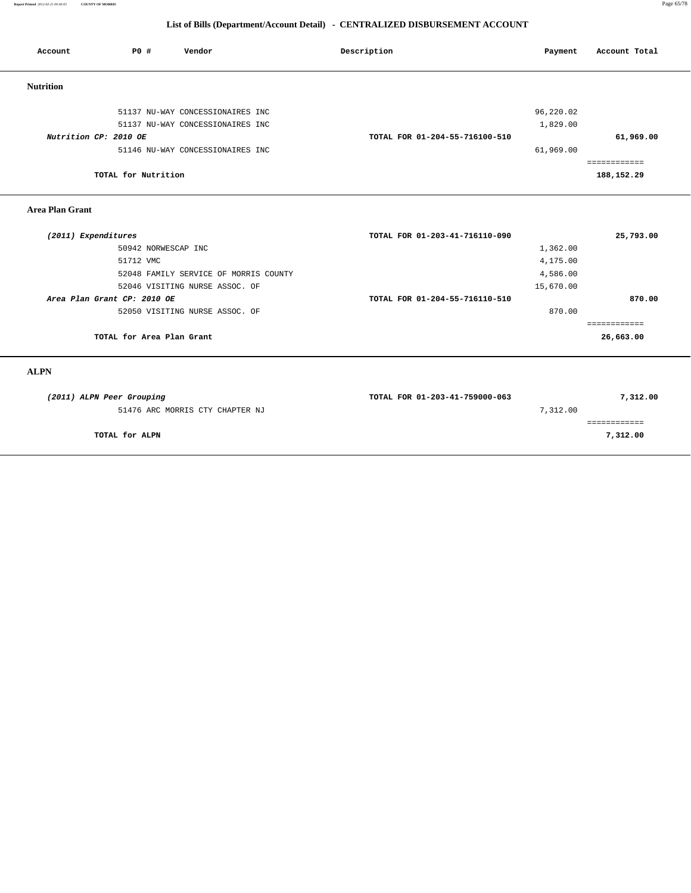## List of Bills (Department/Account Detail) - CENTRALIZED DISBURSEMENT ACCOUNT

| Account | PO # | Vendor | Description | Payment | Account Total |
|---|---|---|---|---|---|
| **Nutrition** | | | | | |
| | 51137 | NU-WAY CONCESSIONAIRES INC | | 96,220.02 | |
| | 51137 | NU-WAY CONCESSIONAIRES INC | | 1,829.00 | |
| *Nutrition CP: 2010 OE* | | | TOTAL FOR 01-204-55-716100-510 | | 61,969.00 |
| | 51146 | NU-WAY CONCESSIONAIRES INC | | 61,969.00 | |
| | | | | | ============ |
| TOTAL for Nutrition | | | | | 188,152.29 |
| **Area Plan Grant** | | | | | |
| *(2011) Expenditures* | | | TOTAL FOR 01-203-41-716110-090 | | 25,793.00 |
| | 50942 | NORWESCAP INC | | 1,362.00 | |
| | 51712 | VMC | | 4,175.00 | |
| | 52048 | FAMILY SERVICE OF MORRIS COUNTY | | 4,586.00 | |
| | 52046 | VISITING NURSE ASSOC. OF | | 15,670.00 | |
| *Area Plan Grant CP: 2010 OE* | | | TOTAL FOR 01-204-55-716110-510 | | 870.00 |
| | 52050 | VISITING NURSE ASSOC. OF | | 870.00 | |
| | | | | | ============ |
| TOTAL for Area Plan Grant | | | | | 26,663.00 |
| **ALPN** | | | | | |
| *(2011) ALPN Peer Grouping* | | | TOTAL FOR 01-203-41-759000-063 | | 7,312.00 |
| | 51476 | ARC MORRIS CTY CHAPTER NJ | | 7,312.00 | |
| | | | | | ============ |
| TOTAL for ALPN | | | | | 7,312.00 |